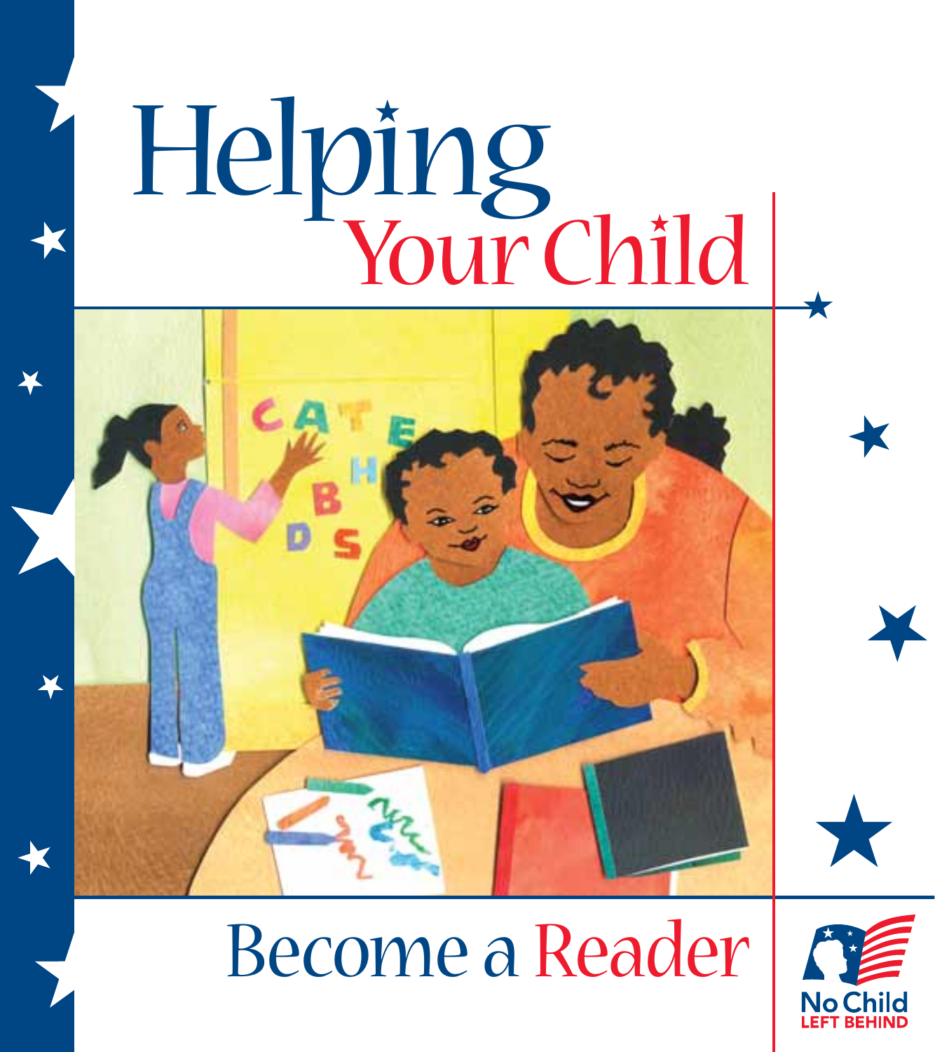# Helping Your Child

# Become a Reader

No Child LEFT BEHIND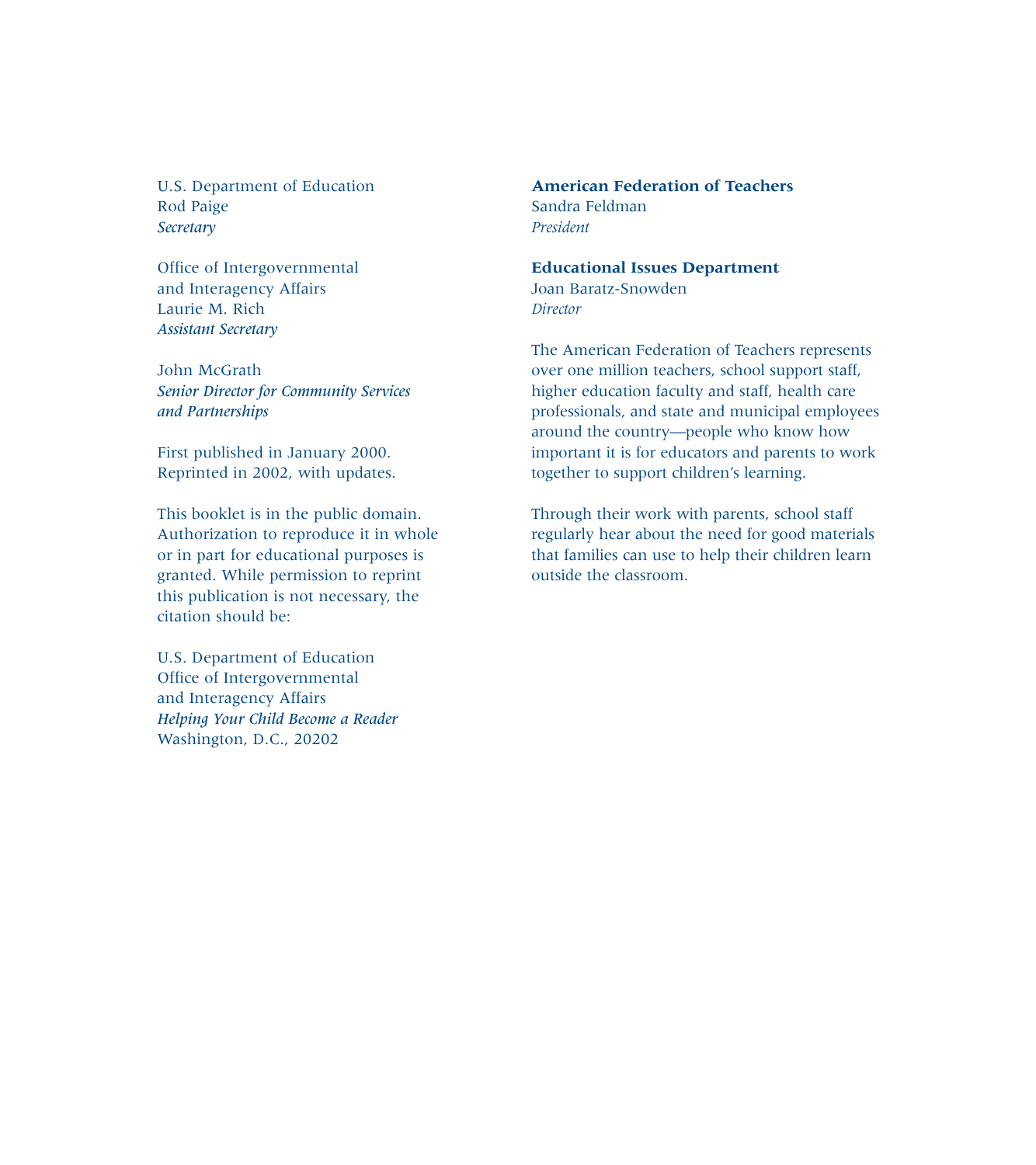U.S. Department of Education
Rod Paige
*Secretary*

Office of Intergovernmental
and Interagency Affairs
Laurie M. Rich
*Assistant Secretary*

John McGrath
*Senior Director for Community Services and Partnerships*

First published in January 2000.
Reprinted in 2002, with updates.

This booklet is in the public domain. Authorization to reproduce it in whole or in part for educational purposes is granted. While permission to reprint this publication is not necessary, the citation should be:

U.S. Department of Education
Office of Intergovernmental
and Interagency Affairs
*Helping Your Child Become a Reader*
Washington, D.C., 20202

**American Federation of Teachers**
Sandra Feldman
*President*

**Educational Issues Department**
Joan Baratz-Snowden
*Director*

The American Federation of Teachers represents over one million teachers, school support staff, higher education faculty and staff, health care professionals, and state and municipal employees around the country—people who know how important it is for educators and parents to work together to support children's learning.

Through their work with parents, school staff regularly hear about the need for good materials that families can use to help their children learn outside the classroom.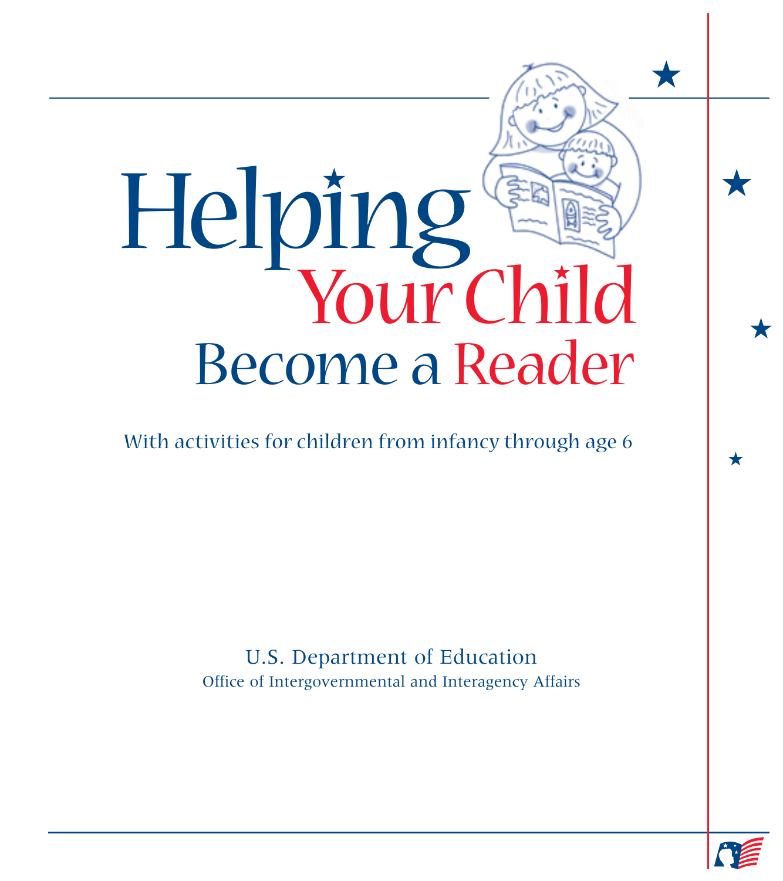# Helping Your Child Become a Reader

With activities for children from infancy through age 6

U.S. Department of Education
Office of Intergovernmental and Interagency Affairs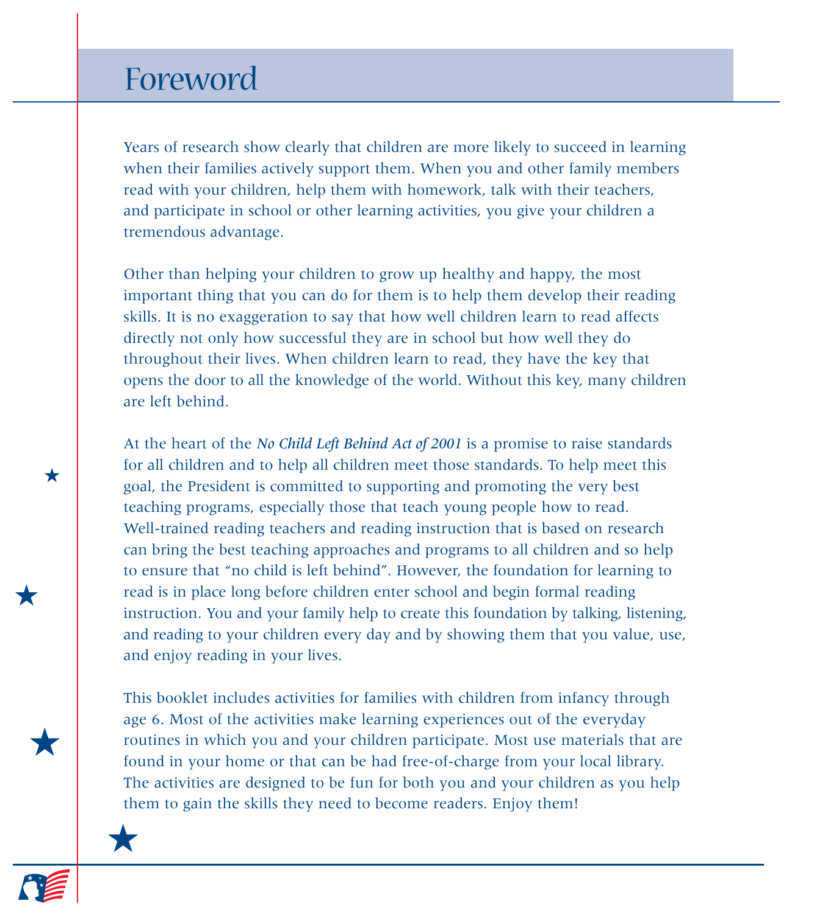# Foreword

Years of research show clearly that children are more likely to succeed in learning when their families actively support them. When you and other family members read with your children, help them with homework, talk with their teachers, and participate in school or other learning activities, you give your children a tremendous advantage.

Other than helping your children to grow up healthy and happy, the most important thing that you can do for them is to help them develop their reading skills. It is no exaggeration to say that how well children learn to read affects directly not only how successful they are in school but how well they do throughout their lives. When children learn to read, they have the key that opens the door to all the knowledge of the world. Without this key, many children are left behind.

At the heart of the *No Child Left Behind Act of 2001* is a promise to raise standards for all children and to help all children meet those standards. To help meet this goal, the President is committed to supporting and promoting the very best teaching programs, especially those that teach young people how to read. Well-trained reading teachers and reading instruction that is based on research can bring the best teaching approaches and programs to all children and so help to ensure that "no child is left behind". However, the foundation for learning to read is in place long before children enter school and begin formal reading instruction. You and your family help to create this foundation by talking, listening, and reading to your children every day and by showing them that you value, use, and enjoy reading in your lives.

This booklet includes activities for families with children from infancy through age 6. Most of the activities make learning experiences out of the everyday routines in which you and your children participate. Most use materials that are found in your home or that can be had free-of-charge from your local library. The activities are designed to be fun for both you and your children as you help them to gain the skills they need to become readers. Enjoy them!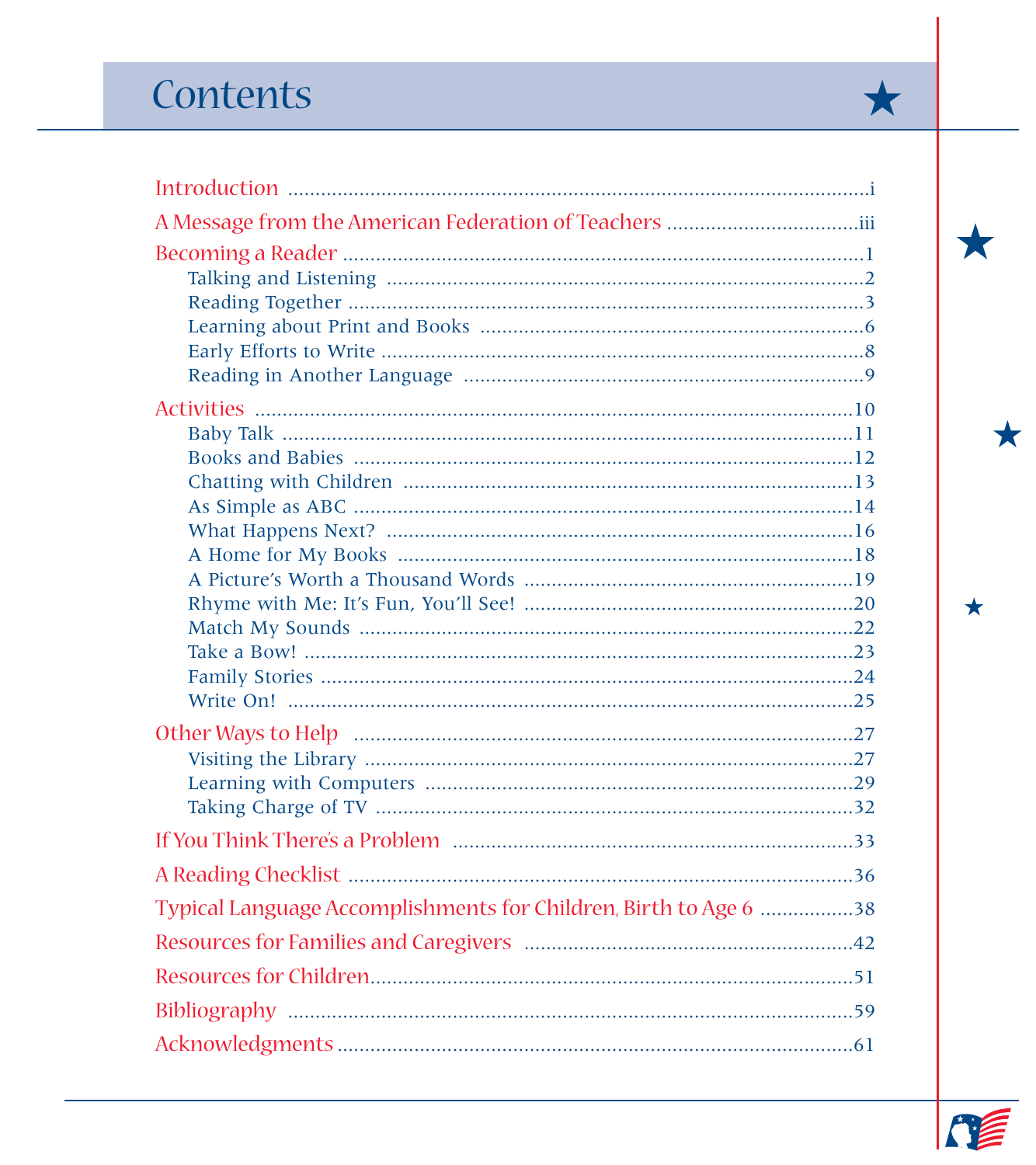# Contents

- Introduction .......... i
- A Message from the American Federation of Teachers .......... iii
- Becoming a Reader .......... 1
  - Talking and Listening .......... 2
  - Reading Together .......... 3
  - Learning about Print and Books .......... 6
  - Early Efforts to Write .......... 8
  - Reading in Another Language .......... 9
- Activities .......... 10
  - Baby Talk .......... 11
  - Books and Babies .......... 12
  - Chatting with Children .......... 13
  - As Simple as ABC .......... 14
  - What Happens Next? .......... 16
  - A Home for My Books .......... 18
  - A Picture's Worth a Thousand Words .......... 19
  - Rhyme with Me: It's Fun, You'll See! .......... 20
  - Match My Sounds .......... 22
  - Take a Bow! .......... 23
  - Family Stories .......... 24
  - Write On! .......... 25
- Other Ways to Help .......... 27
  - Visiting the Library .......... 27
  - Learning with Computers .......... 29
  - Taking Charge of TV .......... 32
- If You Think There's a Problem .......... 33
- A Reading Checklist .......... 36
- Typical Language Accomplishments for Children, Birth to Age 6 .......... 38
- Resources for Families and Caregivers .......... 42
- Resources for Children .......... 51
- Bibliography .......... 59
- Acknowledgments .......... 61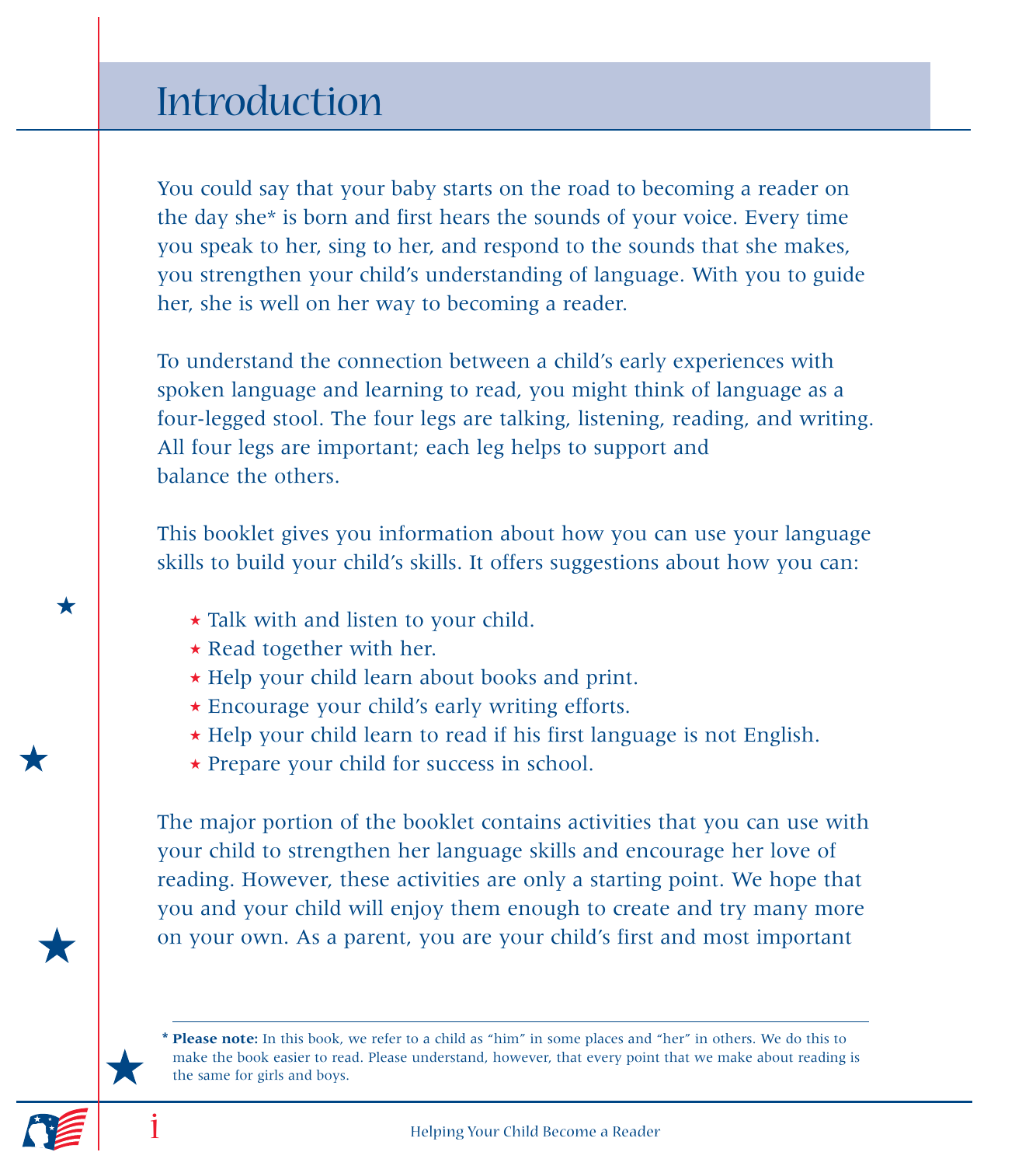# Introduction

You could say that your baby starts on the road to becoming a reader on the day she* is born and first hears the sounds of your voice. Every time you speak to her, sing to her, and respond to the sounds that she makes, you strengthen your child's understanding of language. With you to guide her, she is well on her way to becoming a reader.

To understand the connection between a child's early experiences with spoken language and learning to read, you might think of language as a four-legged stool. The four legs are talking, listening, reading, and writing. All four legs are important; each leg helps to support and balance the others.

This booklet gives you information about how you can use your language skills to build your child's skills. It offers suggestions about how you can:

- Talk with and listen to your child.
- Read together with her.
- Help your child learn about books and print.
- Encourage your child's early writing efforts.
- Help your child learn to read if his first language is not English.
- Prepare your child for success in school.

The major portion of the booklet contains activities that you can use with your child to strengthen her language skills and encourage her love of reading. However, these activities are only a starting point. We hope that you and your child will enjoy them enough to create and try many more on your own. As a parent, you are your child's first and most important

* **Please note:** In this book, we refer to a child as "him" in some places and "her" in others. We do this to make the book easier to read. Please understand, however, that every point that we make about reading is the same for girls and boys.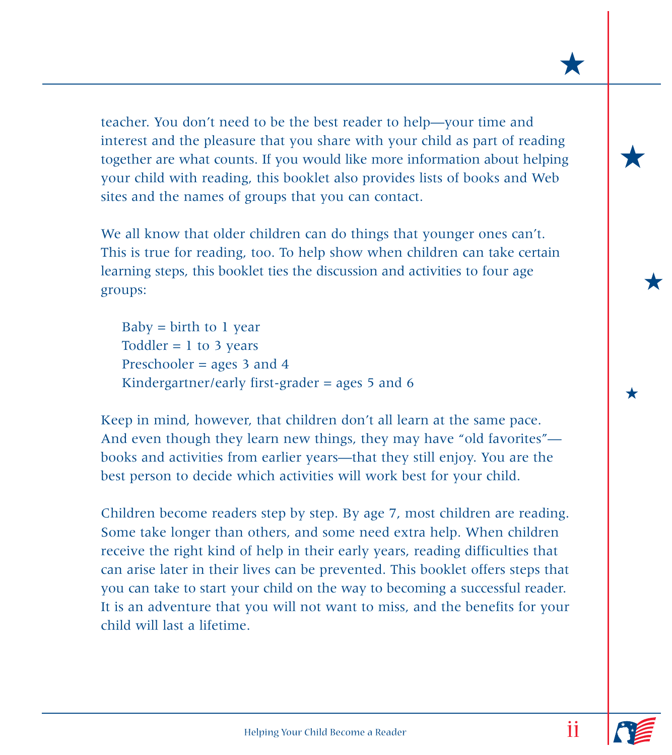teacher. You don't need to be the best reader to help—your time and interest and the pleasure that you share with your child as part of reading together are what counts. If you would like more information about helping your child with reading, this booklet also provides lists of books and Web sites and the names of groups that you can contact.

We all know that older children can do things that younger ones can't. This is true for reading, too. To help show when children can take certain learning steps, this booklet ties the discussion and activities to four age groups:

Baby = birth to 1 year
Toddler = 1 to 3 years
Preschooler = ages 3 and 4
Kindergartner/early first-grader = ages 5 and 6

Keep in mind, however, that children don't all learn at the same pace. And even though they learn new things, they may have "old favorites"—books and activities from earlier years—that they still enjoy. You are the best person to decide which activities will work best for your child.

Children become readers step by step. By age 7, most children are reading. Some take longer than others, and some need extra help. When children receive the right kind of help in their early years, reading difficulties that can arise later in their lives can be prevented. This booklet offers steps that you can take to start your child on the way to becoming a successful reader. It is an adventure that you will not want to miss, and the benefits for your child will last a lifetime.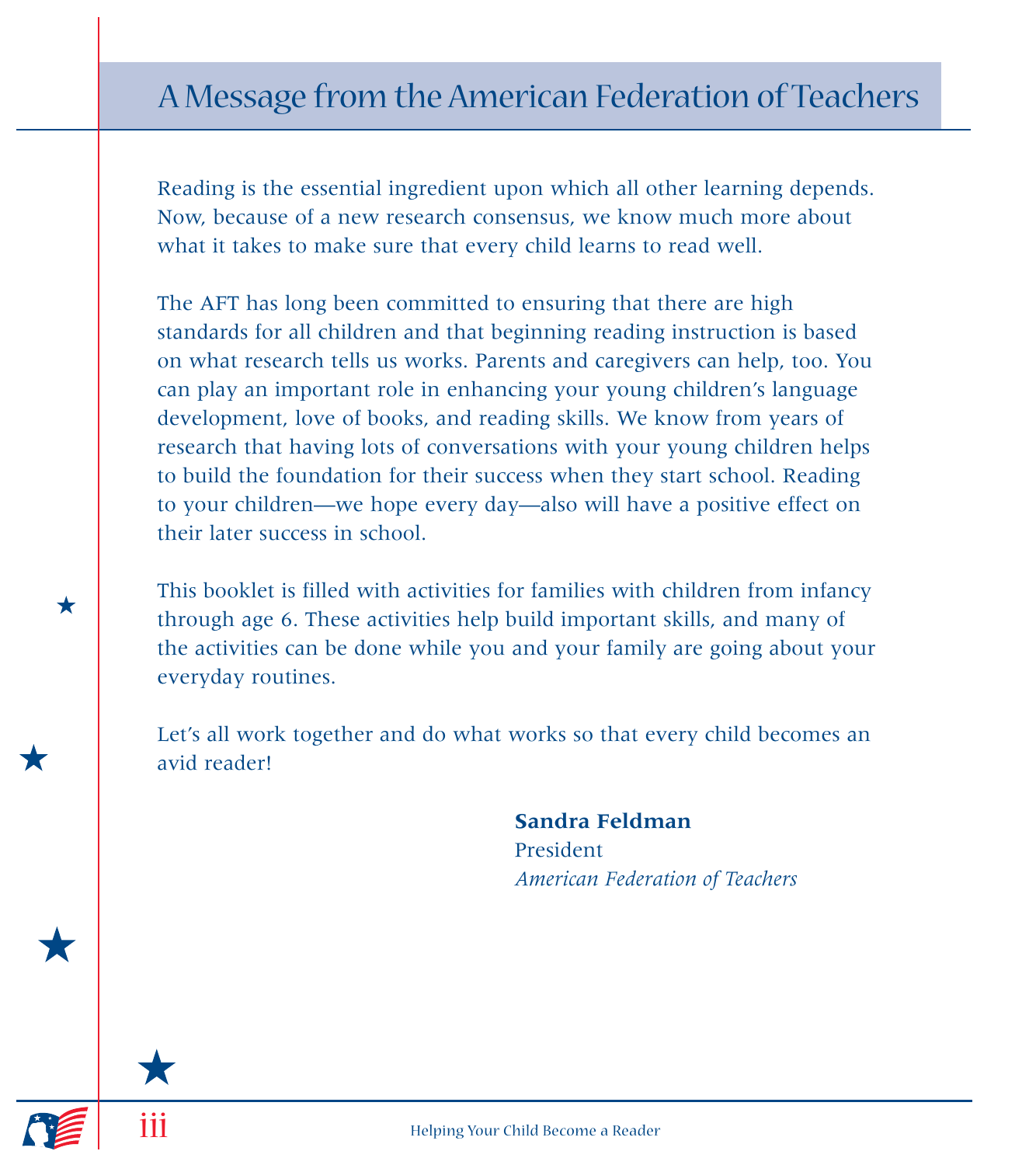# A Message from the American Federation of Teachers

Reading is the essential ingredient upon which all other learning depends. Now, because of a new research consensus, we know much more about what it takes to make sure that every child learns to read well.

The AFT has long been committed to ensuring that there are high standards for all children and that beginning reading instruction is based on what research tells us works. Parents and caregivers can help, too. You can play an important role in enhancing your young children's language development, love of books, and reading skills. We know from years of research that having lots of conversations with your young children helps to build the foundation for their success when they start school. Reading to your children—we hope every day—also will have a positive effect on their later success in school.

This booklet is filled with activities for families with children from infancy through age 6. These activities help build important skills, and many of the activities can be done while you and your family are going about your everyday routines.

Let's all work together and do what works so that every child becomes an avid reader!

**Sandra Feldman**
President
*American Federation of Teachers*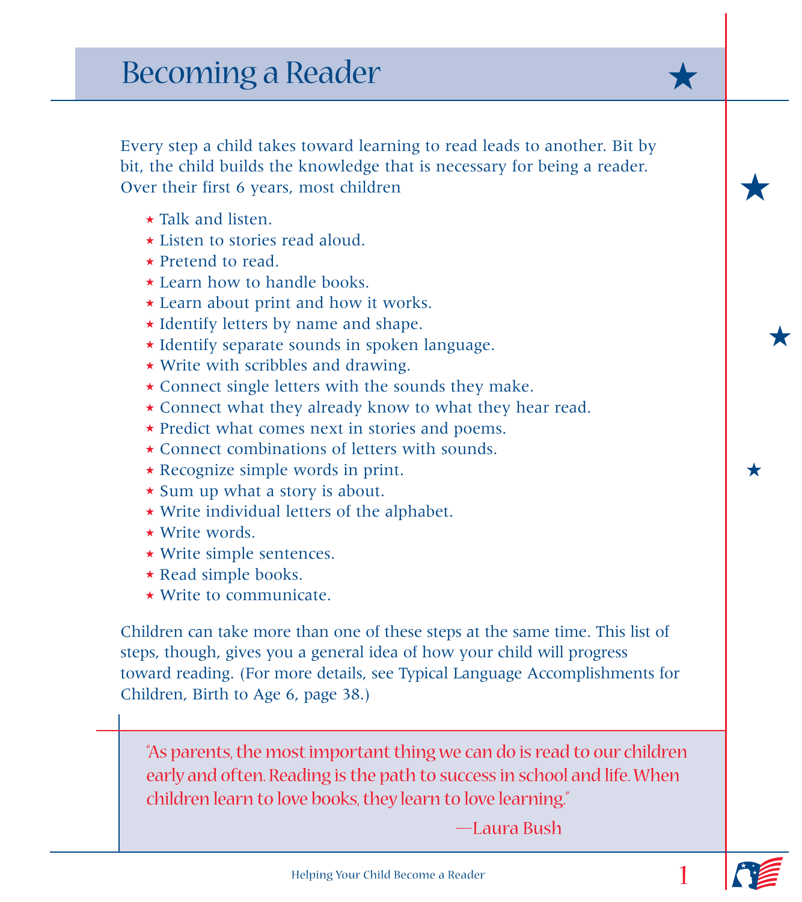# Becoming a Reader

Every step a child takes toward learning to read leads to another. Bit by bit, the child builds the knowledge that is necessary for being a reader. Over their first 6 years, most children

- Talk and listen.
- Listen to stories read aloud.
- Pretend to read.
- Learn how to handle books.
- Learn about print and how it works.
- Identify letters by name and shape.
- Identify separate sounds in spoken language.
- Write with scribbles and drawing.
- Connect single letters with the sounds they make.
- Connect what they already know to what they hear read.
- Predict what comes next in stories and poems.
- Connect combinations of letters with sounds.
- Recognize simple words in print.
- Sum up what a story is about.
- Write individual letters of the alphabet.
- Write words.
- Write simple sentences.
- Read simple books.
- Write to communicate.

Children can take more than one of these steps at the same time. This list of steps, though, gives you a general idea of how your child will progress toward reading. (For more details, see Typical Language Accomplishments for Children, Birth to Age 6, page 38.)

> "As parents, the most important thing we can do is read to our children early and often. Reading is the path to success in school and life. When children learn to love books, they learn to love learning."
>
> —Laura Bush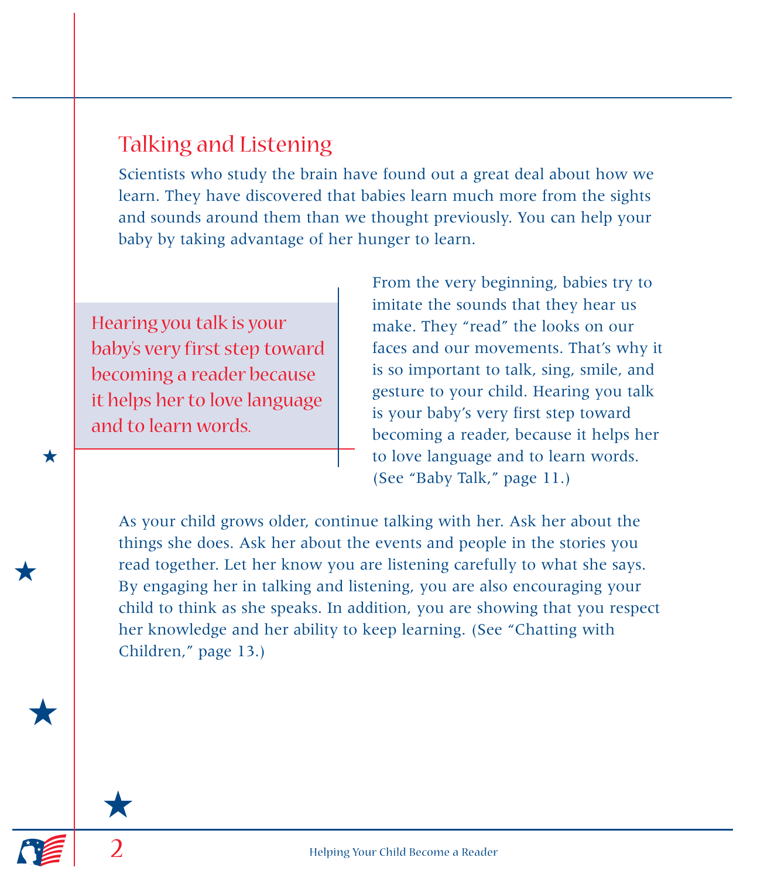## Talking and Listening

Scientists who study the brain have found out a great deal about how we learn. They have discovered that babies learn much more from the sights and sounds around them than we thought previously. You can help your baby by taking advantage of her hunger to learn.

> Hearing you talk is your baby's very first step toward becoming a reader because it helps her to love language and to learn words.

From the very beginning, babies try to imitate the sounds that they hear us make. They "read" the looks on our faces and our movements. That's why it is so important to talk, sing, smile, and gesture to your child. Hearing you talk is your baby's very first step toward becoming a reader, because it helps her to love language and to learn words. (See "Baby Talk," page 11.)

As your child grows older, continue talking with her. Ask her about the things she does. Ask her about the events and people in the stories you read together. Let her know you are listening carefully to what she says. By engaging her in talking and listening, you are also encouraging your child to think as she speaks. In addition, you are showing that you respect her knowledge and her ability to keep learning. (See "Chatting with Children," page 13.)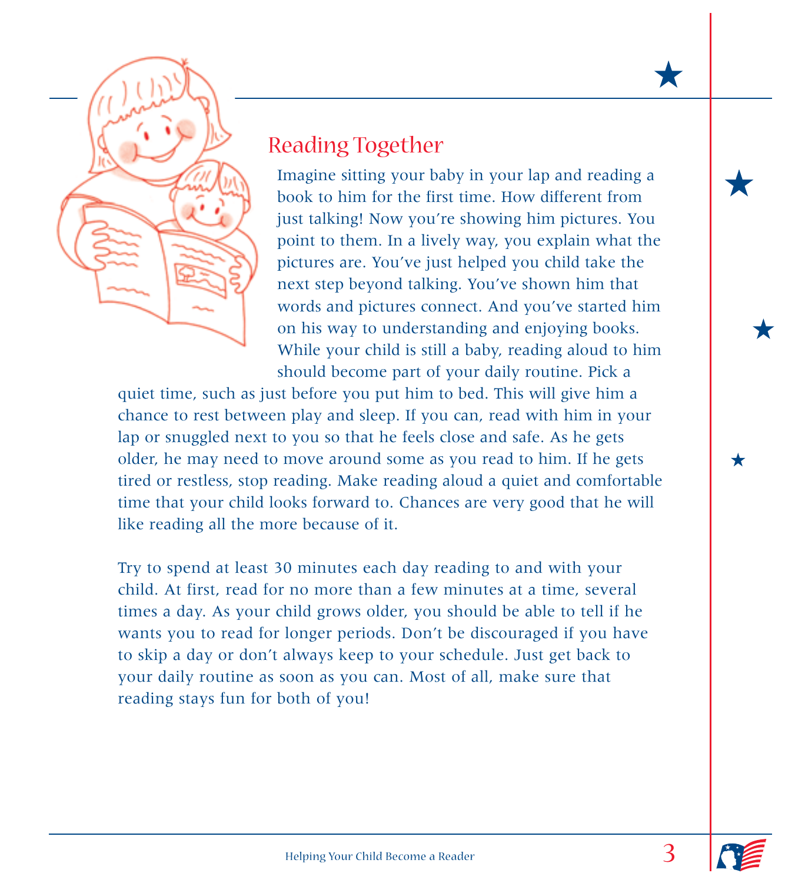## Reading Together

Imagine sitting your baby in your lap and reading a book to him for the first time. How different from just talking! Now you're showing him pictures. You point to them. In a lively way, you explain what the pictures are. You've just helped you child take the next step beyond talking. You've shown him that words and pictures connect. And you've started him on his way to understanding and enjoying books. While your child is still a baby, reading aloud to him should become part of your daily routine. Pick a quiet time, such as just before you put him to bed. This will give him a chance to rest between play and sleep. If you can, read with him in your lap or snuggled next to you so that he feels close and safe. As he gets older, he may need to move around some as you read to him. If he gets tired or restless, stop reading. Make reading aloud a quiet and comfortable time that your child looks forward to. Chances are very good that he will like reading all the more because of it.

Try to spend at least 30 minutes each day reading to and with your child. At first, read for no more than a few minutes at a time, several times a day. As your child grows older, you should be able to tell if he wants you to read for longer periods. Don't be discouraged if you have to skip a day or don't always keep to your schedule. Just get back to your daily routine as soon as you can. Most of all, make sure that reading stays fun for both of you!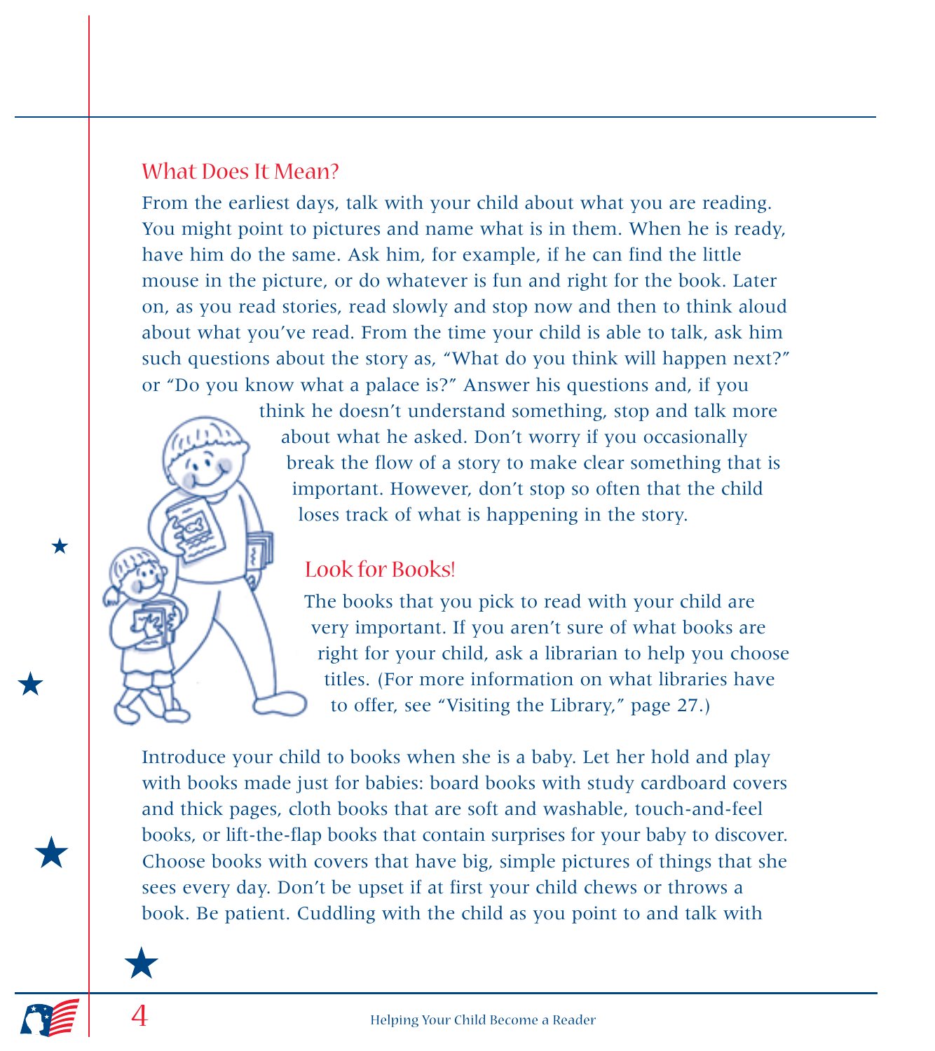## What Does It Mean?

From the earliest days, talk with your child about what you are reading. You might point to pictures and name what is in them. When he is ready, have him do the same. Ask him, for example, if he can find the little mouse in the picture, or do whatever is fun and right for the book. Later on, as you read stories, read slowly and stop now and then to think aloud about what you've read. From the time your child is able to talk, ask him such questions about the story as, "What do you think will happen next?" or "Do you know what a palace is?" Answer his questions and, if you think he doesn't understand something, stop and talk more about what he asked. Don't worry if you occasionally break the flow of a story to make clear something that is important. However, don't stop so often that the child loses track of what is happening in the story.

## Look for Books!

The books that you pick to read with your child are very important. If you aren't sure of what books are right for your child, ask a librarian to help you choose titles. (For more information on what libraries have to offer, see "Visiting the Library," page 27.)

Introduce your child to books when she is a baby. Let her hold and play with books made just for babies: board books with study cardboard covers and thick pages, cloth books that are soft and washable, touch-and-feel books, or lift-the-flap books that contain surprises for your baby to discover. Choose books with covers that have big, simple pictures of things that she sees every day. Don't be upset if at first your child chews or throws a book. Be patient. Cuddling with the child as you point to and talk with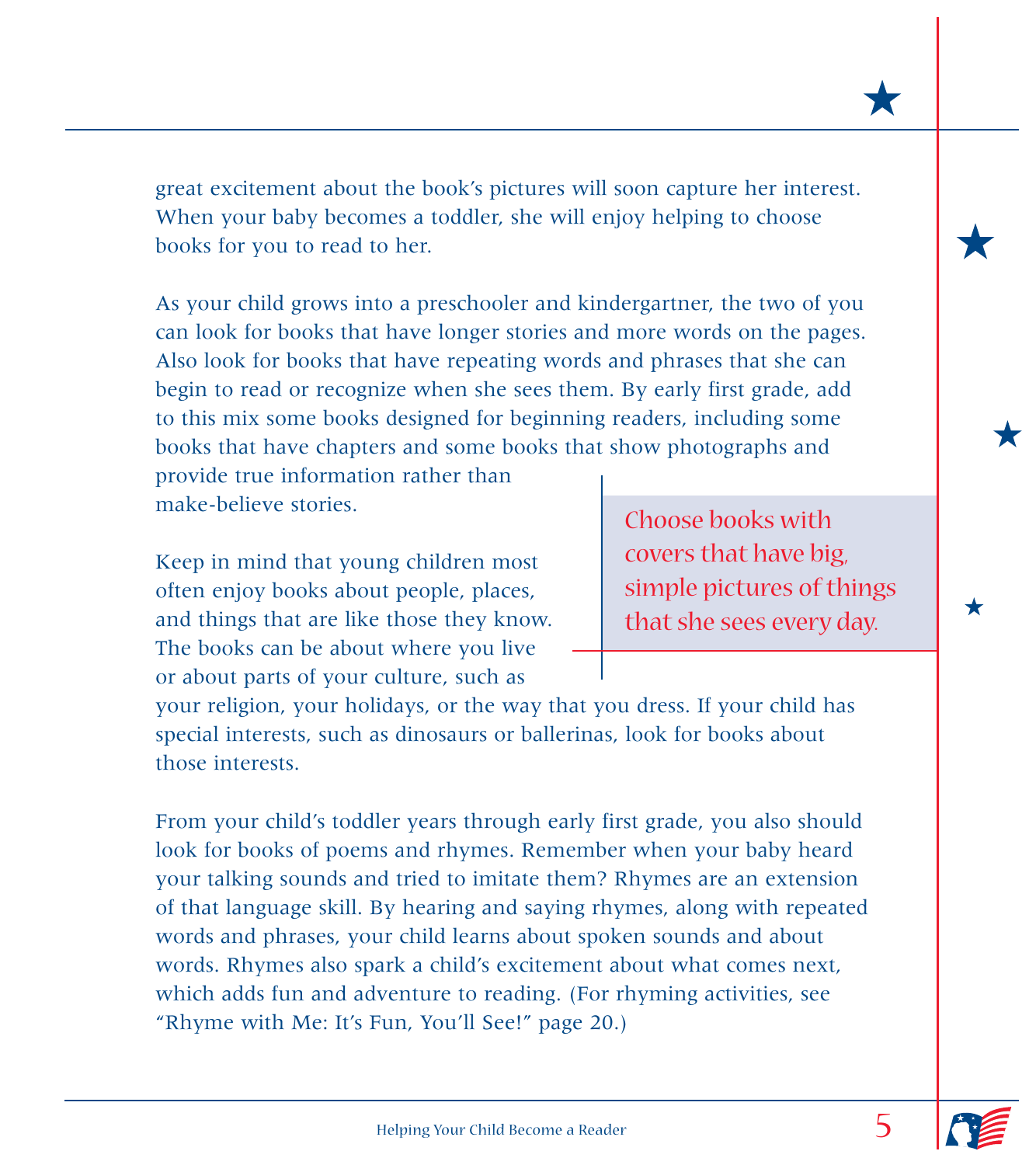great excitement about the book's pictures will soon capture her interest. When your baby becomes a toddler, she will enjoy helping to choose books for you to read to her.

As your child grows into a preschooler and kindergartner, the two of you can look for books that have longer stories and more words on the pages. Also look for books that have repeating words and phrases that she can begin to read or recognize when she sees them. By early first grade, add to this mix some books designed for beginning readers, including some books that have chapters and some books that show photographs and provide true information rather than make-believe stories.

> Choose books with covers that have big, simple pictures of things that she sees every day.

Keep in mind that young children most often enjoy books about people, places, and things that are like those they know. The books can be about where you live or about parts of your culture, such as your religion, your holidays, or the way that you dress. If your child has special interests, such as dinosaurs or ballerinas, look for books about those interests.

From your child's toddler years through early first grade, you also should look for books of poems and rhymes. Remember when your baby heard your talking sounds and tried to imitate them? Rhymes are an extension of that language skill. By hearing and saying rhymes, along with repeated words and phrases, your child learns about spoken sounds and about words. Rhymes also spark a child's excitement about what comes next, which adds fun and adventure to reading. (For rhyming activities, see "Rhyme with Me: It's Fun, You'll See!" page 20.)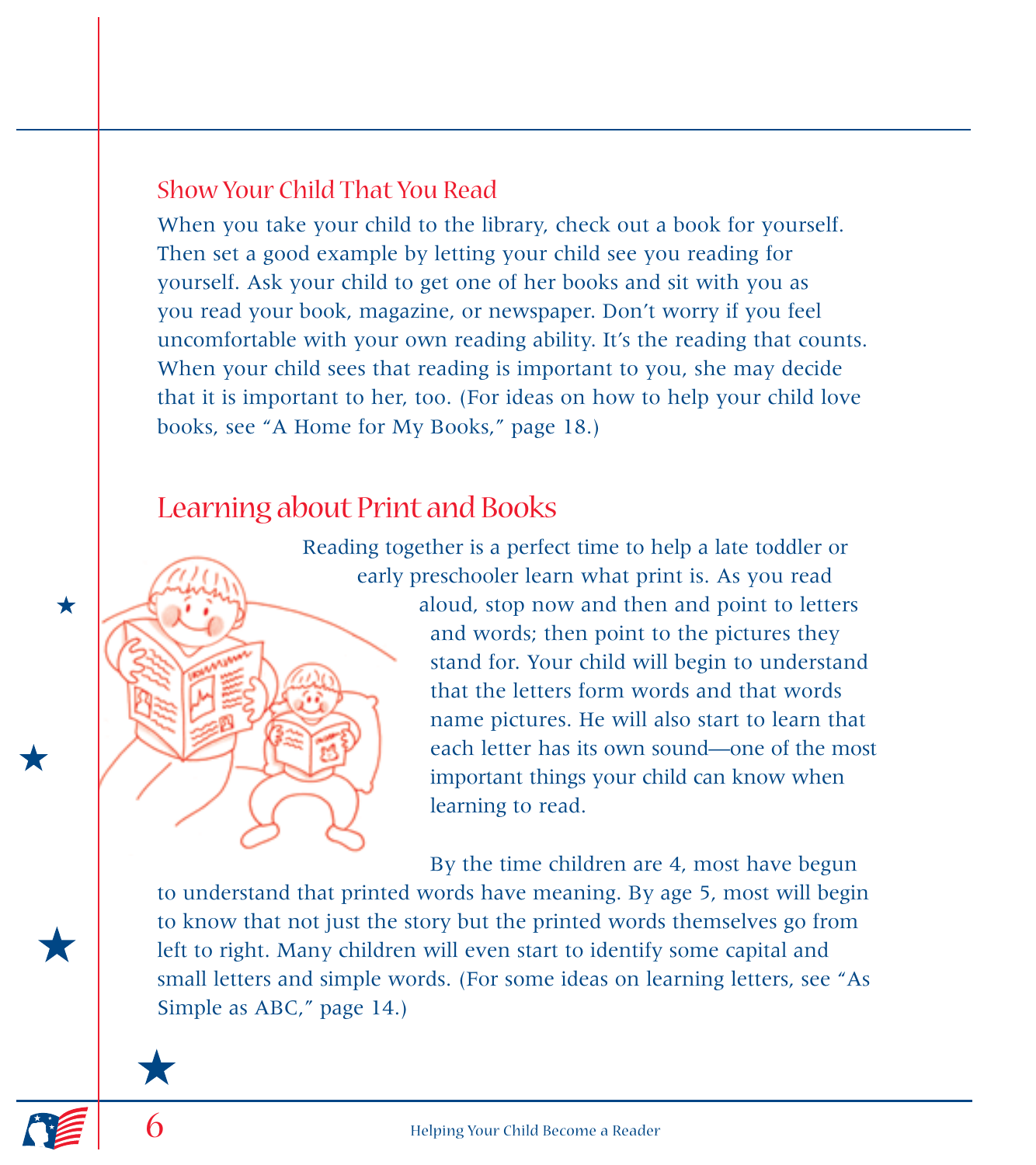### Show Your Child That You Read

When you take your child to the library, check out a book for yourself. Then set a good example by letting your child see you reading for yourself. Ask your child to get one of her books and sit with you as you read your book, magazine, or newspaper. Don't worry if you feel uncomfortable with your own reading ability. It's the reading that counts. When your child sees that reading is important to you, she may decide that it is important to her, too. (For ideas on how to help your child love books, see "A Home for My Books," page 18.)

## Learning about Print and Books

Reading together is a perfect time to help a late toddler or early preschooler learn what print is. As you read aloud, stop now and then and point to letters and words; then point to the pictures they stand for. Your child will begin to understand that the letters form words and that words name pictures. He will also start to learn that each letter has its own sound—one of the most important things your child can know when learning to read.

By the time children are 4, most have begun to understand that printed words have meaning. By age 5, most will begin to know that not just the story but the printed words themselves go from left to right. Many children will even start to identify some capital and small letters and simple words. (For some ideas on learning letters, see "As Simple as ABC," page 14.)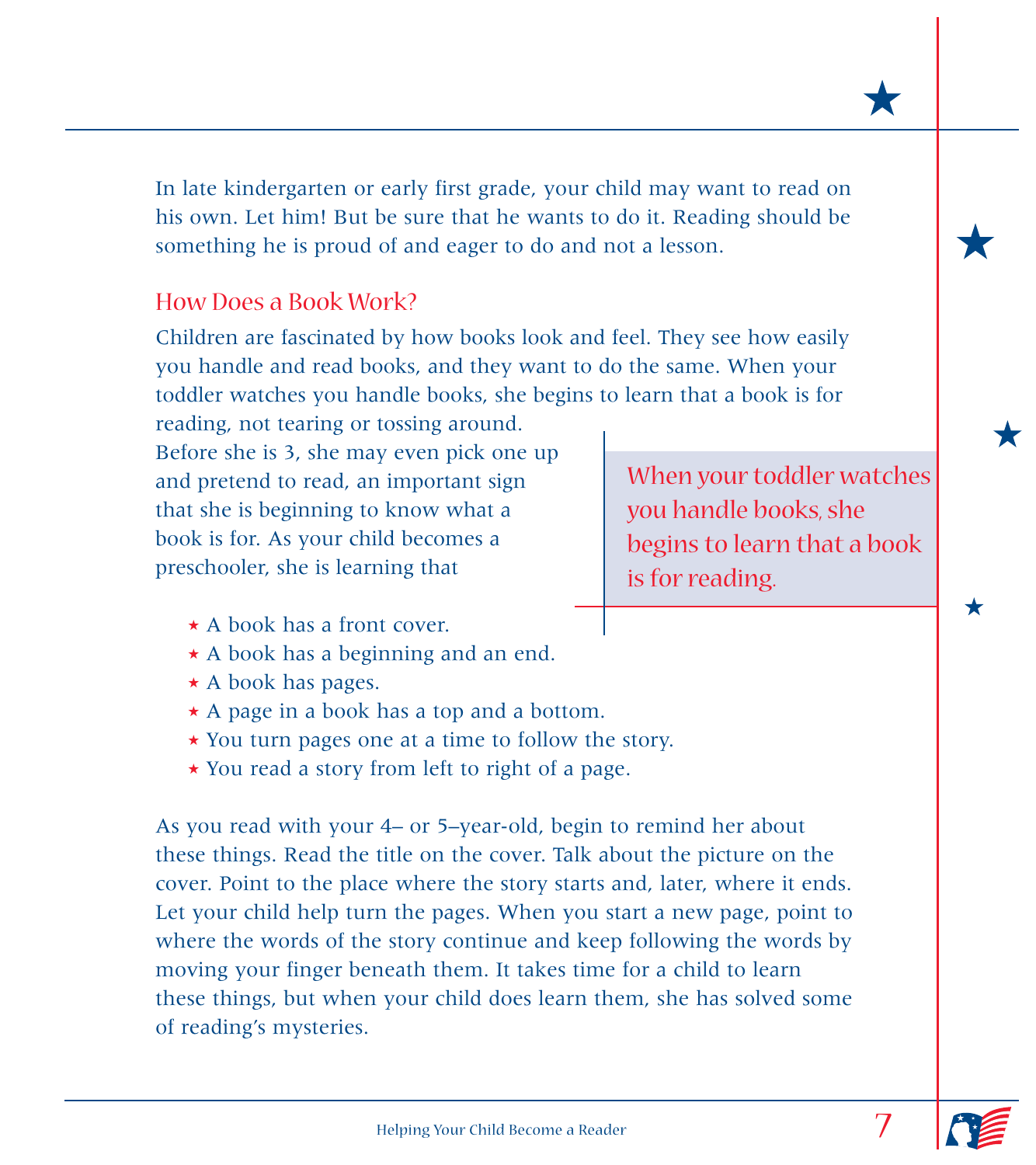In late kindergarten or early first grade, your child may want to read on his own. Let him! But be sure that he wants to do it. Reading should be something he is proud of and eager to do and not a lesson.

## How Does a Book Work?

Children are fascinated by how books look and feel. They see how easily you handle and read books, and they want to do the same. When your toddler watches you handle books, she begins to learn that a book is for reading, not tearing or tossing around. Before she is 3, she may even pick one up and pretend to read, an important sign that she is beginning to know what a book is for. As your child becomes a preschooler, she is learning that

> When your toddler watches you handle books, she begins to learn that a book is for reading.

- A book has a front cover.
- A book has a beginning and an end.
- A book has pages.
- A page in a book has a top and a bottom.
- You turn pages one at a time to follow the story.
- You read a story from left to right of a page.

As you read with your 4– or 5–year-old, begin to remind her about these things. Read the title on the cover. Talk about the picture on the cover. Point to the place where the story starts and, later, where it ends. Let your child help turn the pages. When you start a new page, point to where the words of the story continue and keep following the words by moving your finger beneath them. It takes time for a child to learn these things, but when your child does learn them, she has solved some of reading's mysteries.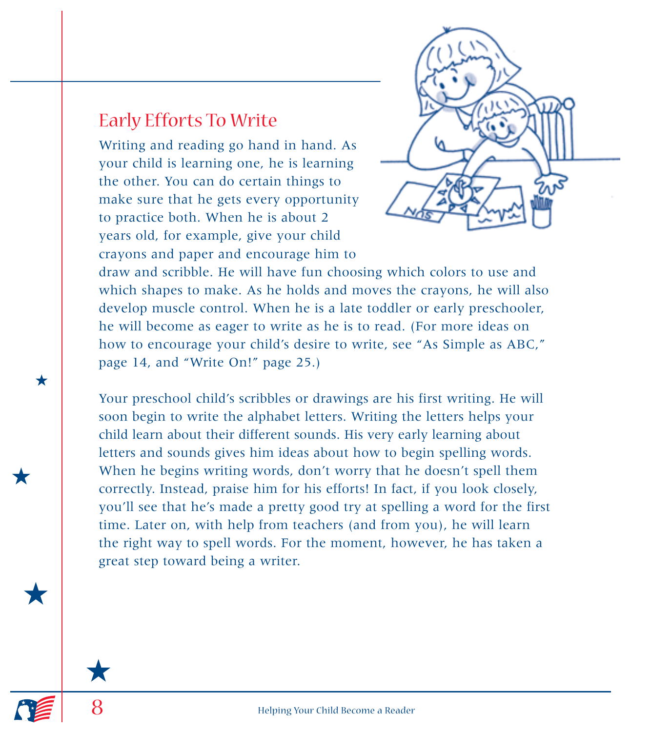## Early Efforts To Write

Writing and reading go hand in hand. As your child is learning one, he is learning the other. You can do certain things to make sure that he gets every opportunity to practice both. When he is about 2 years old, for example, give your child crayons and paper and encourage him to draw and scribble. He will have fun choosing which colors to use and which shapes to make. As he holds and moves the crayons, he will also develop muscle control. When he is a late toddler or early preschooler, he will become as eager to write as he is to read. (For more ideas on how to encourage your child's desire to write, see "As Simple as ABC," page 14, and "Write On!" page 25.)

Your preschool child's scribbles or drawings are his first writing. He will soon begin to write the alphabet letters. Writing the letters helps your child learn about their different sounds. His very early learning about letters and sounds gives him ideas about how to begin spelling words. When he begins writing words, don't worry that he doesn't spell them correctly. Instead, praise him for his efforts! In fact, if you look closely, you'll see that he's made a pretty good try at spelling a word for the first time. Later on, with help from teachers (and from you), he will learn the right way to spell words. For the moment, however, he has taken a great step toward being a writer.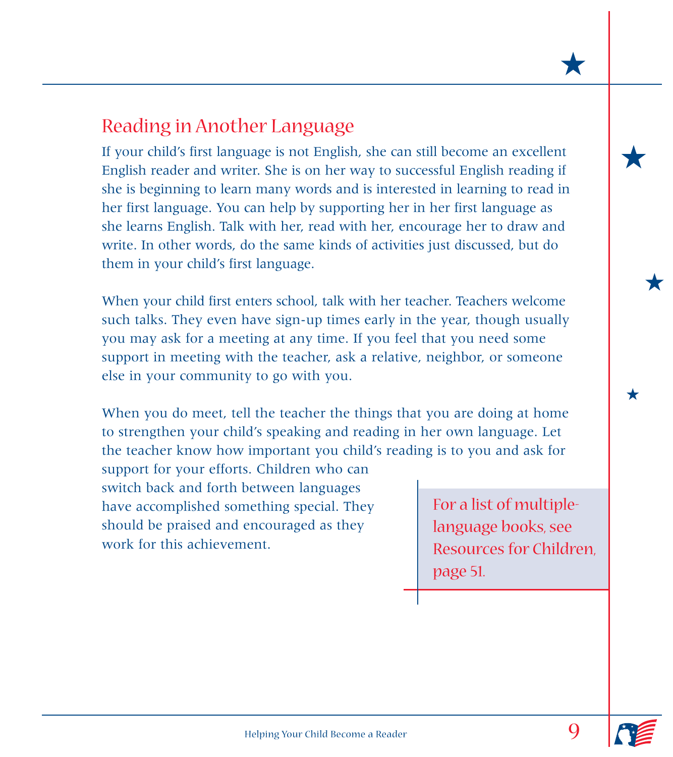## Reading in Another Language

If your child's first language is not English, she can still become an excellent English reader and writer. She is on her way to successful English reading if she is beginning to learn many words and is interested in learning to read in her first language. You can help by supporting her in her first language as she learns English. Talk with her, read with her, encourage her to draw and write. In other words, do the same kinds of activities just discussed, but do them in your child's first language.

When your child first enters school, talk with her teacher. Teachers welcome such talks. They even have sign-up times early in the year, though usually you may ask for a meeting at any time. If you feel that you need some support in meeting with the teacher, ask a relative, neighbor, or someone else in your community to go with you.

When you do meet, tell the teacher the things that you are doing at home to strengthen your child's speaking and reading in her own language. Let the teacher know how important you child's reading is to you and ask for support for your efforts. Children who can switch back and forth between languages have accomplished something special. They should be praised and encouraged as they work for this achievement.

For a list of multiple-language books, see Resources for Children, page 51.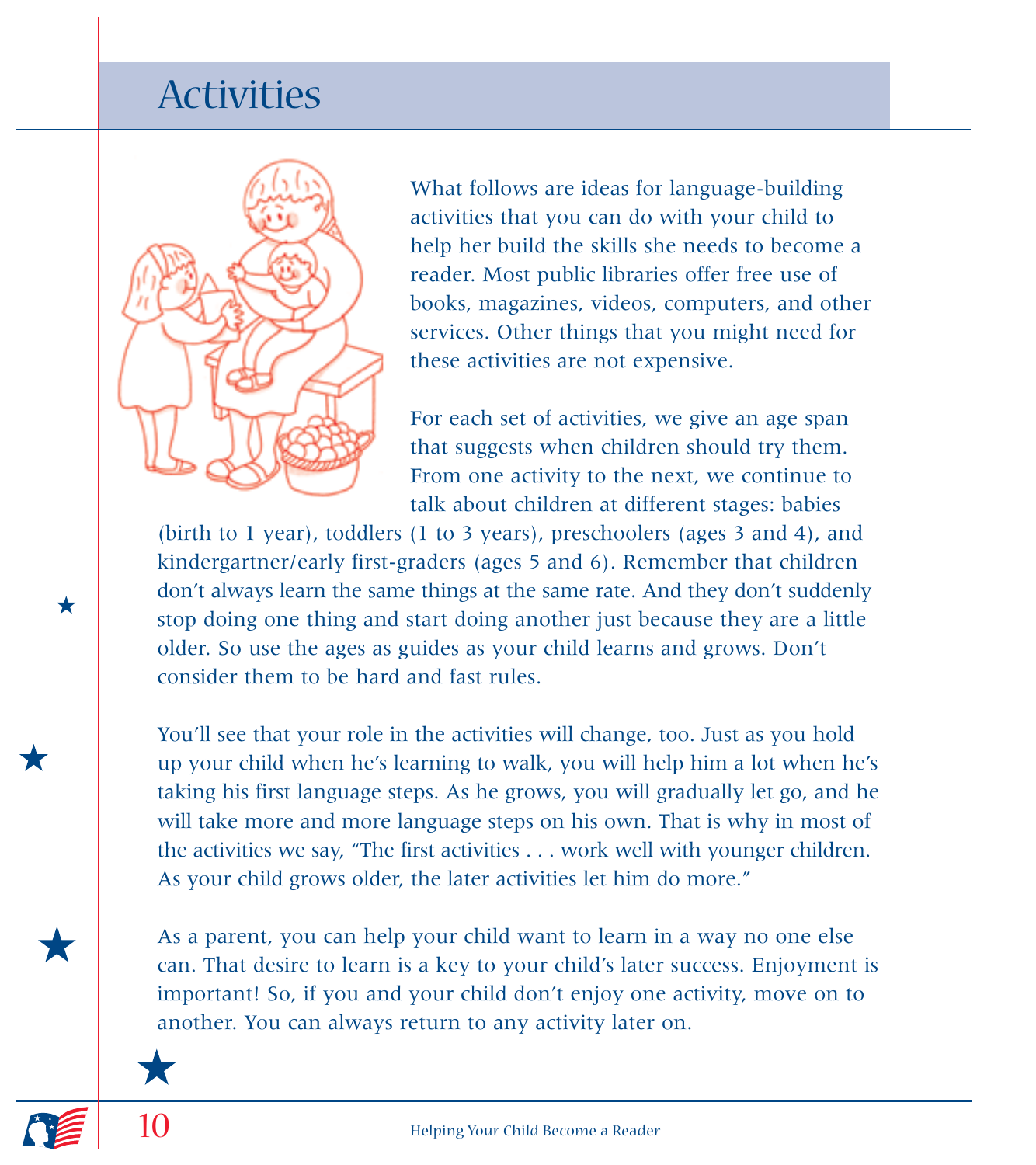# Activities

What follows are ideas for language-building activities that you can do with your child to help her build the skills she needs to become a reader. Most public libraries offer free use of books, magazines, videos, computers, and other services. Other things that you might need for these activities are not expensive.

For each set of activities, we give an age span that suggests when children should try them. From one activity to the next, we continue to talk about children at different stages: babies (birth to 1 year), toddlers (1 to 3 years), preschoolers (ages 3 and 4), and kindergartner/early first-graders (ages 5 and 6). Remember that children don't always learn the same things at the same rate. And they don't suddenly stop doing one thing and start doing another just because they are a little older. So use the ages as guides as your child learns and grows. Don't consider them to be hard and fast rules.

You'll see that your role in the activities will change, too. Just as you hold up your child when he's learning to walk, you will help him a lot when he's taking his first language steps. As he grows, you will gradually let go, and he will take more and more language steps on his own. That is why in most of the activities we say, "The first activities . . . work well with younger children. As your child grows older, the later activities let him do more."

As a parent, you can help your child want to learn in a way no one else can. That desire to learn is a key to your child's later success. Enjoyment is important! So, if you and your child don't enjoy one activity, move on to another. You can always return to any activity later on.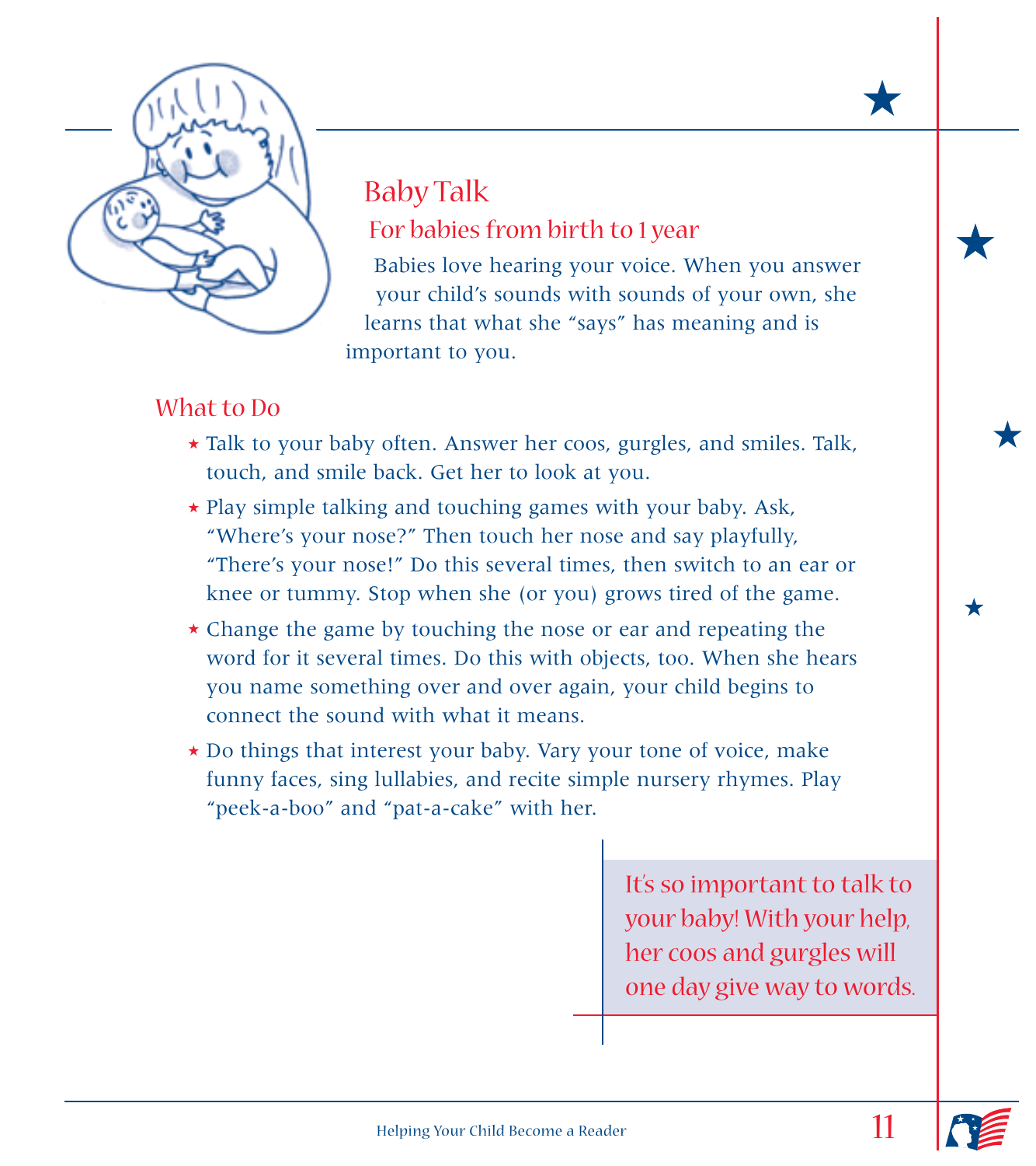## Baby Talk

### For babies from birth to 1 year

Babies love hearing your voice. When you answer your child's sounds with sounds of your own, she learns that what she "says" has meaning and is important to you.

### What to Do

- Talk to your baby often. Answer her coos, gurgles, and smiles. Talk, touch, and smile back. Get her to look at you.
- Play simple talking and touching games with your baby. Ask, "Where's your nose?" Then touch her nose and say playfully, "There's your nose!" Do this several times, then switch to an ear or knee or tummy. Stop when she (or you) grows tired of the game.
- Change the game by touching the nose or ear and repeating the word for it several times. Do this with objects, too. When she hears you name something over and over again, your child begins to connect the sound with what it means.
- Do things that interest your baby. Vary your tone of voice, make funny faces, sing lullabies, and recite simple nursery rhymes. Play "peek-a-boo" and "pat-a-cake" with her.

> It's so important to talk to your baby! With your help, her coos and gurgles will one day give way to words.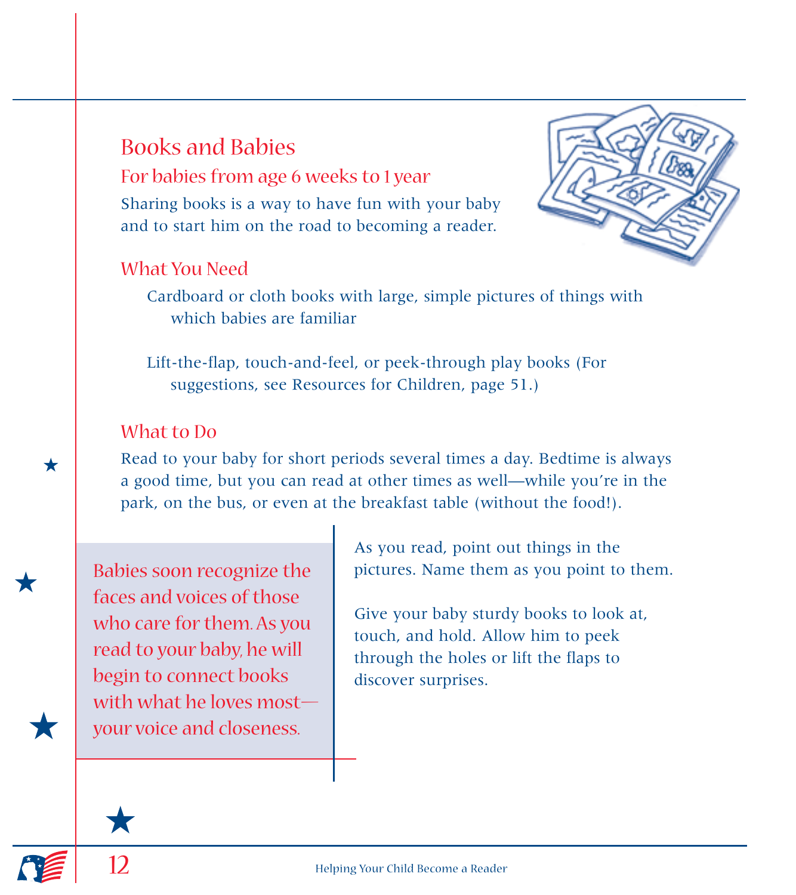## Books and Babies

### For babies from age 6 weeks to 1 year

Sharing books is a way to have fun with your baby and to start him on the road to becoming a reader.

### What You Need

- Cardboard or cloth books with large, simple pictures of things with which babies are familiar
- Lift-the-flap, touch-and-feel, or peek-through play books (For suggestions, see Resources for Children, page 51.)

### What to Do

Read to your baby for short periods several times a day. Bedtime is always a good time, but you can read at other times as well—while you're in the park, on the bus, or even at the breakfast table (without the food!).

> Babies soon recognize the faces and voices of those who care for them. As you read to your baby, he will begin to connect books with what he loves most—your voice and closeness.

As you read, point out things in the pictures. Name them as you point to them.

Give your baby sturdy books to look at, touch, and hold. Allow him to peek through the holes or lift the flaps to discover surprises.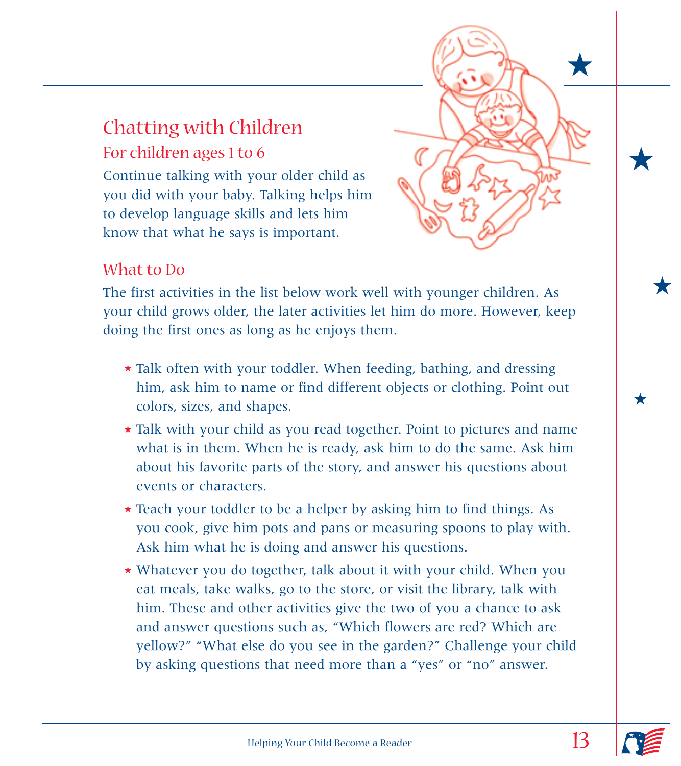## Chatting with Children

### For children ages 1 to 6

Continue talking with your older child as you did with your baby. Talking helps him to develop language skills and lets him know that what he says is important.

### What to Do

The first activities in the list below work well with younger children. As your child grows older, the later activities let him do more. However, keep doing the first ones as long as he enjoys them.

- Talk often with your toddler. When feeding, bathing, and dressing him, ask him to name or find different objects or clothing. Point out colors, sizes, and shapes.
- Talk with your child as you read together. Point to pictures and name what is in them. When he is ready, ask him to do the same. Ask him about his favorite parts of the story, and answer his questions about events or characters.
- Teach your toddler to be a helper by asking him to find things. As you cook, give him pots and pans or measuring spoons to play with. Ask him what he is doing and answer his questions.
- Whatever you do together, talk about it with your child. When you eat meals, take walks, go to the store, or visit the library, talk with him. These and other activities give the two of you a chance to ask and answer questions such as, "Which flowers are red? Which are yellow?" "What else do you see in the garden?" Challenge your child by asking questions that need more than a "yes" or "no" answer.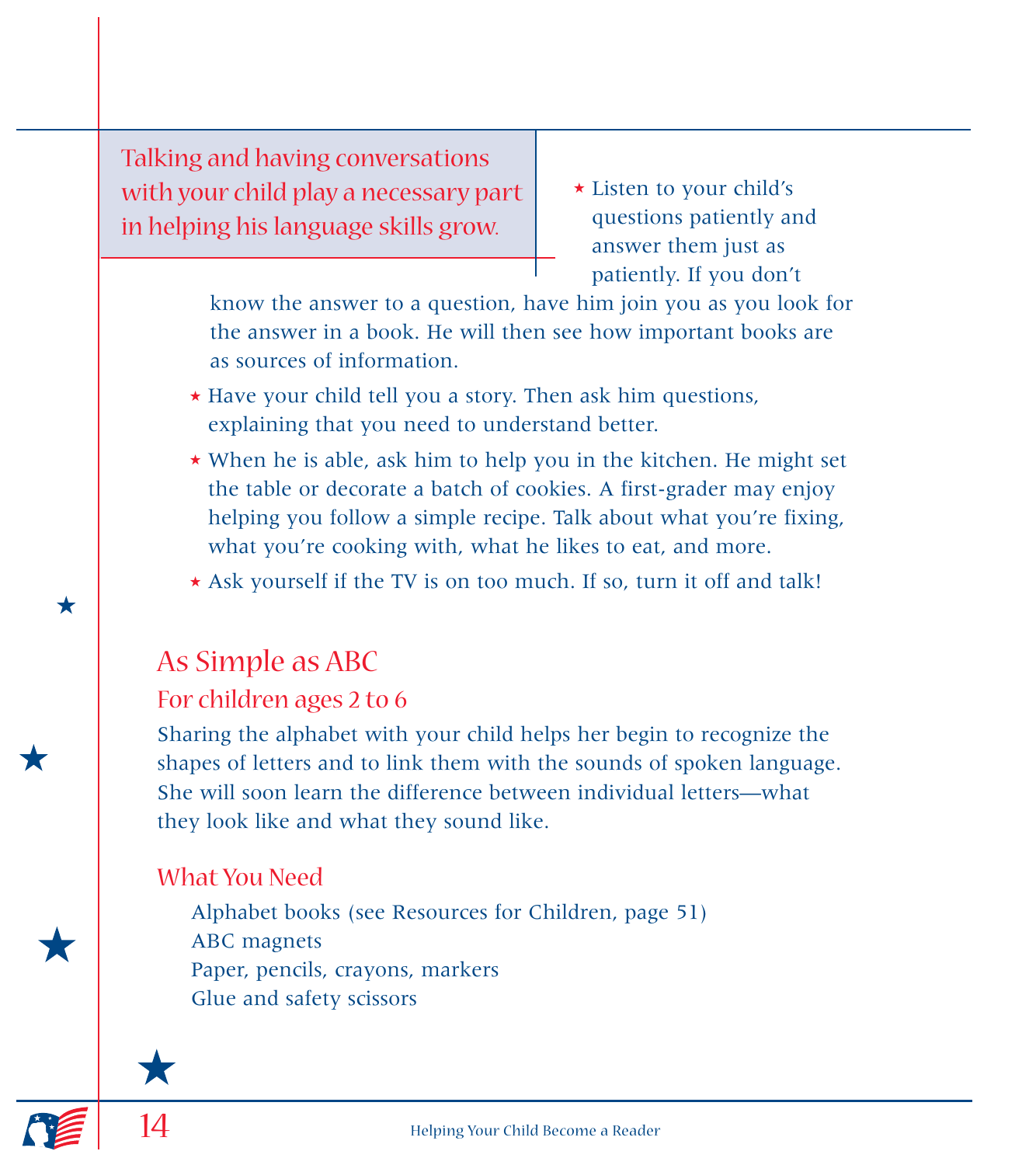> Talking and having conversations with your child play a necessary part in helping his language skills grow.

- Listen to your child's questions patiently and answer them just as patiently. If you don't know the answer to a question, have him join you as you look for the answer in a book. He will then see how important books are as sources of information.
- Have your child tell you a story. Then ask him questions, explaining that you need to understand better.
- When he is able, ask him to help you in the kitchen. He might set the table or decorate a batch of cookies. A first-grader may enjoy helping you follow a simple recipe. Talk about what you're fixing, what you're cooking with, what he likes to eat, and more.
- Ask yourself if the TV is on too much. If so, turn it off and talk!

## As Simple as ABC

### For children ages 2 to 6

Sharing the alphabet with your child helps her begin to recognize the shapes of letters and to link them with the sounds of spoken language. She will soon learn the difference between individual letters—what they look like and what they sound like.

### What You Need

Alphabet books (see Resources for Children, page 51)
ABC magnets
Paper, pencils, crayons, markers
Glue and safety scissors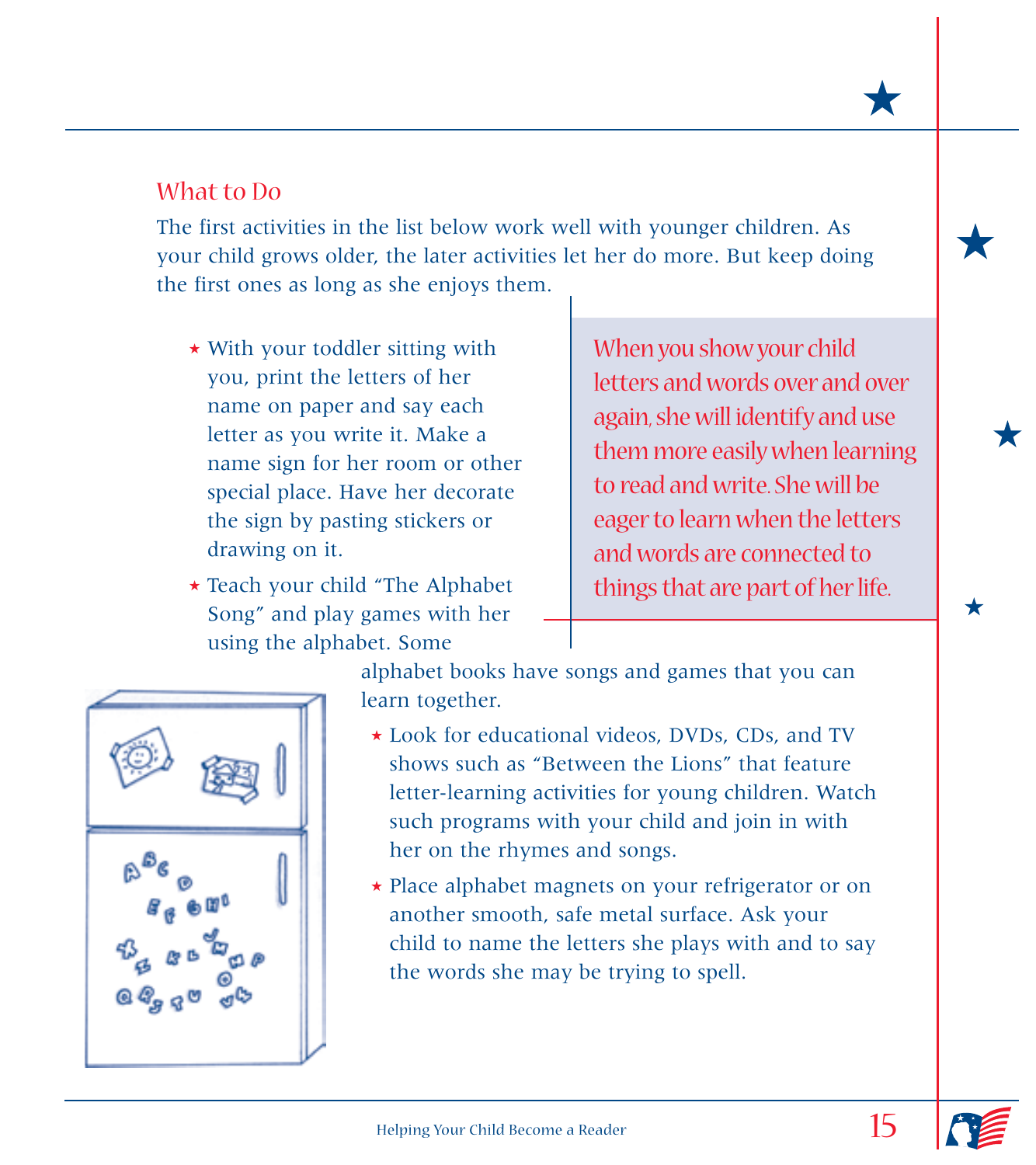## What to Do

The first activities in the list below work well with younger children. As your child grows older, the later activities let her do more. But keep doing the first ones as long as she enjoys them.

- With your toddler sitting with you, print the letters of her name on paper and say each letter as you write it. Make a name sign for her room or other special place. Have her decorate the sign by pasting stickers or drawing on it.
- Teach your child "The Alphabet Song" and play games with her using the alphabet. Some alphabet books have songs and games that you can learn together.
- Look for educational videos, DVDs, CDs, and TV shows such as "Between the Lions" that feature letter-learning activities for young children. Watch such programs with your child and join in with her on the rhymes and songs.
- Place alphabet magnets on your refrigerator or on another smooth, safe metal surface. Ask your child to name the letters she plays with and to say the words she may be trying to spell.

When you show your child letters and words over and over again, she will identify and use them more easily when learning to read and write. She will be eager to learn when the letters and words are connected to things that are part of her life.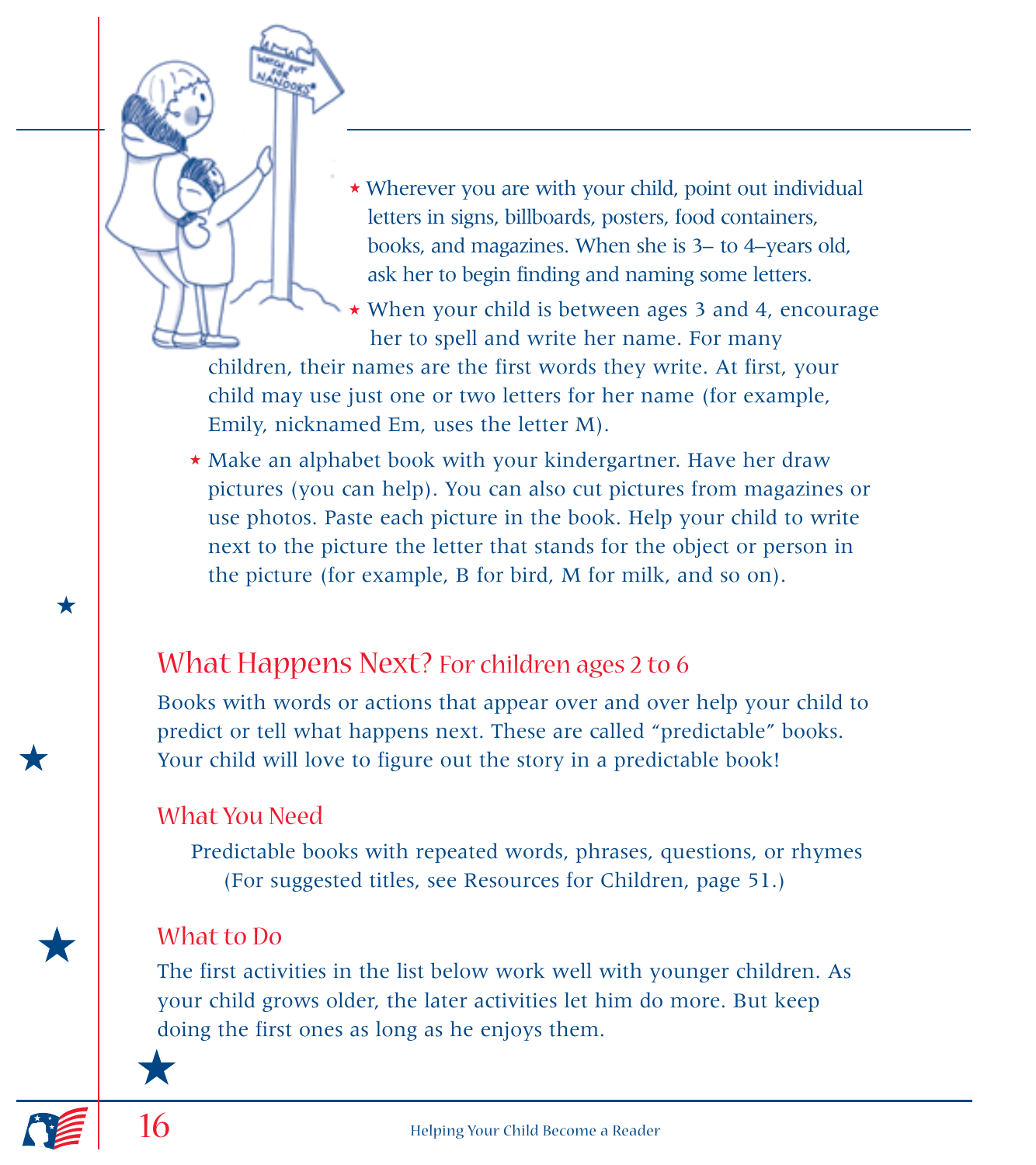- Wherever you are with your child, point out individual letters in signs, billboards, posters, food containers, books, and magazines. When she is 3– to 4–years old, ask her to begin finding and naming some letters.
- When your child is between ages 3 and 4, encourage her to spell and write her name. For many children, their names are the first words they write. At first, your child may use just one or two letters for her name (for example, Emily, nicknamed Em, uses the letter M).
- Make an alphabet book with your kindergartner. Have her draw pictures (you can help). You can also cut pictures from magazines or use photos. Paste each picture in the book. Help your child to write next to the picture the letter that stands for the object or person in the picture (for example, B for bird, M for milk, and so on).

## What Happens Next? For children ages 2 to 6

Books with words or actions that appear over and over help your child to predict or tell what happens next. These are called "predictable" books. Your child will love to figure out the story in a predictable book!

### What You Need

Predictable books with repeated words, phrases, questions, or rhymes (For suggested titles, see Resources for Children, page 51.)

### What to Do

The first activities in the list below work well with younger children. As your child grows older, the later activities let him do more. But keep doing the first ones as long as he enjoys them.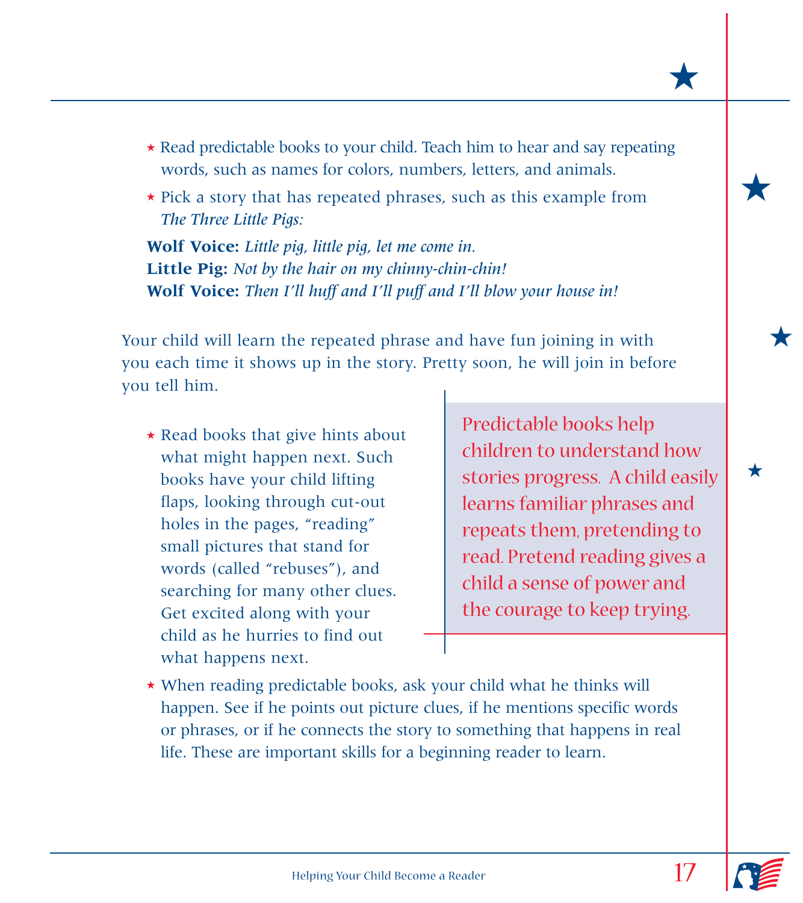- Read predictable books to your child. Teach him to hear and say repeating words, such as names for colors, numbers, letters, and animals.
- Pick a story that has repeated phrases, such as this example from *The Three Little Pigs:*

**Wolf Voice:** *Little pig, little pig, let me come in.*
**Little Pig:** *Not by the hair on my chinny-chin-chin!*
**Wolf Voice:** *Then I'll huff and I'll puff and I'll blow your house in!*

Your child will learn the repeated phrase and have fun joining in with you each time it shows up in the story. Pretty soon, he will join in before you tell him.

- Read books that give hints about what might happen next. Such books have your child lifting flaps, looking through cut-out holes in the pages, "reading" small pictures that stand for words (called "rebuses"), and searching for many other clues. Get excited along with your child as he hurries to find out what happens next.

> Predictable books help children to understand how stories progress. A child easily learns familiar phrases and repeats them, pretending to read. Pretend reading gives a child a sense of power and the courage to keep trying.

- When reading predictable books, ask your child what he thinks will happen. See if he points out picture clues, if he mentions specific words or phrases, or if he connects the story to something that happens in real life. These are important skills for a beginning reader to learn.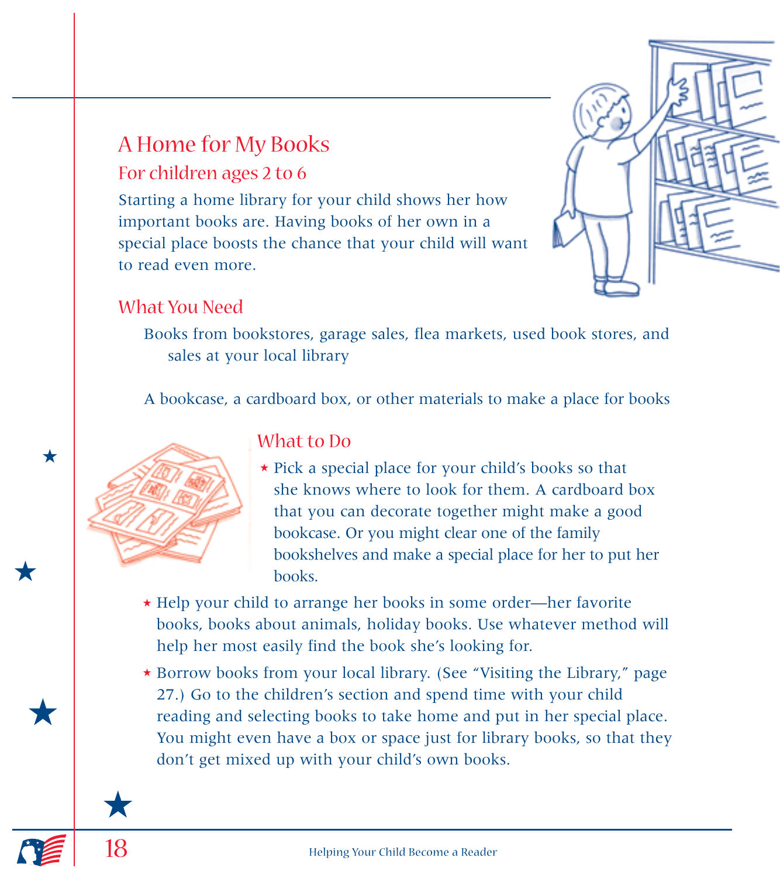## A Home for My Books

### For children ages 2 to 6

Starting a home library for your child shows her how important books are. Having books of her own in a special place boosts the chance that your child will want to read even more.

### What You Need

Books from bookstores, garage sales, flea markets, used book stores, and sales at your local library

A bookcase, a cardboard box, or other materials to make a place for books

### What to Do

- Pick a special place for your child's books so that she knows where to look for them. A cardboard box that you can decorate together might make a good bookcase. Or you might clear one of the family bookshelves and make a special place for her to put her books.
- Help your child to arrange her books in some order—her favorite books, books about animals, holiday books. Use whatever method will help her most easily find the book she's looking for.
- Borrow books from your local library. (See "Visiting the Library," page 27.) Go to the children's section and spend time with your child reading and selecting books to take home and put in her special place. You might even have a box or space just for library books, so that they don't get mixed up with your child's own books.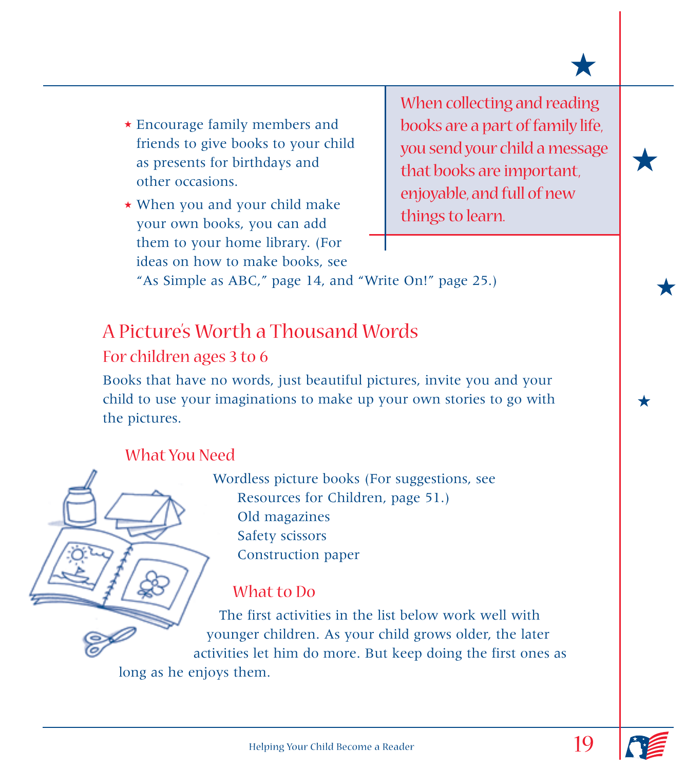- Encourage family members and friends to give books to your child as presents for birthdays and other occasions.
- When you and your child make your own books, you can add them to your home library. (For ideas on how to make books, see "As Simple as ABC," page 14, and "Write On!" page 25.)

When collecting and reading books are a part of family life, you send your child a message that books are important, enjoyable, and full of new things to learn.

## A Picture's Worth a Thousand Words

### For children ages 3 to 6

Books that have no words, just beautiful pictures, invite you and your child to use your imaginations to make up your own stories to go with the pictures.

### What You Need

Wordless picture books (For suggestions, see Resources for Children, page 51.)
Old magazines
Safety scissors
Construction paper

### What to Do

The first activities in the list below work well with younger children. As your child grows older, the later activities let him do more. But keep doing the first ones as long as he enjoys them.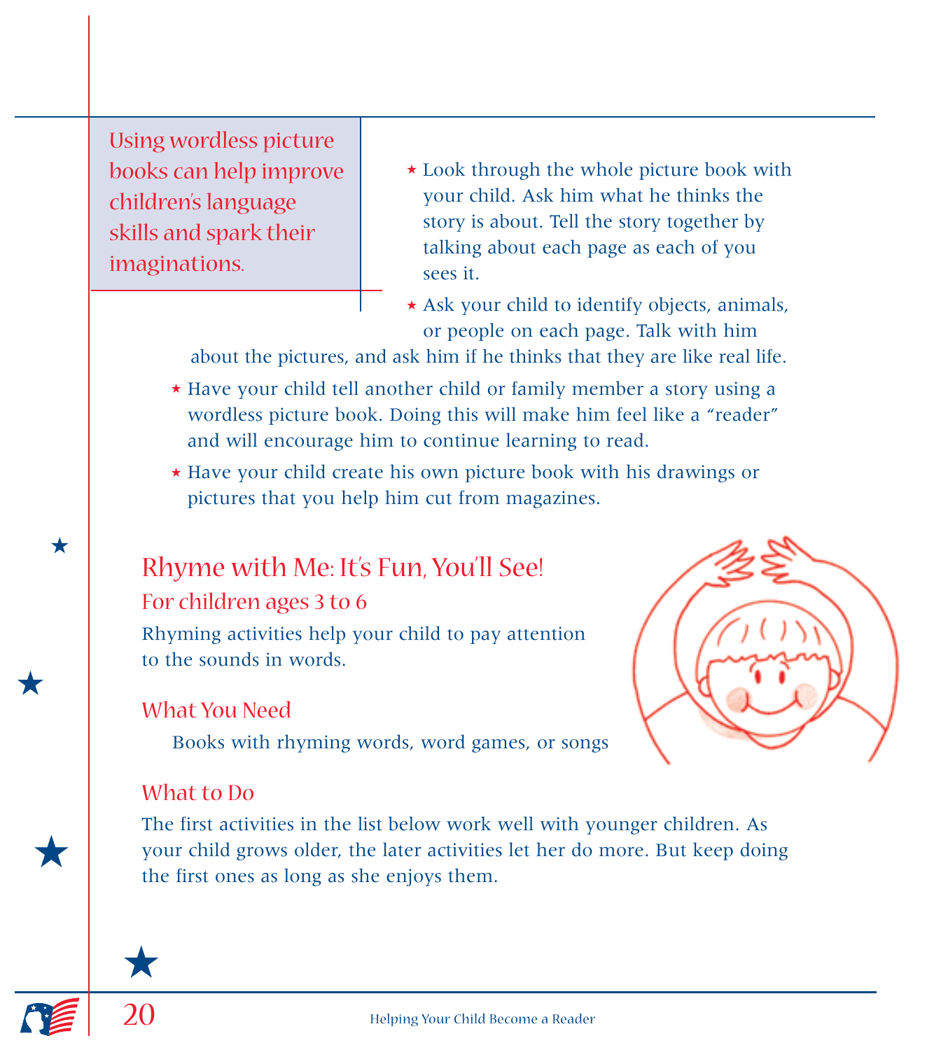> Using wordless picture books can help improve children's language skills and spark their imaginations.

- Look through the whole picture book with your child. Ask him what he thinks the story is about. Tell the story together by talking about each page as each of you sees it.
- Ask your child to identify objects, animals, or people on each page. Talk with him about the pictures, and ask him if he thinks that they are like real life.
- Have your child tell another child or family member a story using a wordless picture book. Doing this will make him feel like a "reader" and will encourage him to continue learning to read.
- Have your child create his own picture book with his drawings or pictures that you help him cut from magazines.

## Rhyme with Me: It's Fun, You'll See!

### For children ages 3 to 6

Rhyming activities help your child to pay attention to the sounds in words.

### What You Need

Books with rhyming words, word games, or songs

### What to Do

The first activities in the list below work well with younger children. As your child grows older, the later activities let her do more. But keep doing the first ones as long as she enjoys them.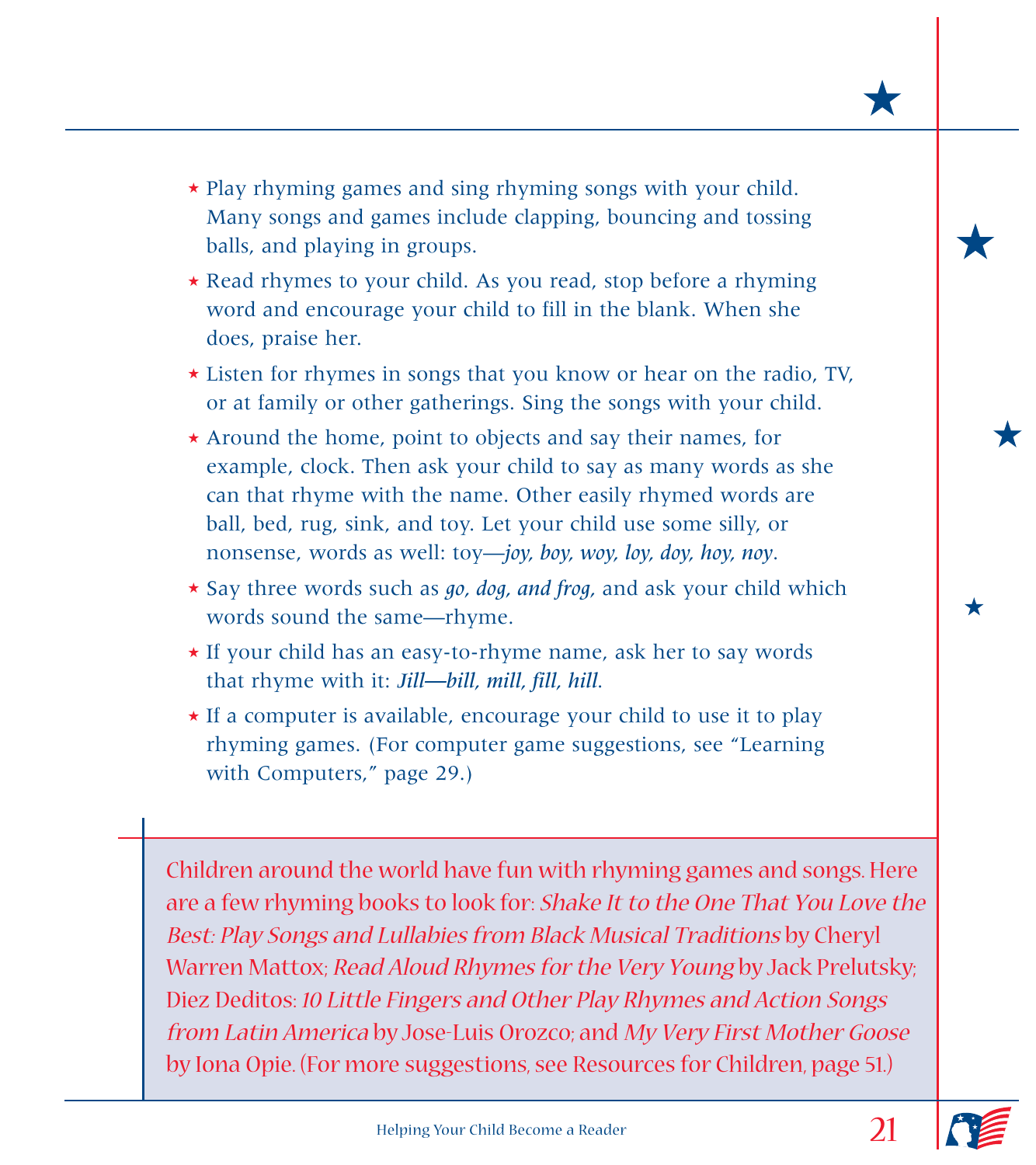- Play rhyming games and sing rhyming songs with your child. Many songs and games include clapping, bouncing and tossing balls, and playing in groups.
- Read rhymes to your child. As you read, stop before a rhyming word and encourage your child to fill in the blank. When she does, praise her.
- Listen for rhymes in songs that you know or hear on the radio, TV, or at family or other gatherings. Sing the songs with your child.
- Around the home, point to objects and say their names, for example, clock. Then ask your child to say as many words as she can that rhyme with the name. Other easily rhymed words are ball, bed, rug, sink, and toy. Let your child use some silly, or nonsense, words as well: toy—*joy, boy, woy, loy, doy, hoy, noy*.
- Say three words such as *go, dog, and frog,* and ask your child which words sound the same—rhyme.
- If your child has an easy-to-rhyme name, ask her to say words that rhyme with it: *Jill—bill, mill, fill, hill.*
- If a computer is available, encourage your child to use it to play rhyming games. (For computer game suggestions, see "Learning with Computers," page 29.)

Children around the world have fun with rhyming games and songs. Here are a few rhyming books to look for: *Shake It to the One That You Love the Best: Play Songs and Lullabies from Black Musical Traditions* by Cheryl Warren Mattox; *Read Aloud Rhymes for the Very Young* by Jack Prelutsky; Diez Deditos: *10 Little Fingers and Other Play Rhymes and Action Songs from Latin America* by Jose-Luis Orozco; and *My Very First Mother Goose* by Iona Opie. (For more suggestions, see Resources for Children, page 51.)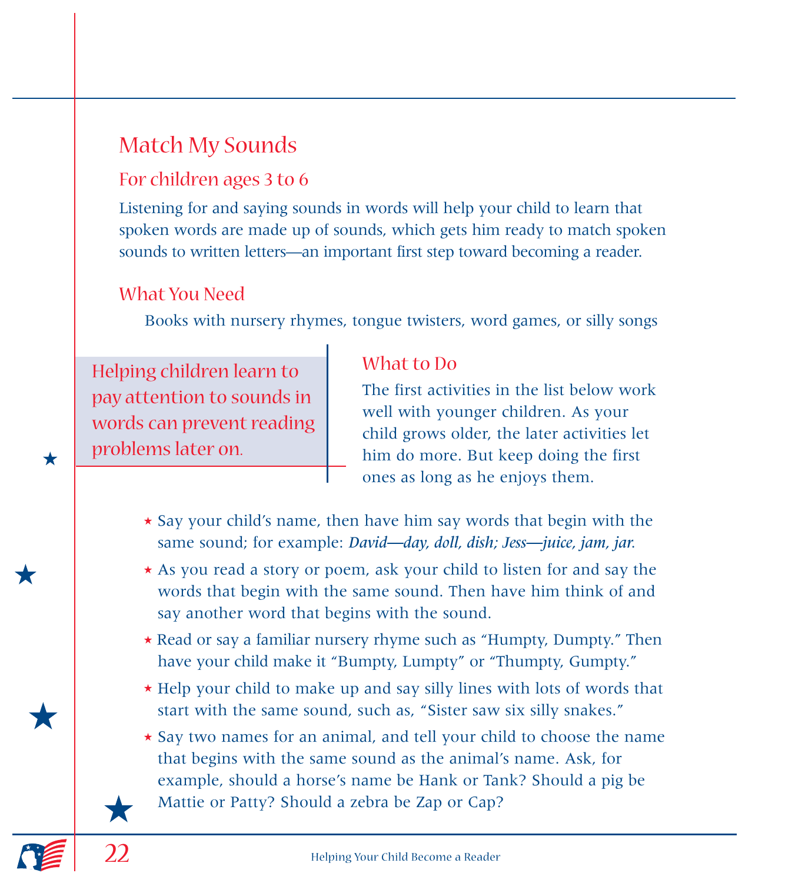## Match My Sounds

### For children ages 3 to 6

Listening for and saying sounds in words will help your child to learn that spoken words are made up of sounds, which gets him ready to match spoken sounds to written letters—an important first step toward becoming a reader.

### What You Need

Books with nursery rhymes, tongue twisters, word games, or silly songs

> Helping children learn to pay attention to sounds in words can prevent reading problems later on.

### What to Do

The first activities in the list below work well with younger children. As your child grows older, the later activities let him do more. But keep doing the first ones as long as he enjoys them.

- Say your child's name, then have him say words that begin with the same sound; for example: ***David—day, doll, dish; Jess—juice, jam, jar***.
- As you read a story or poem, ask your child to listen for and say the words that begin with the same sound. Then have him think of and say another word that begins with the sound.
- Read or say a familiar nursery rhyme such as "Humpty, Dumpty." Then have your child make it "Bumpty, Lumpty" or "Thumpty, Gumpty."
- Help your child to make up and say silly lines with lots of words that start with the same sound, such as, "Sister saw six silly snakes."
- Say two names for an animal, and tell your child to choose the name that begins with the same sound as the animal's name. Ask, for example, should a horse's name be Hank or Tank? Should a pig be Mattie or Patty? Should a zebra be Zap or Cap?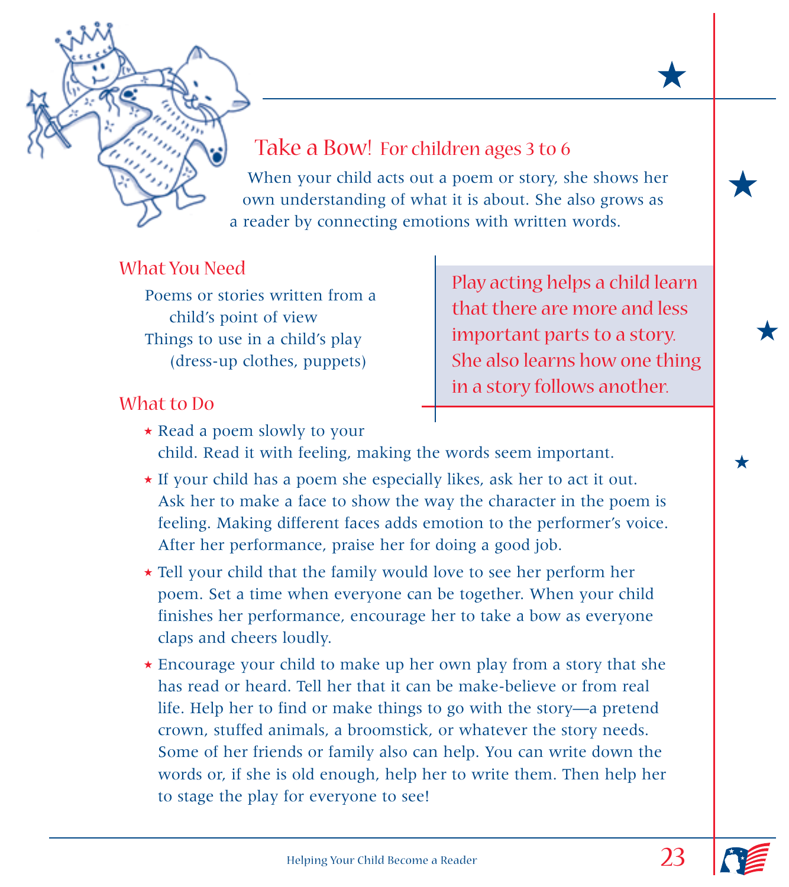## Take a Bow! For children ages 3 to 6

When your child acts out a poem or story, she shows her own understanding of what it is about. She also grows as a reader by connecting emotions with written words.

> Play acting helps a child learn that there are more and less important parts to a story. She also learns how one thing in a story follows another.

### What You Need

- Poems or stories written from a child's point of view
- Things to use in a child's play (dress-up clothes, puppets)

### What to Do

- Read a poem slowly to your child. Read it with feeling, making the words seem important.
- If your child has a poem she especially likes, ask her to act it out. Ask her to make a face to show the way the character in the poem is feeling. Making different faces adds emotion to the performer's voice. After her performance, praise her for doing a good job.
- Tell your child that the family would love to see her perform her poem. Set a time when everyone can be together. When your child finishes her performance, encourage her to take a bow as everyone claps and cheers loudly.
- Encourage your child to make up her own play from a story that she has read or heard. Tell her that it can be make-believe or from real life. Help her to find or make things to go with the story—a pretend crown, stuffed animals, a broomstick, or whatever the story needs. Some of her friends or family also can help. You can write down the words or, if she is old enough, help her to write them. Then help her to stage the play for everyone to see!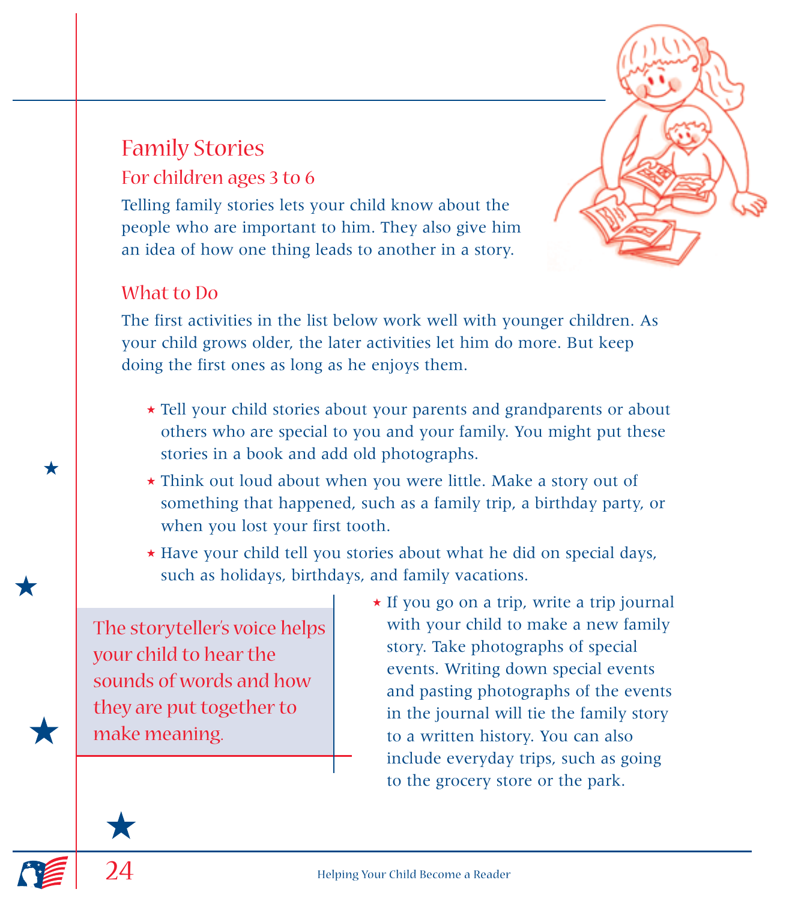## Family Stories

### For children ages 3 to 6

Telling family stories lets your child know about the people who are important to him. They also give him an idea of how one thing leads to another in a story.

### What to Do

The first activities in the list below work well with younger children. As your child grows older, the later activities let him do more. But keep doing the first ones as long as he enjoys them.

- Tell your child stories about your parents and grandparents or about others who are special to you and your family. You might put these stories in a book and add old photographs.
- Think out loud about when you were little. Make a story out of something that happened, such as a family trip, a birthday party, or when you lost your first tooth.
- Have your child tell you stories about what he did on special days, such as holidays, birthdays, and family vacations.
- If you go on a trip, write a trip journal with your child to make a new family story. Take photographs of special events. Writing down special events and pasting photographs of the events in the journal will tie the family story to a written history. You can also include everyday trips, such as going to the grocery store or the park.

> The storyteller's voice helps your child to hear the sounds of words and how they are put together to make meaning.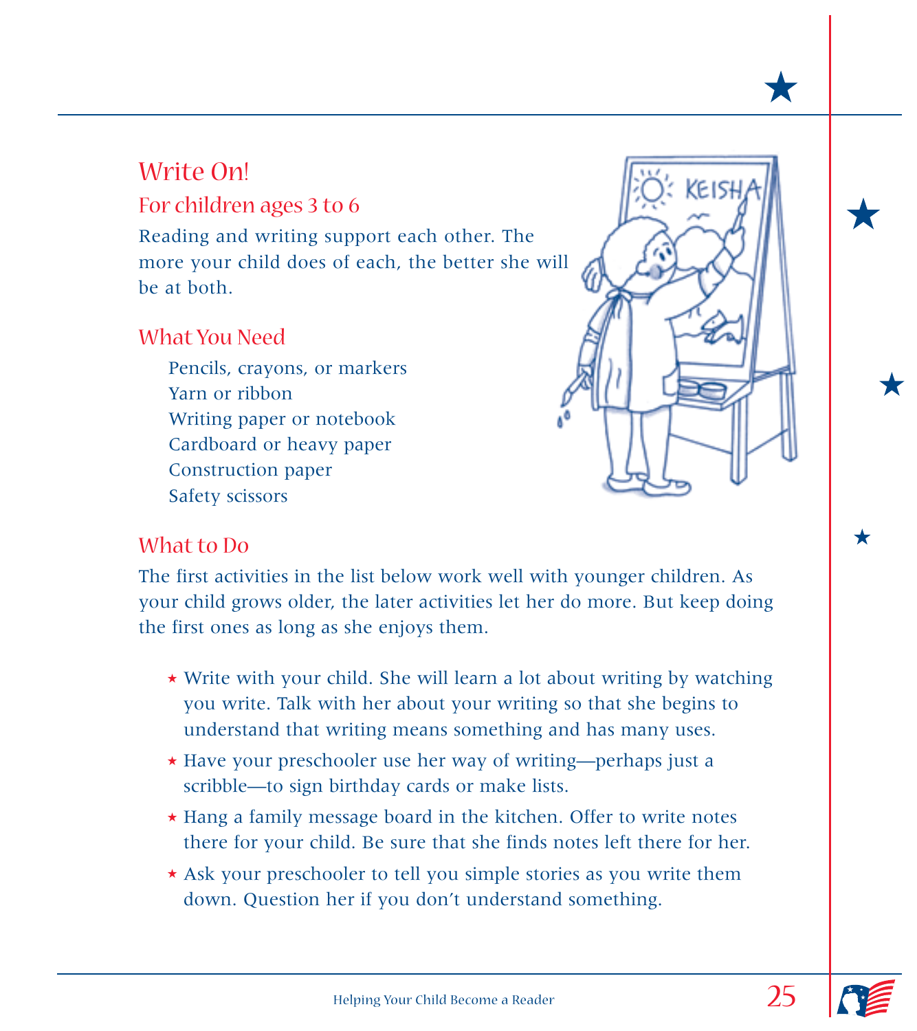## Write On!

### For children ages 3 to 6

Reading and writing support each other. The more your child does of each, the better she will be at both.

### What You Need

Pencils, crayons, or markers
Yarn or ribbon
Writing paper or notebook
Cardboard or heavy paper
Construction paper
Safety scissors

### What to Do

The first activities in the list below work well with younger children. As your child grows older, the later activities let her do more. But keep doing the first ones as long as she enjoys them.

- Write with your child. She will learn a lot about writing by watching you write. Talk with her about your writing so that she begins to understand that writing means something and has many uses.
- Have your preschooler use her way of writing—perhaps just a scribble—to sign birthday cards or make lists.
- Hang a family message board in the kitchen. Offer to write notes there for your child. Be sure that she finds notes left there for her.
- Ask your preschooler to tell you simple stories as you write them down. Question her if you don't understand something.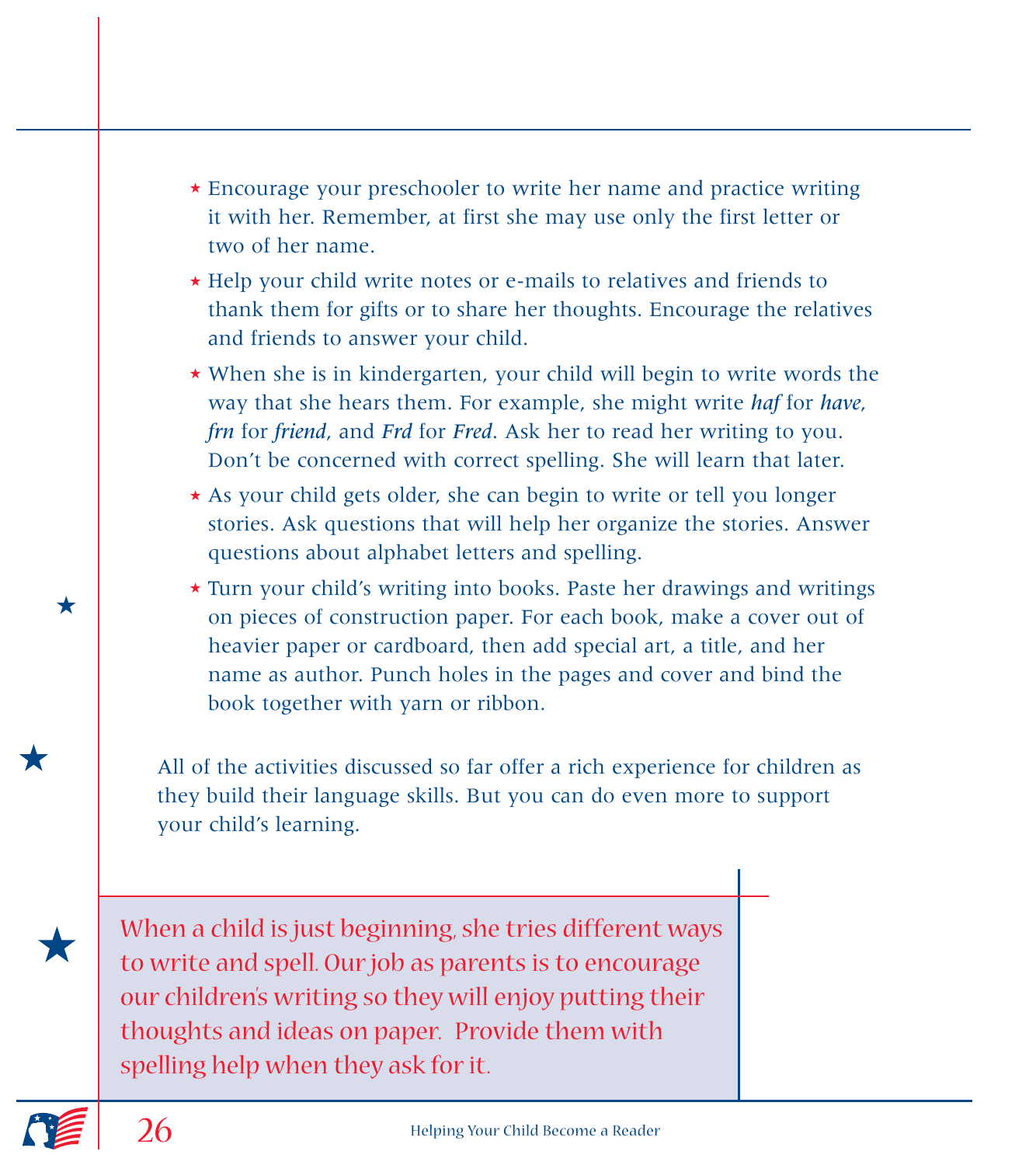- Encourage your preschooler to write her name and practice writing it with her. Remember, at first she may use only the first letter or two of her name.
- Help your child write notes or e-mails to relatives and friends to thank them for gifts or to share her thoughts. Encourage the relatives and friends to answer your child.
- When she is in kindergarten, your child will begin to write words the way that she hears them. For example, she might write ***haf*** for ***have***, ***frn*** for ***friend***, and ***Frd*** for ***Fred***. Ask her to read her writing to you. Don't be concerned with correct spelling. She will learn that later.
- As your child gets older, she can begin to write or tell you longer stories. Ask questions that will help her organize the stories. Answer questions about alphabet letters and spelling.
- Turn your child's writing into books. Paste her drawings and writings on pieces of construction paper. For each book, make a cover out of heavier paper or cardboard, then add special art, a title, and her name as author. Punch holes in the pages and cover and bind the book together with yarn or ribbon.

All of the activities discussed so far offer a rich experience for children as they build their language skills. But you can do even more to support your child's learning.

> When a child is just beginning, she tries different ways to write and spell. Our job as parents is to encourage our children's writing so they will enjoy putting their thoughts and ideas on paper. Provide them with spelling help when they ask for it.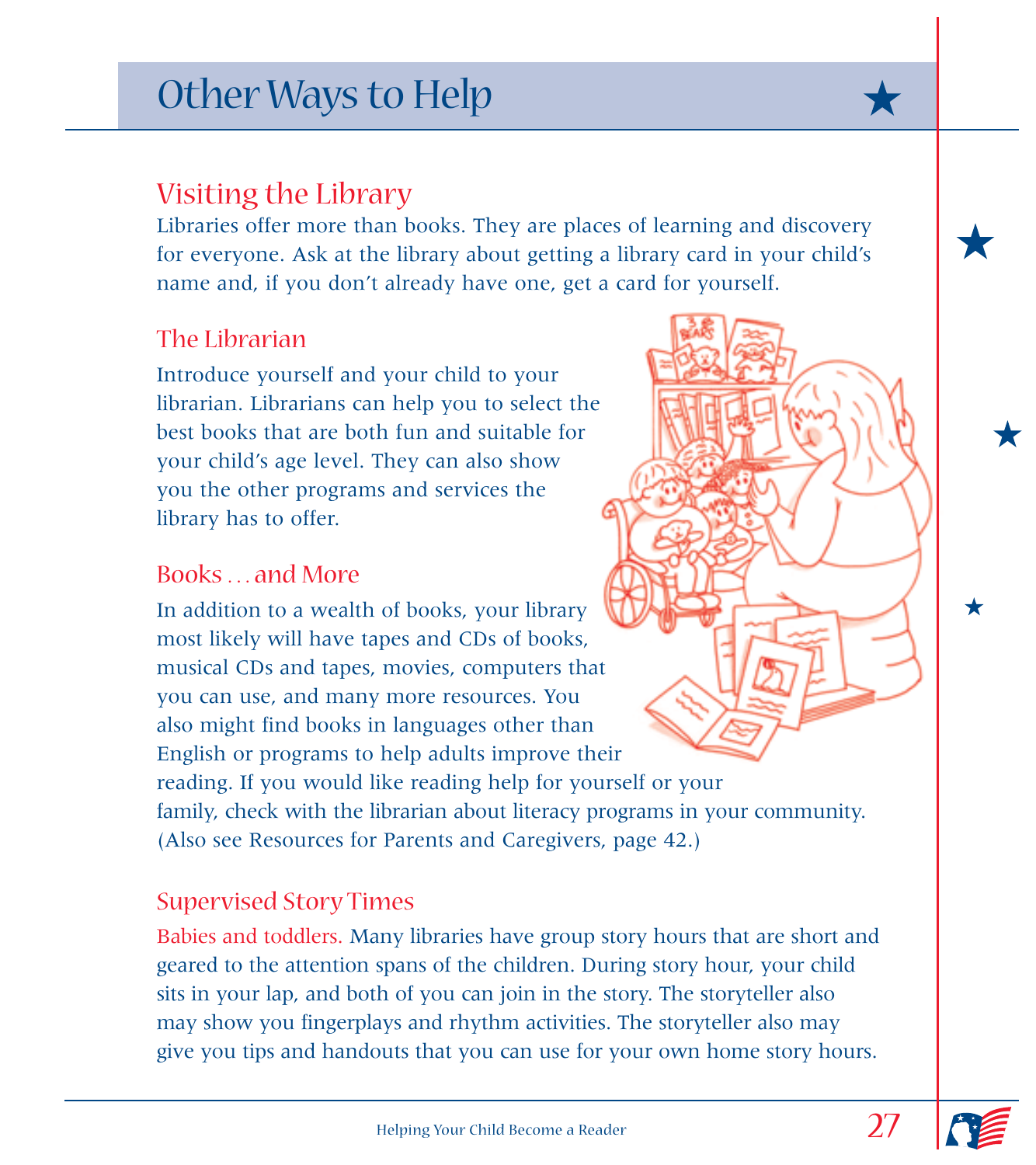# Other Ways to Help

## Visiting the Library

Libraries offer more than books. They are places of learning and discovery for everyone. Ask at the library about getting a library card in your child's name and, if you don't already have one, get a card for yourself.

### The Librarian

Introduce yourself and your child to your librarian. Librarians can help you to select the best books that are both fun and suitable for your child's age level. They can also show you the other programs and services the library has to offer.

### Books . . . and More

In addition to a wealth of books, your library most likely will have tapes and CDs of books, musical CDs and tapes, movies, computers that you can use, and many more resources. You also might find books in languages other than English or programs to help adults improve their reading. If you would like reading help for yourself or your family, check with the librarian about literacy programs in your community. (Also see Resources for Parents and Caregivers, page 42.)

### Supervised Story Times

Babies and toddlers. Many libraries have group story hours that are short and geared to the attention spans of the children. During story hour, your child sits in your lap, and both of you can join in the story. The storyteller also may show you fingerplays and rhythm activities. The storyteller also may give you tips and handouts that you can use for your own home story hours.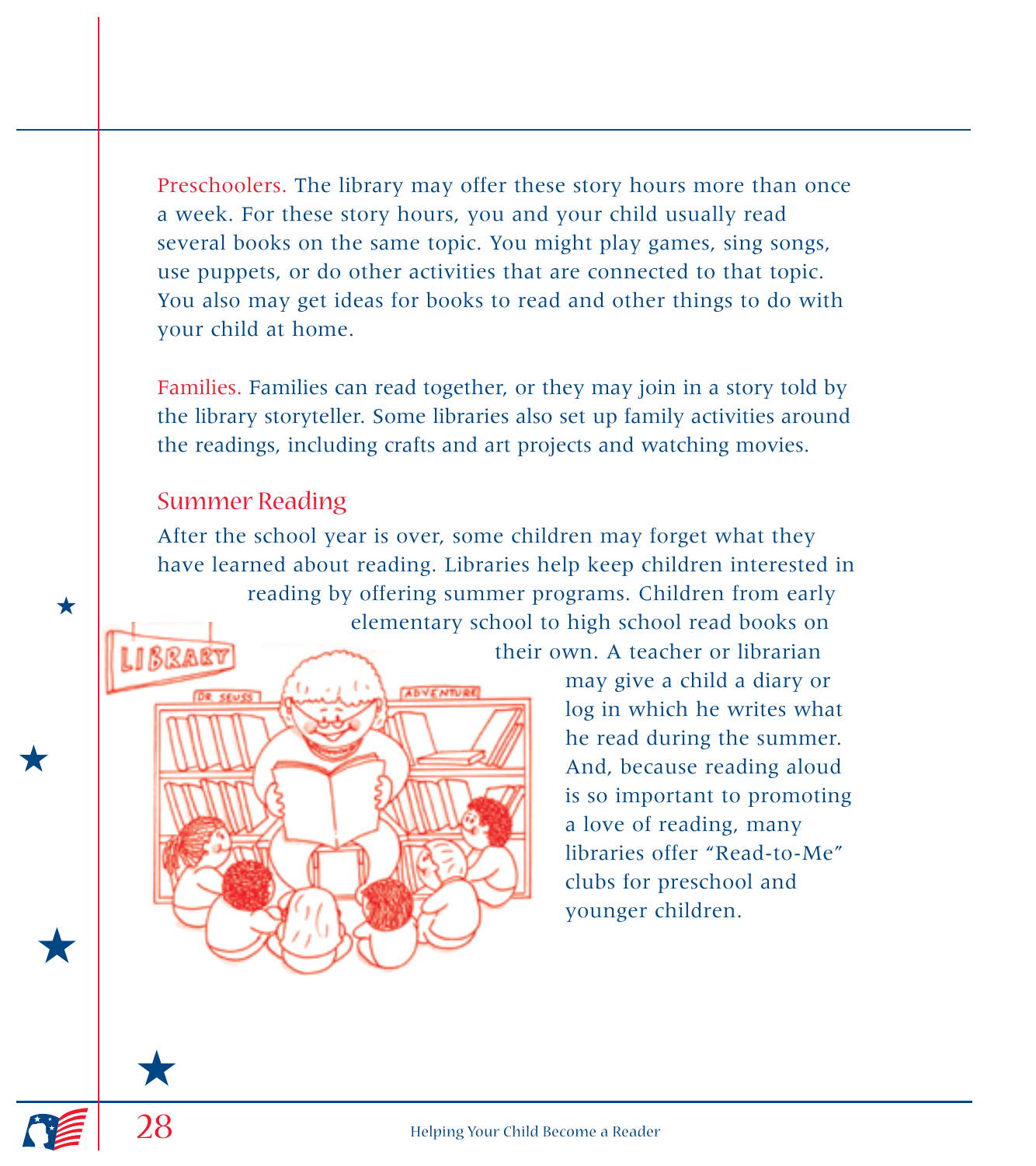Preschoolers. The library may offer these story hours more than once a week. For these story hours, you and your child usually read several books on the same topic. You might play games, sing songs, use puppets, or do other activities that are connected to that topic. You also may get ideas for books to read and other things to do with your child at home.

Families. Families can read together, or they may join in a story told by the library storyteller. Some libraries also set up family activities around the readings, including crafts and art projects and watching movies.

## Summer Reading

After the school year is over, some children may forget what they have learned about reading. Libraries help keep children interested in reading by offering summer programs. Children from early elementary school to high school read books on their own. A teacher or librarian may give a child a diary or log in which he writes what he read during the summer. And, because reading aloud is so important to promoting a love of reading, many libraries offer "Read-to-Me" clubs for preschool and younger children.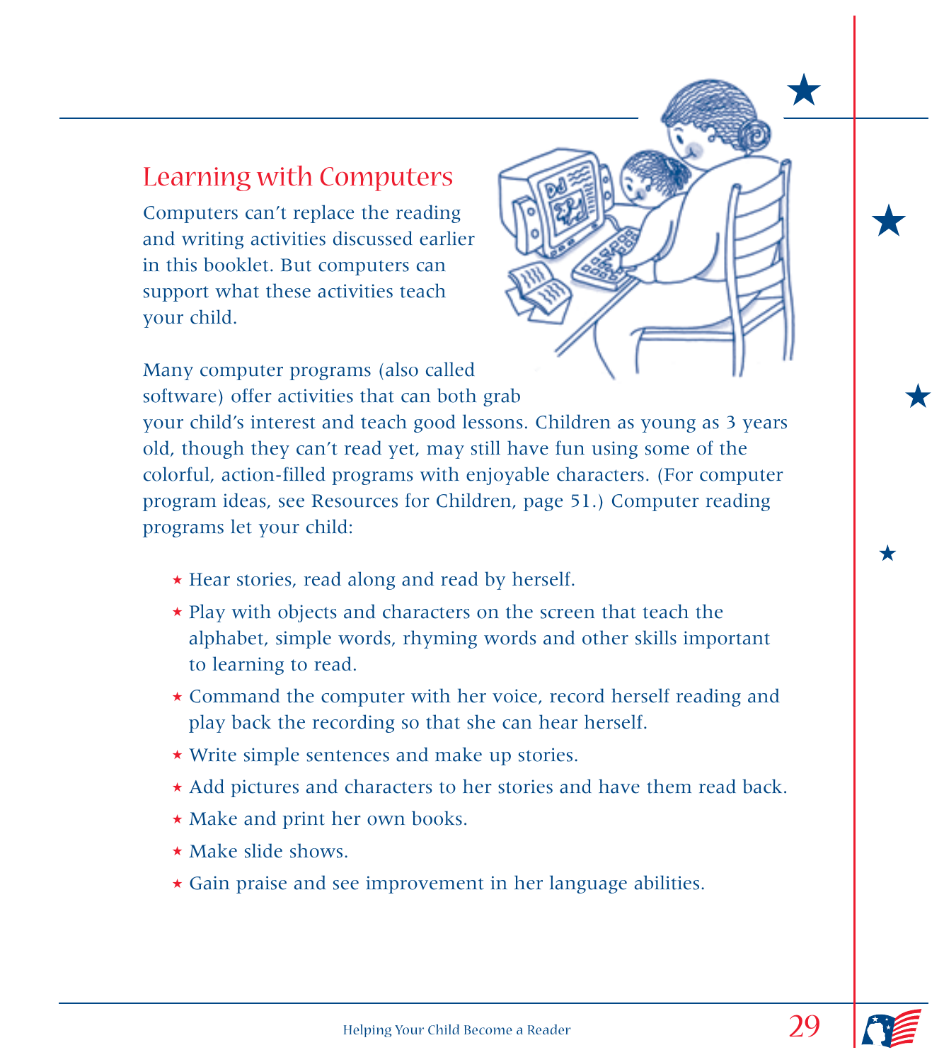## Learning with Computers

Computers can't replace the reading and writing activities discussed earlier in this booklet. But computers can support what these activities teach your child.

Many computer programs (also called software) offer activities that can both grab your child's interest and teach good lessons. Children as young as 3 years old, though they can't read yet, may still have fun using some of the colorful, action-filled programs with enjoyable characters. (For computer program ideas, see Resources for Children, page 51.) Computer reading programs let your child:

- Hear stories, read along and read by herself.
- Play with objects and characters on the screen that teach the alphabet, simple words, rhyming words and other skills important to learning to read.
- Command the computer with her voice, record herself reading and play back the recording so that she can hear herself.
- Write simple sentences and make up stories.
- Add pictures and characters to her stories and have them read back.
- Make and print her own books.
- Make slide shows.
- Gain praise and see improvement in her language abilities.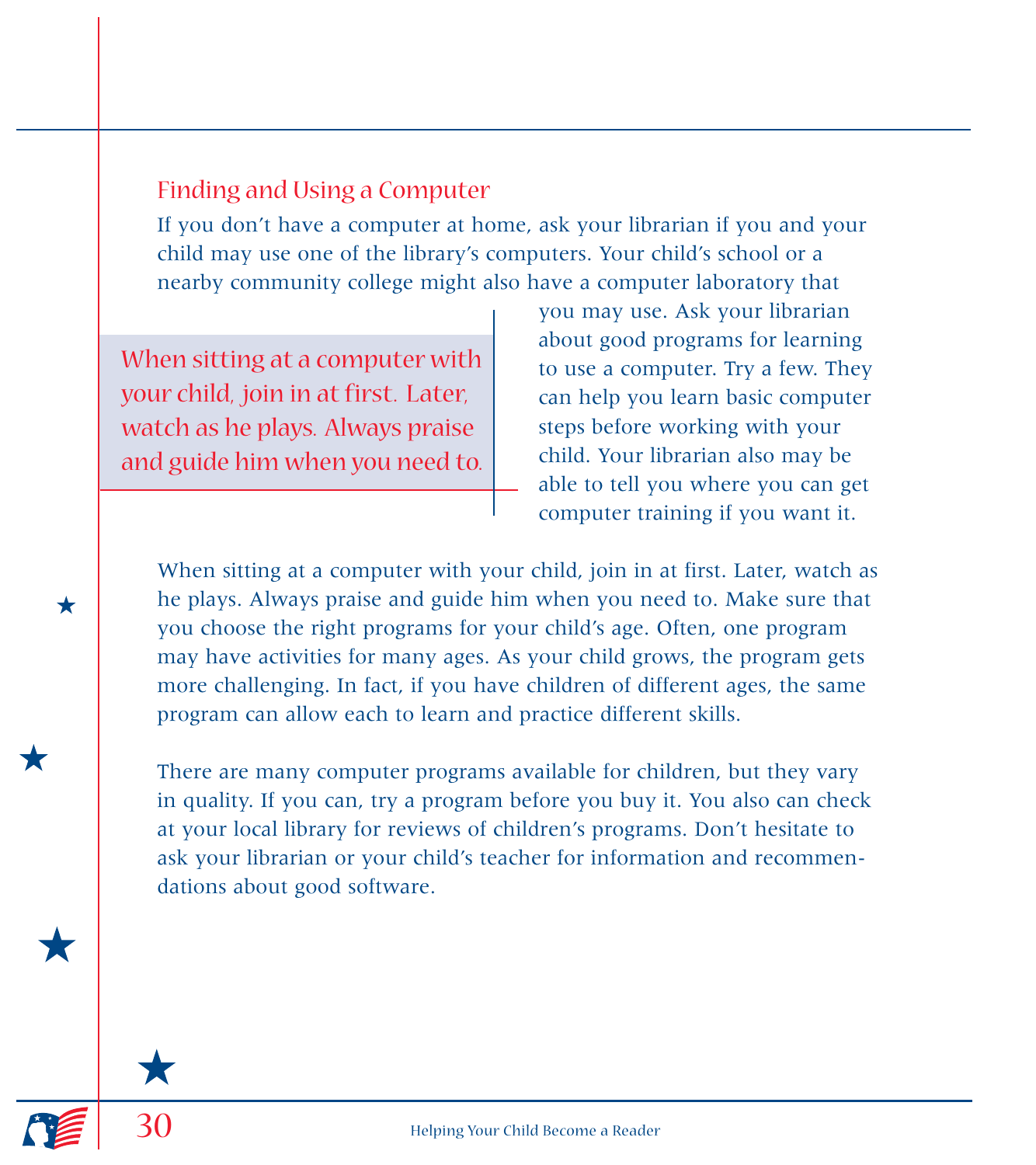## Finding and Using a Computer

If you don't have a computer at home, ask your librarian if you and your child may use one of the library's computers. Your child's school or a nearby community college might also have a computer laboratory that you may use. Ask your librarian about good programs for learning to use a computer. Try a few. They can help you learn basic computer steps before working with your child. Your librarian also may be able to tell you where you can get computer training if you want it.

> When sitting at a computer with your child, join in at first. Later, watch as he plays. Always praise and guide him when you need to.

When sitting at a computer with your child, join in at first. Later, watch as he plays. Always praise and guide him when you need to. Make sure that you choose the right programs for your child's age. Often, one program may have activities for many ages. As your child grows, the program gets more challenging. In fact, if you have children of different ages, the same program can allow each to learn and practice different skills.

There are many computer programs available for children, but they vary in quality. If you can, try a program before you buy it. You also can check at your local library for reviews of children's programs. Don't hesitate to ask your librarian or your child's teacher for information and recommendations about good software.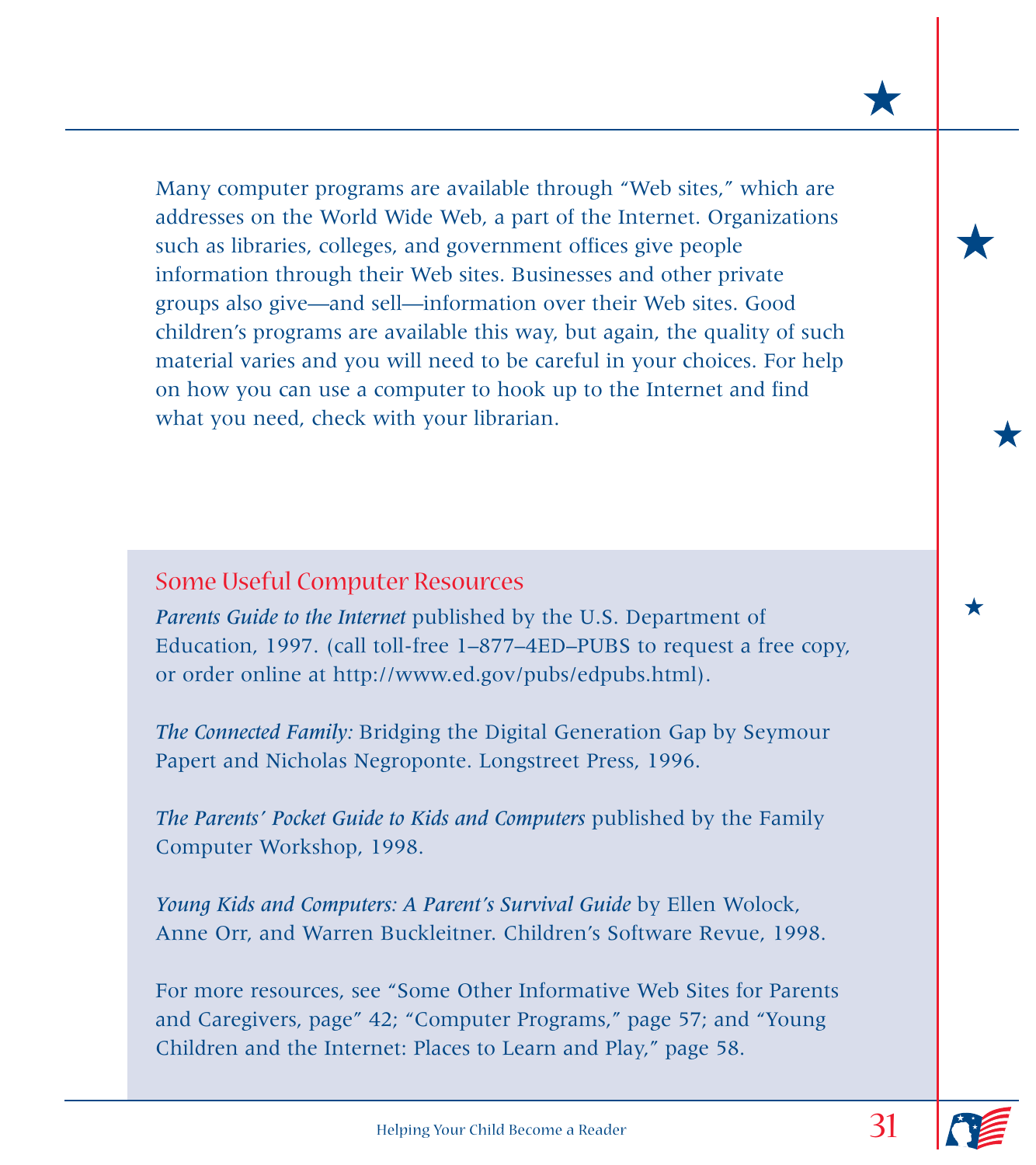Many computer programs are available through "Web sites," which are addresses on the World Wide Web, a part of the Internet. Organizations such as libraries, colleges, and government offices give people information through their Web sites. Businesses and other private groups also give—and sell—information over their Web sites. Good children's programs are available this way, but again, the quality of such material varies and you will need to be careful in your choices. For help on how you can use a computer to hook up to the Internet and find what you need, check with your librarian.

## Some Useful Computer Resources

*Parents Guide to the Internet* published by the U.S. Department of Education, 1997. (call toll-free 1–877–4ED–PUBS to request a free copy, or order online at http://www.ed.gov/pubs/edpubs.html).

*The Connected Family:* Bridging the Digital Generation Gap by Seymour Papert and Nicholas Negroponte. Longstreet Press, 1996.

*The Parents' Pocket Guide to Kids and Computers* published by the Family Computer Workshop, 1998.

*Young Kids and Computers: A Parent's Survival Guide* by Ellen Wolock, Anne Orr, and Warren Buckleitner. Children's Software Revue, 1998.

For more resources, see "Some Other Informative Web Sites for Parents and Caregivers, page" 42; "Computer Programs," page 57; and "Young Children and the Internet: Places to Learn and Play," page 58.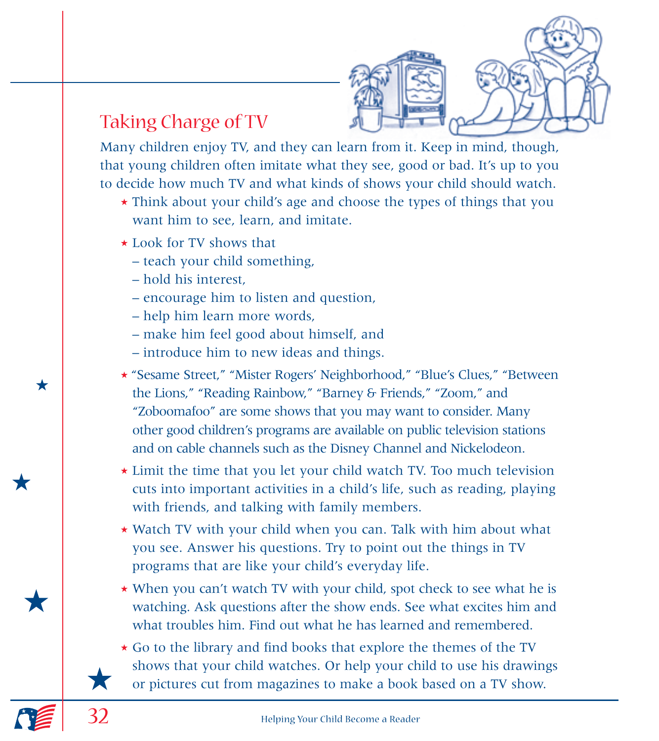## Taking Charge of TV

Many children enjoy TV, and they can learn from it. Keep in mind, though, that young children often imitate what they see, good or bad. It's up to you to decide how much TV and what kinds of shows your child should watch.

- Think about your child's age and choose the types of things that you want him to see, learn, and imitate.
- Look for TV shows that
  - teach your child something,
  - hold his interest,
  - encourage him to listen and question,
  - help him learn more words,
  - make him feel good about himself, and
  - introduce him to new ideas and things.
- "Sesame Street," "Mister Rogers' Neighborhood," "Blue's Clues," "Between the Lions," "Reading Rainbow," "Barney & Friends," "Zoom," and "Zoboomafoo" are some shows that you may want to consider. Many other good children's programs are available on public television stations and on cable channels such as the Disney Channel and Nickelodeon.
- Limit the time that you let your child watch TV. Too much television cuts into important activities in a child's life, such as reading, playing with friends, and talking with family members.
- Watch TV with your child when you can. Talk with him about what you see. Answer his questions. Try to point out the things in TV programs that are like your child's everyday life.
- When you can't watch TV with your child, spot check to see what he is watching. Ask questions after the show ends. See what excites him and what troubles him. Find out what he has learned and remembered.
- Go to the library and find books that explore the themes of the TV shows that your child watches. Or help your child to use his drawings or pictures cut from magazines to make a book based on a TV show.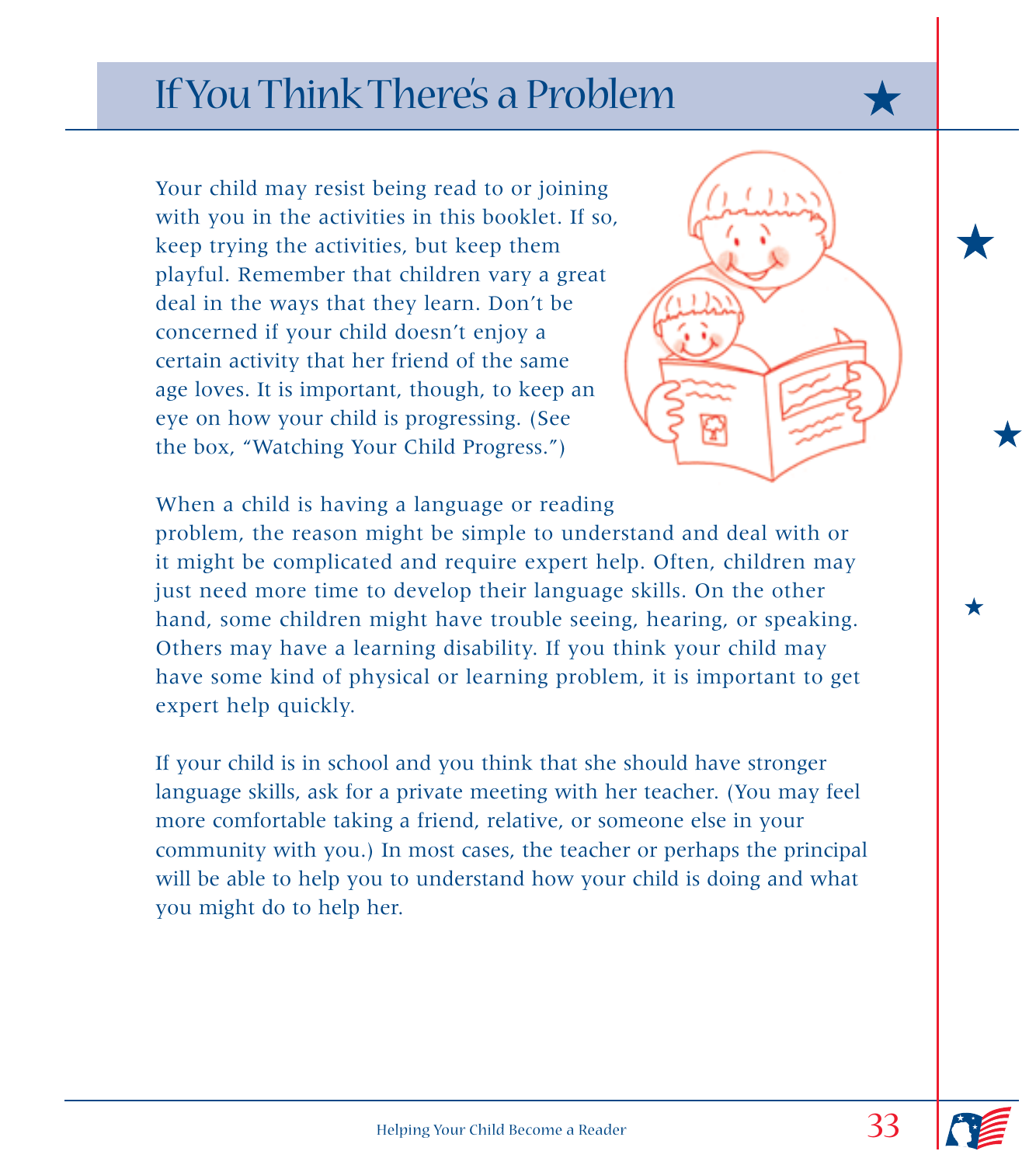# If You Think There's a Problem

Your child may resist being read to or joining with you in the activities in this booklet. If so, keep trying the activities, but keep them playful. Remember that children vary a great deal in the ways that they learn. Don't be concerned if your child doesn't enjoy a certain activity that her friend of the same age loves. It is important, though, to keep an eye on how your child is progressing. (See the box, "Watching Your Child Progress.")

When a child is having a language or reading problem, the reason might be simple to understand and deal with or it might be complicated and require expert help. Often, children may just need more time to develop their language skills. On the other hand, some children might have trouble seeing, hearing, or speaking. Others may have a learning disability. If you think your child may have some kind of physical or learning problem, it is important to get expert help quickly.

If your child is in school and you think that she should have stronger language skills, ask for a private meeting with her teacher. (You may feel more comfortable taking a friend, relative, or someone else in your community with you.) In most cases, the teacher or perhaps the principal will be able to help you to understand how your child is doing and what you might do to help her.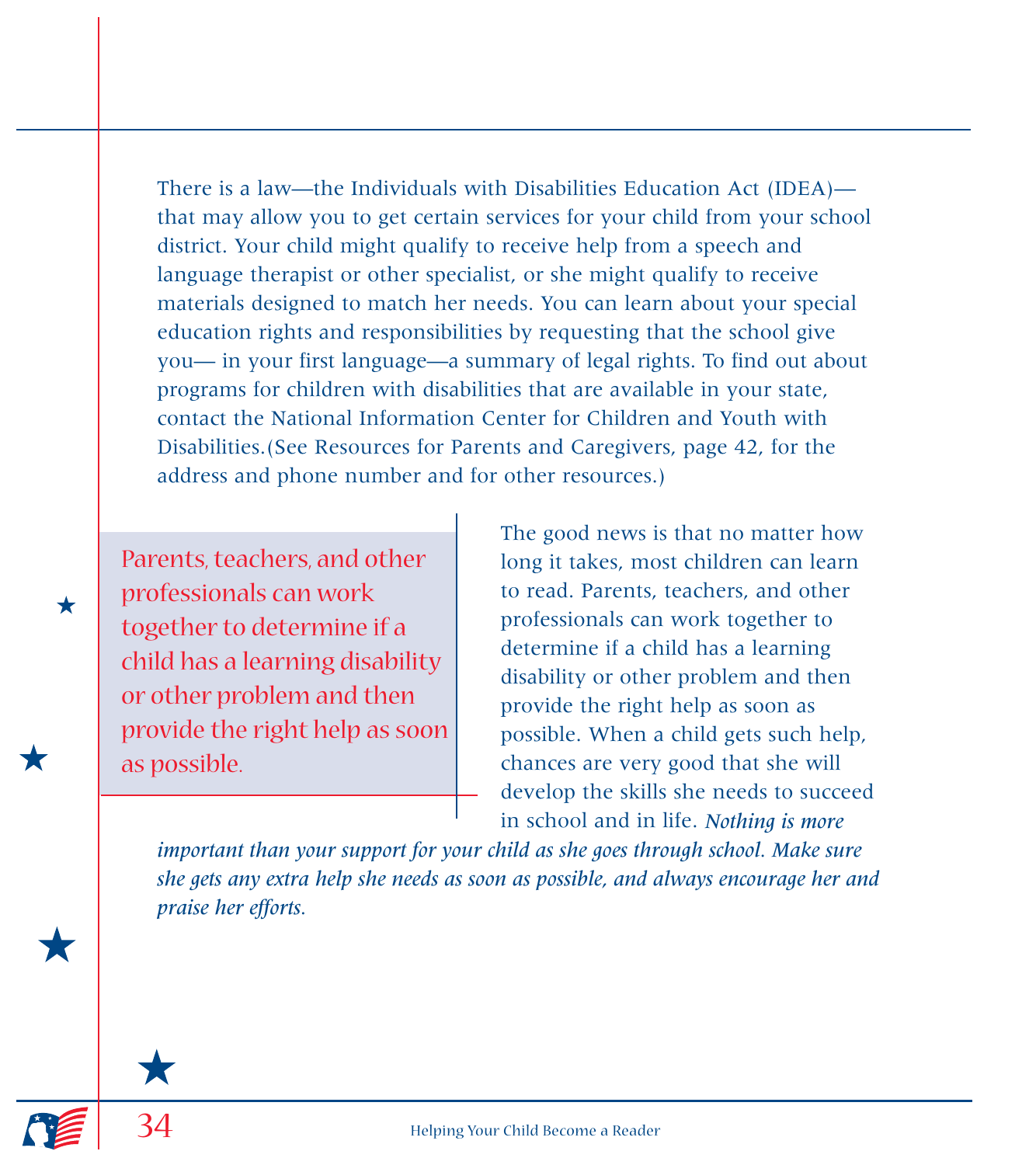There is a law—the Individuals with Disabilities Education Act (IDEA)—that may allow you to get certain services for your child from your school district. Your child might qualify to receive help from a speech and language therapist or other specialist, or she might qualify to receive materials designed to match her needs. You can learn about your special education rights and responsibilities by requesting that the school give you— in your first language—a summary of legal rights. To find out about programs for children with disabilities that are available in your state, contact the National Information Center for Children and Youth with Disabilities.(See Resources for Parents and Caregivers, page 42, for the address and phone number and for other resources.)

> Parents, teachers, and other professionals can work together to determine if a child has a learning disability or other problem and then provide the right help as soon as possible.

The good news is that no matter how long it takes, most children can learn to read. Parents, teachers, and other professionals can work together to determine if a child has a learning disability or other problem and then provide the right help as soon as possible. When a child gets such help, chances are very good that she will develop the skills she needs to succeed in school and in life. *Nothing is more important than your support for your child as she goes through school. Make sure she gets any extra help she needs as soon as possible, and always encourage her and praise her efforts.*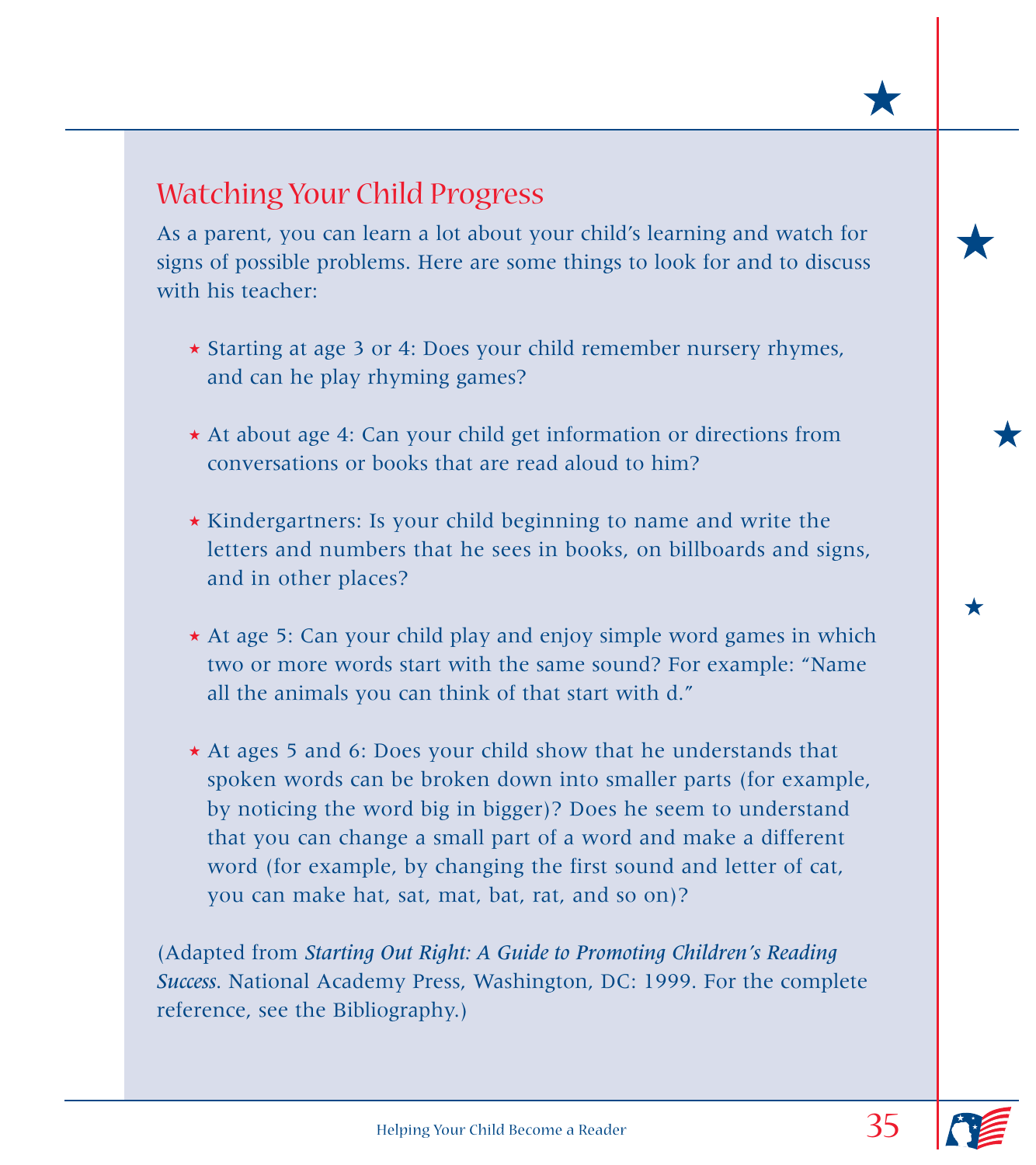## Watching Your Child Progress

As a parent, you can learn a lot about your child's learning and watch for signs of possible problems. Here are some things to look for and to discuss with his teacher:

- Starting at age 3 or 4: Does your child remember nursery rhymes, and can he play rhyming games?
- At about age 4: Can your child get information or directions from conversations or books that are read aloud to him?
- Kindergartners: Is your child beginning to name and write the letters and numbers that he sees in books, on billboards and signs, and in other places?
- At age 5: Can your child play and enjoy simple word games in which two or more words start with the same sound? For example: "Name all the animals you can think of that start with d."
- At ages 5 and 6: Does your child show that he understands that spoken words can be broken down into smaller parts (for example, by noticing the word big in bigger)? Does he seem to understand that you can change a small part of a word and make a different word (for example, by changing the first sound and letter of cat, you can make hat, sat, mat, bat, rat, and so on)?

(Adapted from ***Starting Out Right: A Guide to Promoting Children's Reading Success***. National Academy Press, Washington, DC: 1999. For the complete reference, see the Bibliography.)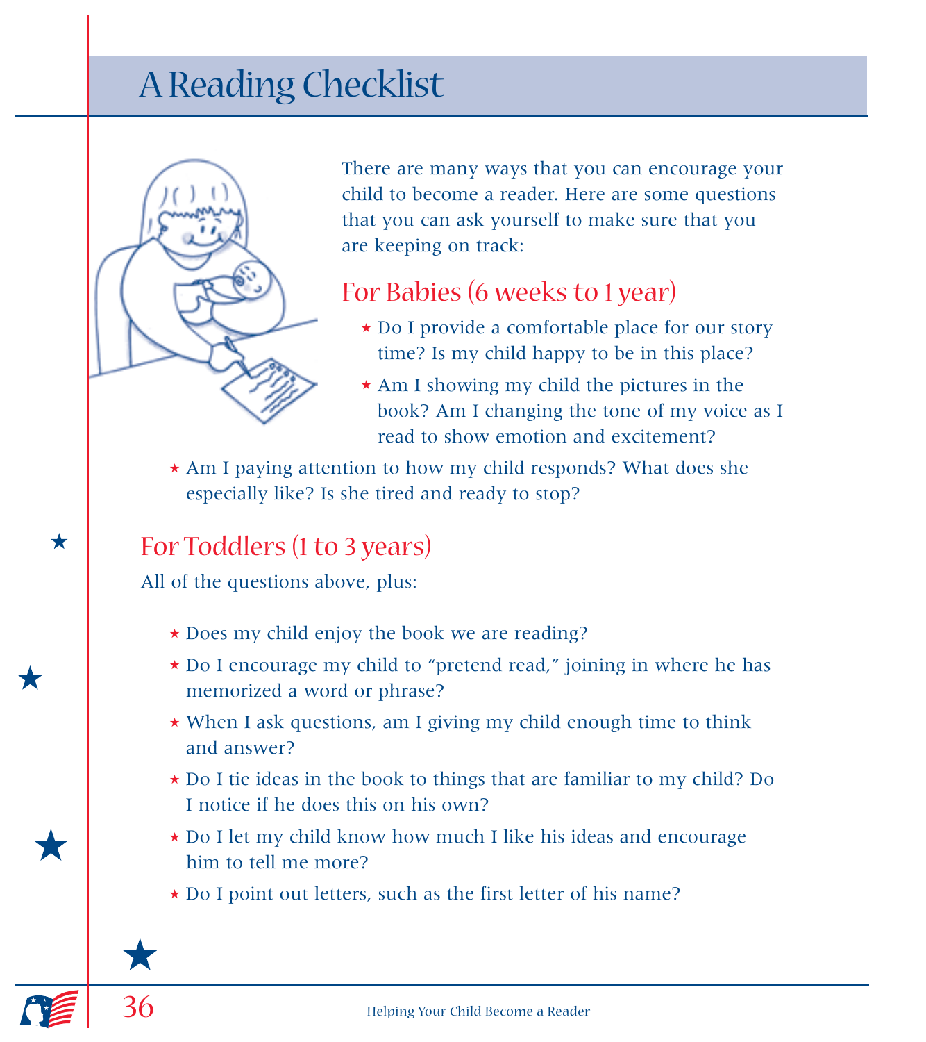# A Reading Checklist

There are many ways that you can encourage your child to become a reader. Here are some questions that you can ask yourself to make sure that you are keeping on track:

## For Babies (6 weeks to 1 year)

- Do I provide a comfortable place for our story time? Is my child happy to be in this place?
- Am I showing my child the pictures in the book? Am I changing the tone of my voice as I read to show emotion and excitement?
- Am I paying attention to how my child responds? What does she especially like? Is she tired and ready to stop?

## For Toddlers (1 to 3 years)

All of the questions above, plus:

- Does my child enjoy the book we are reading?
- Do I encourage my child to "pretend read," joining in where he has memorized a word or phrase?
- When I ask questions, am I giving my child enough time to think and answer?
- Do I tie ideas in the book to things that are familiar to my child? Do I notice if he does this on his own?
- Do I let my child know how much I like his ideas and encourage him to tell me more?
- Do I point out letters, such as the first letter of his name?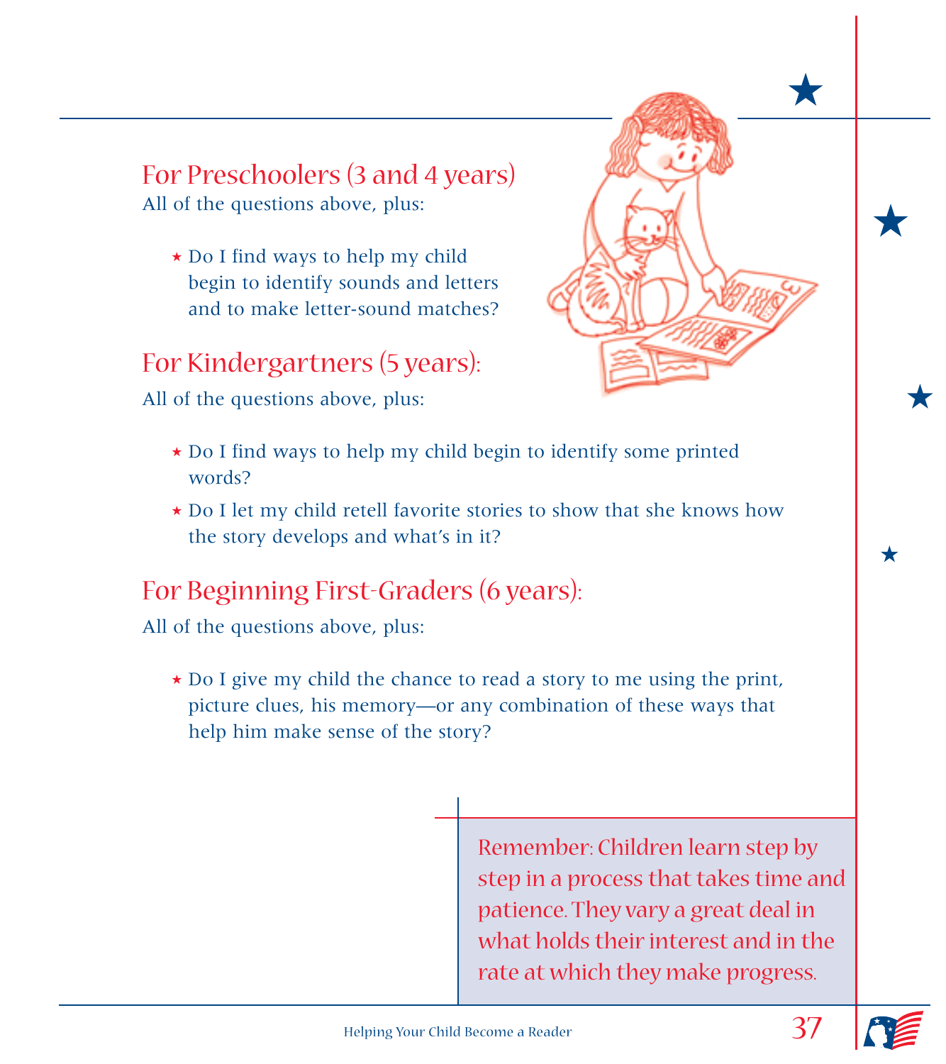## For Preschoolers (3 and 4 years)

All of the questions above, plus:

- Do I find ways to help my child begin to identify sounds and letters and to make letter-sound matches?

## For Kindergartners (5 years):

All of the questions above, plus:

- Do I find ways to help my child begin to identify some printed words?
- Do I let my child retell favorite stories to show that she knows how the story develops and what's in it?

## For Beginning First-Graders (6 years):

All of the questions above, plus:

- Do I give my child the chance to read a story to me using the print, picture clues, his memory—or any combination of these ways that help him make sense of the story?

Remember: Children learn step by step in a process that takes time and patience. They vary a great deal in what holds their interest and in the rate at which they make progress.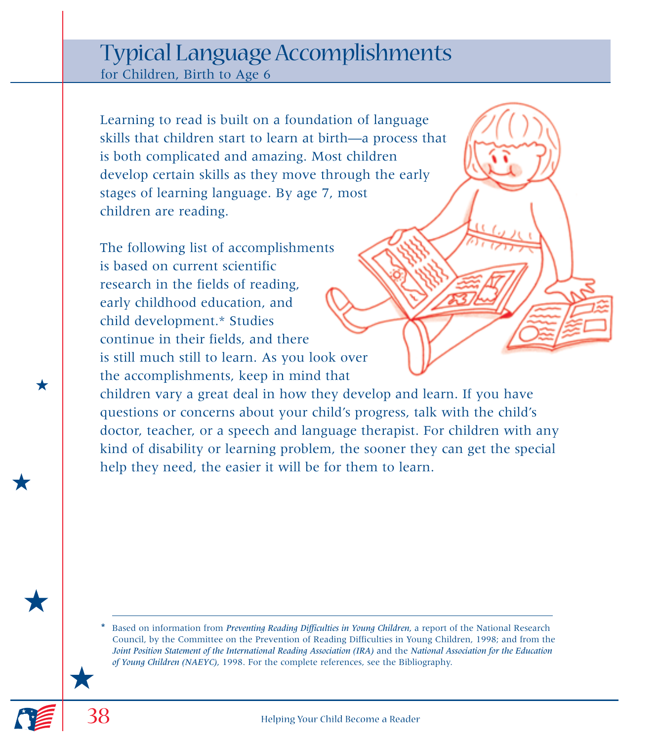# Typical Language Accomplishments

for Children, Birth to Age 6

Learning to read is built on a foundation of language skills that children start to learn at birth—a process that is both complicated and amazing. Most children develop certain skills as they move through the early stages of learning language. By age 7, most children are reading.

The following list of accomplishments is based on current scientific research in the fields of reading, early childhood education, and child development.* Studies continue in their fields, and there is still much still to learn. As you look over the accomplishments, keep in mind that children vary a great deal in how they develop and learn. If you have questions or concerns about your child's progress, talk with the child's doctor, teacher, or a speech and language therapist. For children with any kind of disability or learning problem, the sooner they can get the special help they need, the easier it will be for them to learn.

---

\* Based on information from *Preventing Reading Difficulties in Young Children,* a report of the National Research Council, by the Committee on the Prevention of Reading Difficulties in Young Children, 1998; and from the *Joint Position Statement of the International Reading Association (IRA)* and the *National Association for the Education of Young Children (NAEYC)*, 1998. For the complete references, see the Bibliography.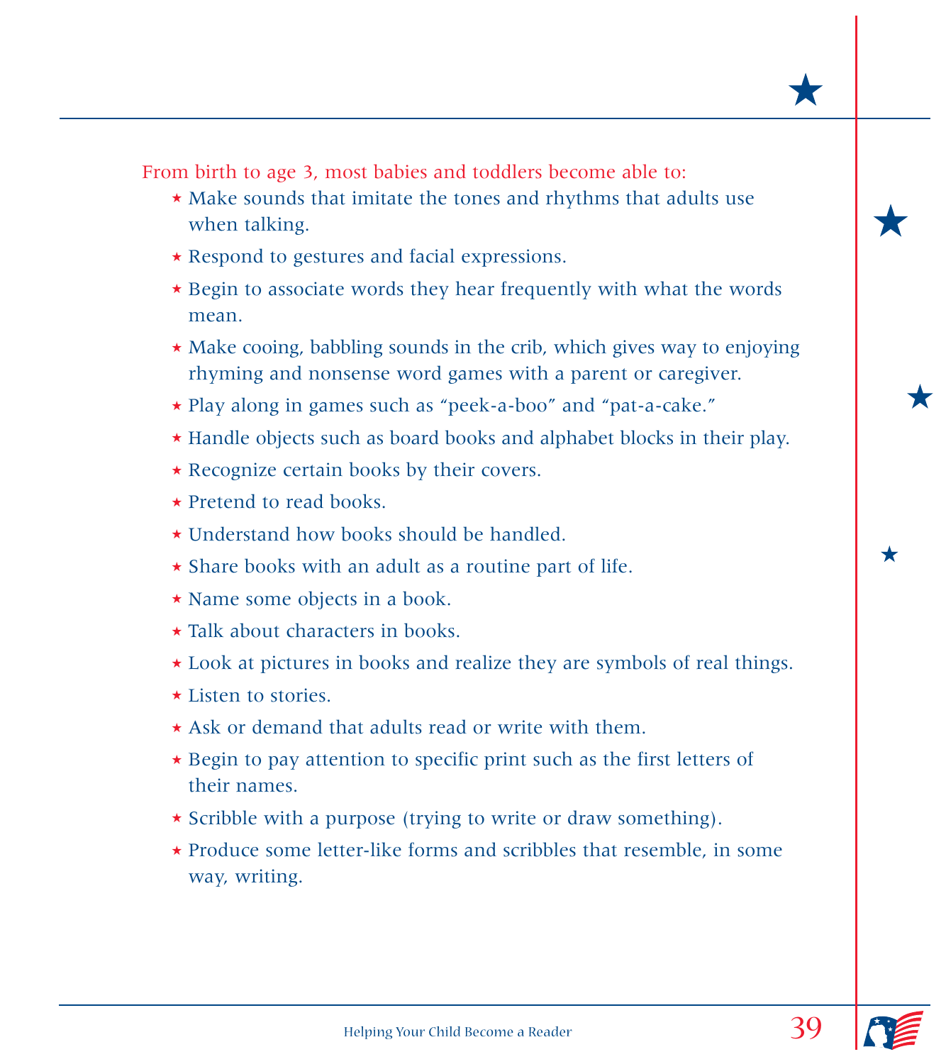From birth to age 3, most babies and toddlers become able to:

- Make sounds that imitate the tones and rhythms that adults use when talking.
- Respond to gestures and facial expressions.
- Begin to associate words they hear frequently with what the words mean.
- Make cooing, babbling sounds in the crib, which gives way to enjoying rhyming and nonsense word games with a parent or caregiver.
- Play along in games such as "peek-a-boo" and "pat-a-cake."
- Handle objects such as board books and alphabet blocks in their play.
- Recognize certain books by their covers.
- Pretend to read books.
- Understand how books should be handled.
- Share books with an adult as a routine part of life.
- Name some objects in a book.
- Talk about characters in books.
- Look at pictures in books and realize they are symbols of real things.
- Listen to stories.
- Ask or demand that adults read or write with them.
- Begin to pay attention to specific print such as the first letters of their names.
- Scribble with a purpose (trying to write or draw something).
- Produce some letter-like forms and scribbles that resemble, in some way, writing.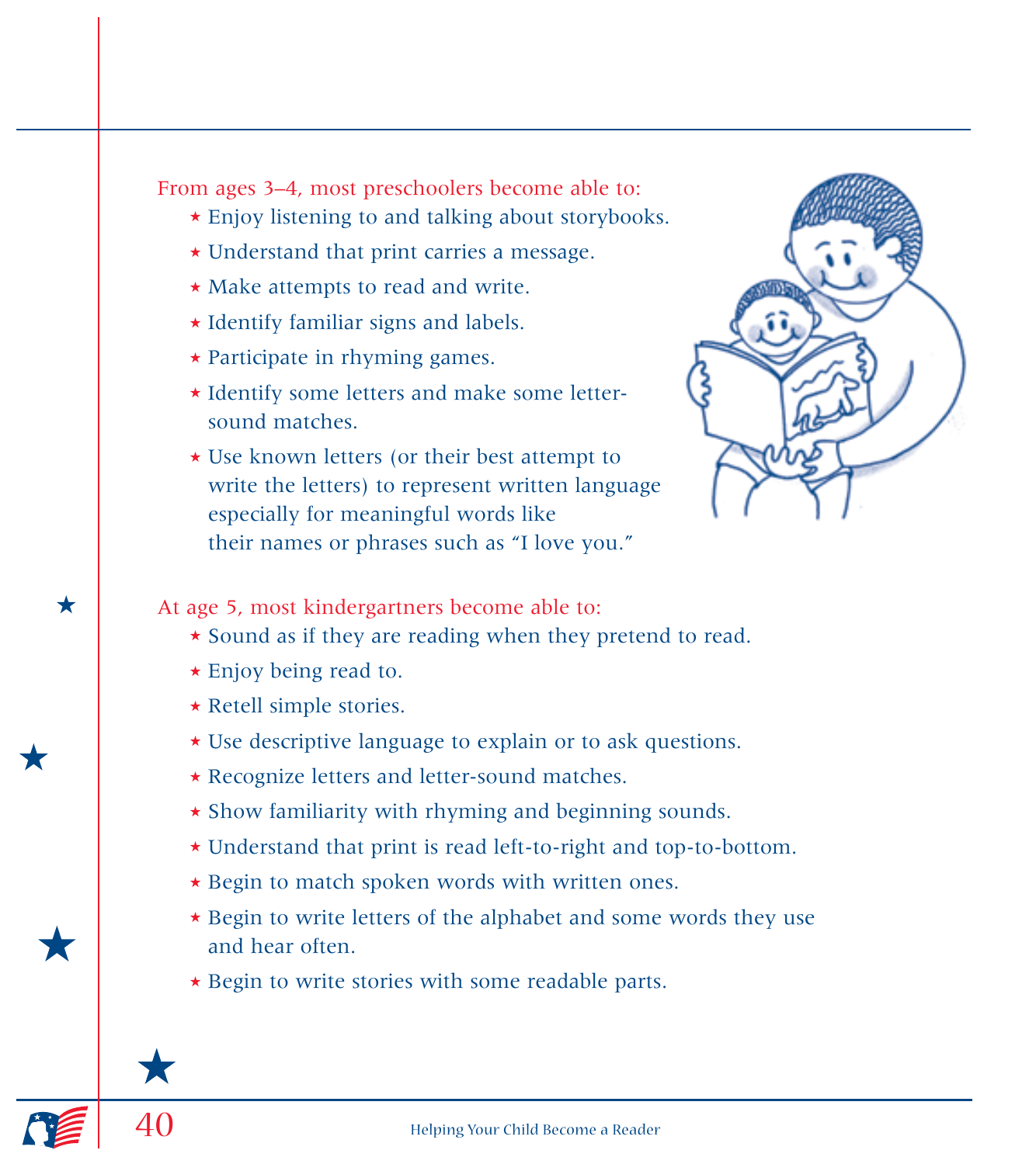From ages 3–4, most preschoolers become able to:

- Enjoy listening to and talking about storybooks.
- Understand that print carries a message.
- Make attempts to read and write.
- Identify familiar signs and labels.
- Participate in rhyming games.
- Identify some letters and make some letter-sound matches.
- Use known letters (or their best attempt to write the letters) to represent written language especially for meaningful words like their names or phrases such as "I love you."

At age 5, most kindergartners become able to:

- Sound as if they are reading when they pretend to read.
- Enjoy being read to.
- Retell simple stories.
- Use descriptive language to explain or to ask questions.
- Recognize letters and letter-sound matches.
- Show familiarity with rhyming and beginning sounds.
- Understand that print is read left-to-right and top-to-bottom.
- Begin to match spoken words with written ones.
- Begin to write letters of the alphabet and some words they use and hear often.
- Begin to write stories with some readable parts.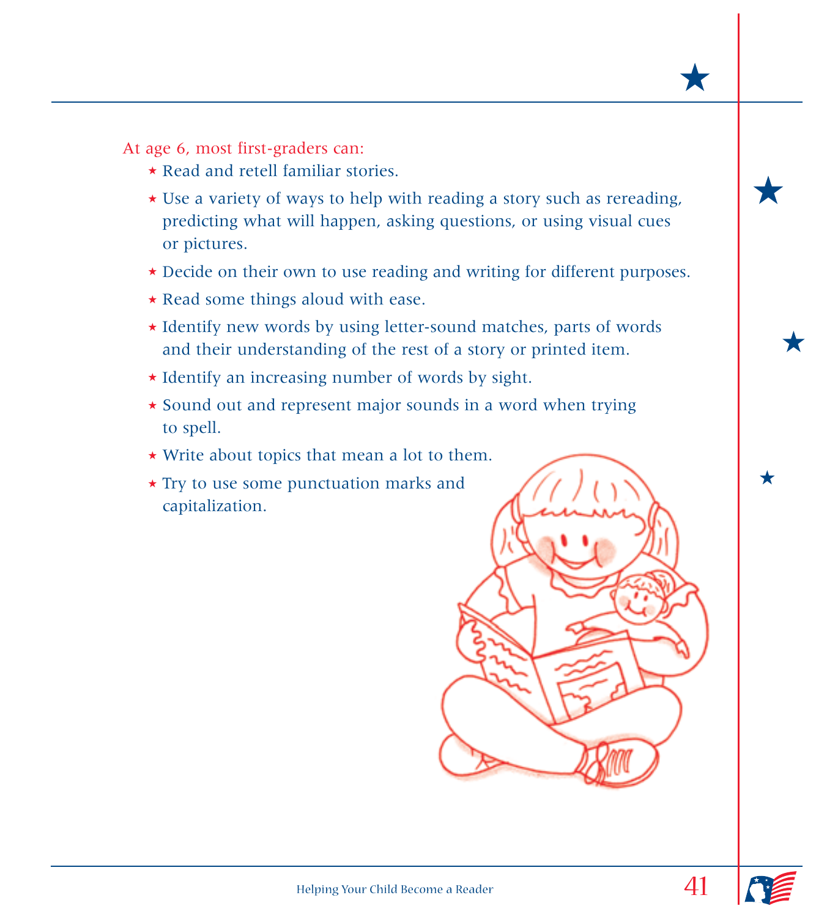At age 6, most first-graders can:

- Read and retell familiar stories.
- Use a variety of ways to help with reading a story such as rereading, predicting what will happen, asking questions, or using visual cues or pictures.
- Decide on their own to use reading and writing for different purposes.
- Read some things aloud with ease.
- Identify new words by using letter-sound matches, parts of words and their understanding of the rest of a story or printed item.
- Identify an increasing number of words by sight.
- Sound out and represent major sounds in a word when trying to spell.
- Write about topics that mean a lot to them.
- Try to use some punctuation marks and capitalization.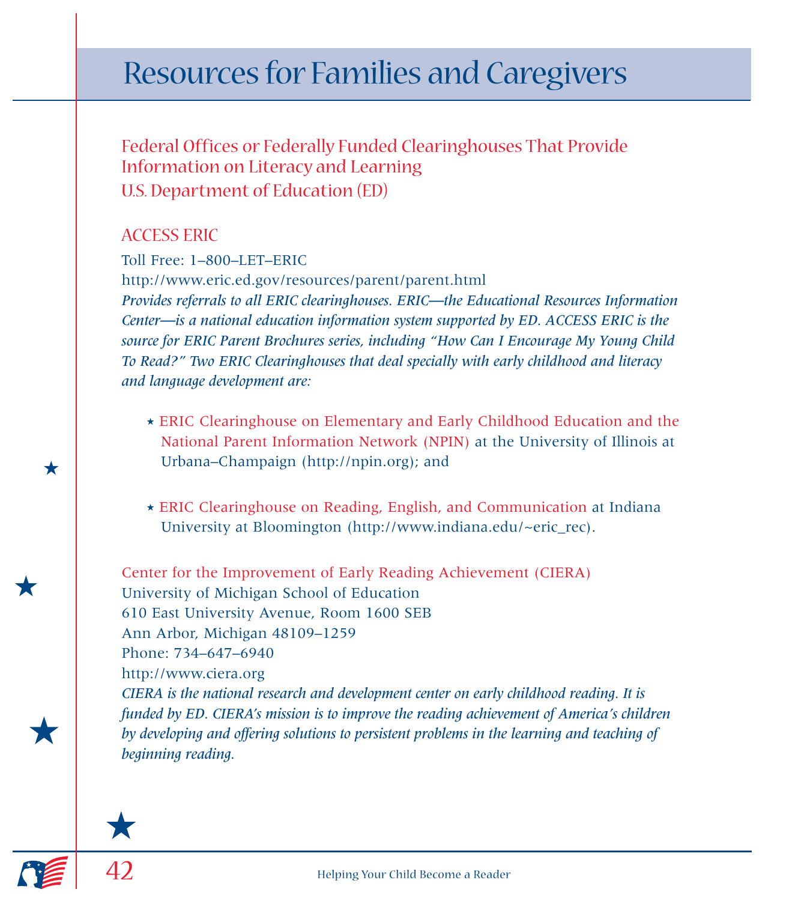# Resources for Families and Caregivers

## Federal Offices or Federally Funded Clearinghouses That Provide Information on Literacy and Learning

### U.S. Department of Education (ED)

#### ACCESS ERIC

Toll Free: 1–800–LET–ERIC

http://www.eric.ed.gov/resources/parent/parent.html

*Provides referrals to all ERIC clearinghouses. ERIC—the Educational Resources Information Center—is a national education information system supported by ED. ACCESS ERIC is the source for ERIC Parent Brochures series, including "How Can I Encourage My Young Child To Read?" Two ERIC Clearinghouses that deal specially with early childhood and literacy and language development are:*

- ERIC Clearinghouse on Elementary and Early Childhood Education and the National Parent Information Network (NPIN) at the University of Illinois at Urbana–Champaign (http://npin.org); and

- ERIC Clearinghouse on Reading, English, and Communication at Indiana University at Bloomington (http://www.indiana.edu/~eric_rec).

#### Center for the Improvement of Early Reading Achievement (CIERA)

University of Michigan School of Education
610 East University Avenue, Room 1600 SEB
Ann Arbor, Michigan 48109–1259
Phone: 734–647–6940
http://www.ciera.org

*CIERA is the national research and development center on early childhood reading. It is funded by ED. CIERA's mission is to improve the reading achievement of America's children by developing and offering solutions to persistent problems in the learning and teaching of beginning reading.*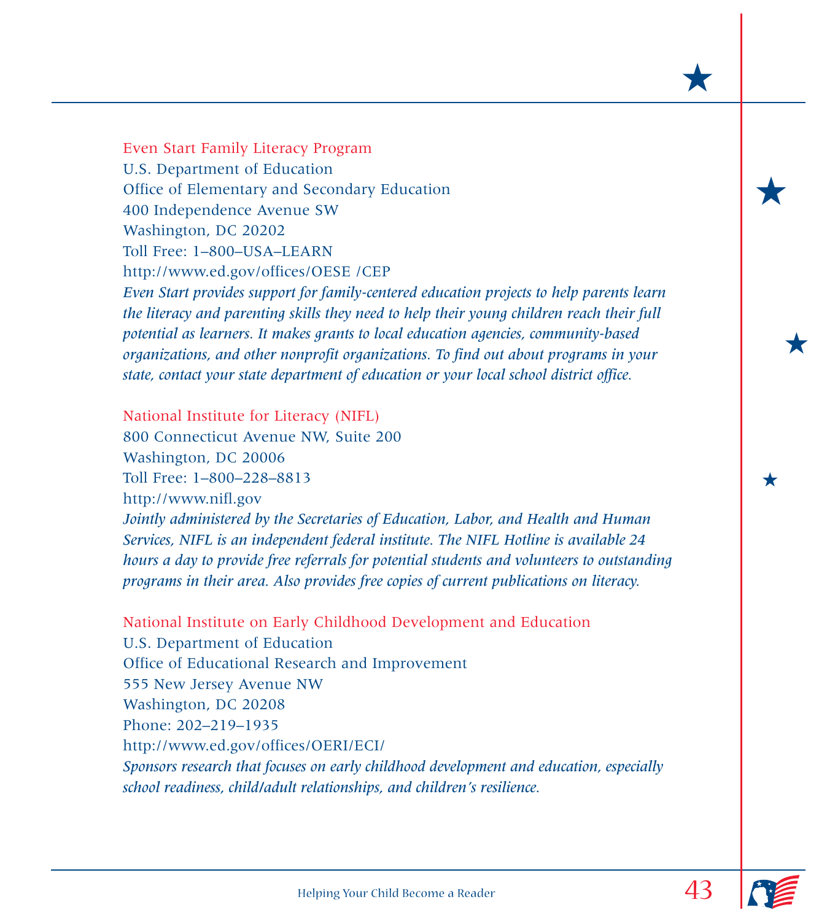### Even Start Family Literacy Program

U.S. Department of Education
Office of Elementary and Secondary Education
400 Independence Avenue SW
Washington, DC 20202
Toll Free: 1–800–USA–LEARN
http://www.ed.gov/offices/OESE /CEP

*Even Start provides support for family-centered education projects to help parents learn the literacy and parenting skills they need to help their young children reach their full potential as learners. It makes grants to local education agencies, community-based organizations, and other nonprofit organizations. To find out about programs in your state, contact your state department of education or your local school district office.*

### National Institute for Literacy (NIFL)

800 Connecticut Avenue NW, Suite 200
Washington, DC 20006
Toll Free: 1–800–228–8813
http://www.nifl.gov

*Jointly administered by the Secretaries of Education, Labor, and Health and Human Services, NIFL is an independent federal institute. The NIFL Hotline is available 24 hours a day to provide free referrals for potential students and volunteers to outstanding programs in their area. Also provides free copies of current publications on literacy.*

### National Institute on Early Childhood Development and Education

U.S. Department of Education
Office of Educational Research and Improvement
555 New Jersey Avenue NW
Washington, DC 20208
Phone: 202–219–1935
http://www.ed.gov/offices/OERI/ECI/

*Sponsors research that focuses on early childhood development and education, especially school readiness, child/adult relationships, and children's resilience.*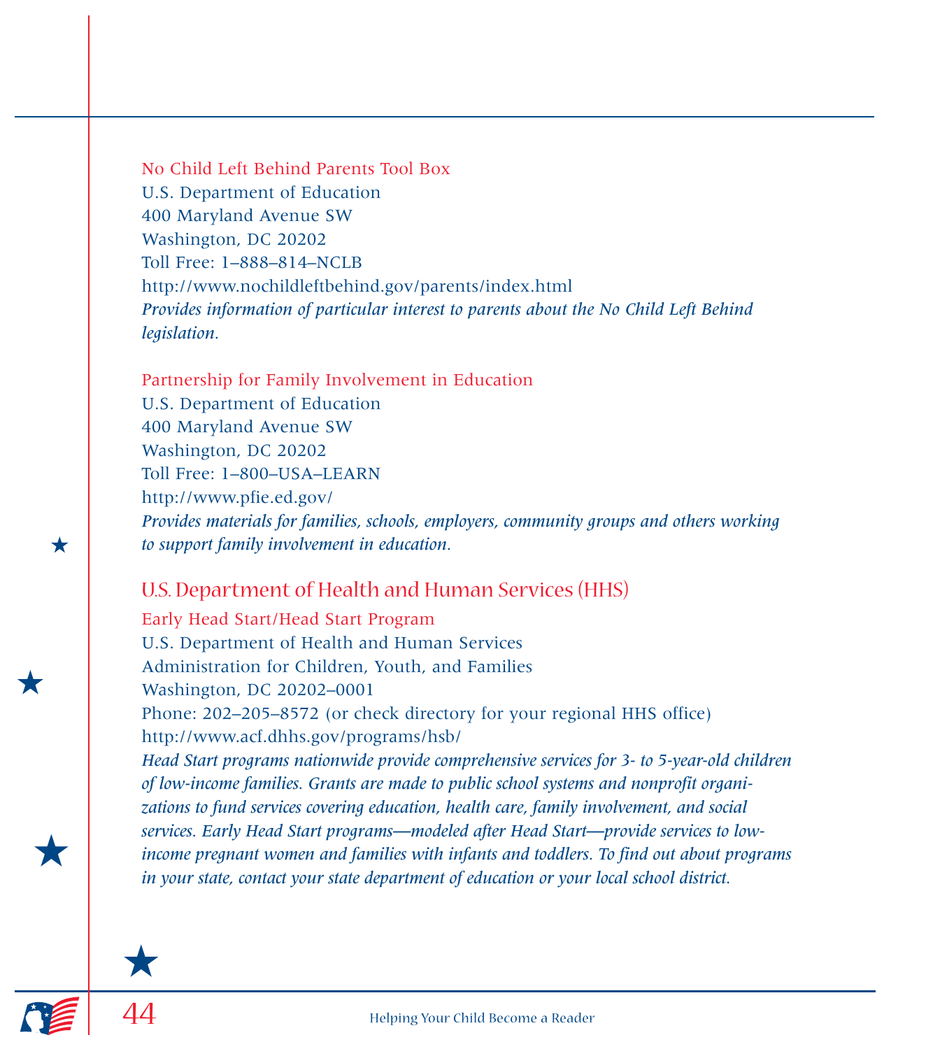### No Child Left Behind Parents Tool Box

U.S. Department of Education
400 Maryland Avenue SW
Washington, DC 20202
Toll Free: 1–888–814–NCLB
http://www.nochildleftbehind.gov/parents/index.html

*Provides information of particular interest to parents about the No Child Left Behind legislation.*

### Partnership for Family Involvement in Education

U.S. Department of Education
400 Maryland Avenue SW
Washington, DC 20202
Toll Free: 1–800–USA–LEARN
http://www.pfie.ed.gov/

*Provides materials for families, schools, employers, community groups and others working to support family involvement in education.*

## U.S. Department of Health and Human Services (HHS)

### Early Head Start/Head Start Program

U.S. Department of Health and Human Services
Administration for Children, Youth, and Families
Washington, DC 20202–0001
Phone: 202–205–8572 (or check directory for your regional HHS office)
http://www.acf.dhhs.gov/programs/hsb/

*Head Start programs nationwide provide comprehensive services for 3- to 5-year-old children of low-income families. Grants are made to public school systems and nonprofit organizations to fund services covering education, health care, family involvement, and social services. Early Head Start programs—modeled after Head Start—provide services to low-income pregnant women and families with infants and toddlers. To find out about programs in your state, contact your state department of education or your local school district.*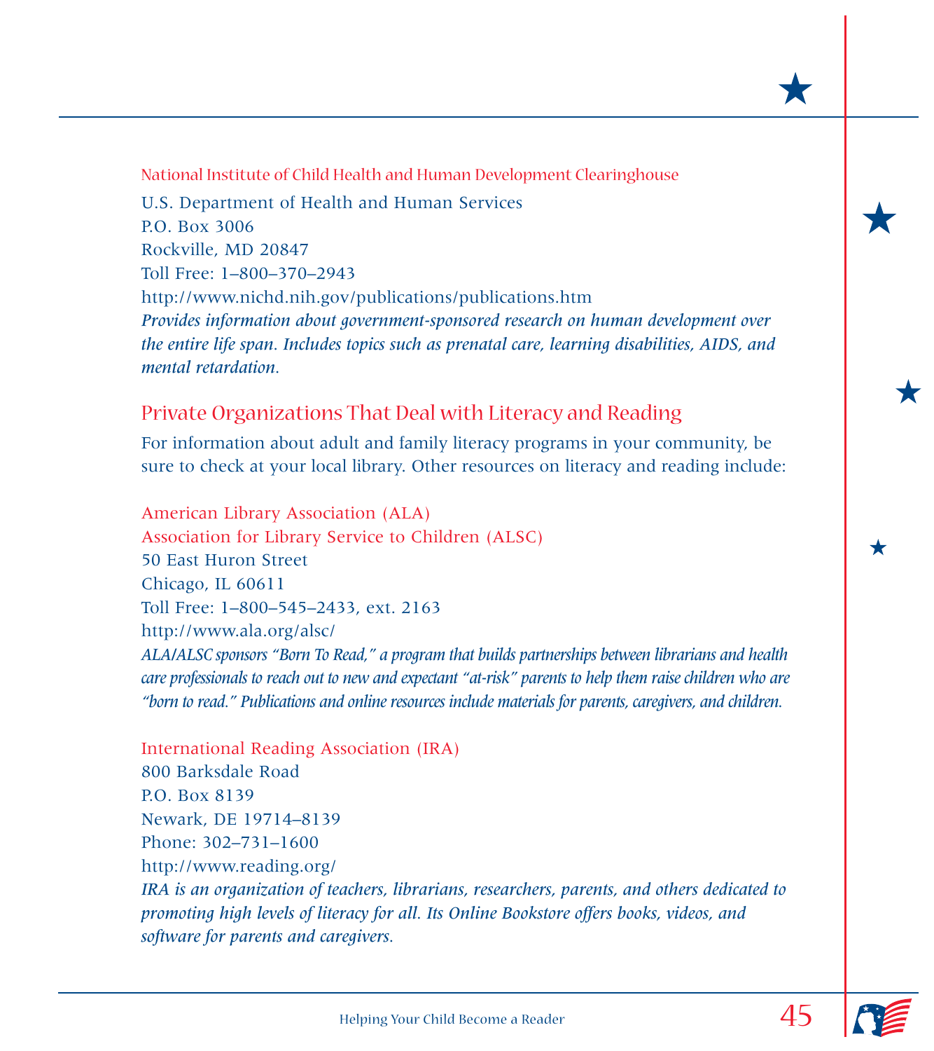National Institute of Child Health and Human Development Clearinghouse

U.S. Department of Health and Human Services
P.O. Box 3006
Rockville, MD 20847
Toll Free: 1–800–370–2943
http://www.nichd.nih.gov/publications/publications.htm

*Provides information about government-sponsored research on human development over the entire life span. Includes topics such as prenatal care, learning disabilities, AIDS, and mental retardation.*

## Private Organizations That Deal with Literacy and Reading

For information about adult and family literacy programs in your community, be sure to check at your local library. Other resources on literacy and reading include:

American Library Association (ALA)
Association for Library Service to Children (ALSC)
50 East Huron Street
Chicago, IL 60611
Toll Free: 1–800–545–2433, ext. 2163
http://www.ala.org/alsc/

*ALA/ALSC sponsors "Born To Read," a program that builds partnerships between librarians and health care professionals to reach out to new and expectant "at-risk" parents to help them raise children who are "born to read." Publications and online resources include materials for parents, caregivers, and children.*

International Reading Association (IRA)
800 Barksdale Road
P.O. Box 8139
Newark, DE 19714–8139
Phone: 302–731–1600
http://www.reading.org/

*IRA is an organization of teachers, librarians, researchers, parents, and others dedicated to promoting high levels of literacy for all. Its Online Bookstore offers books, videos, and software for parents and caregivers.*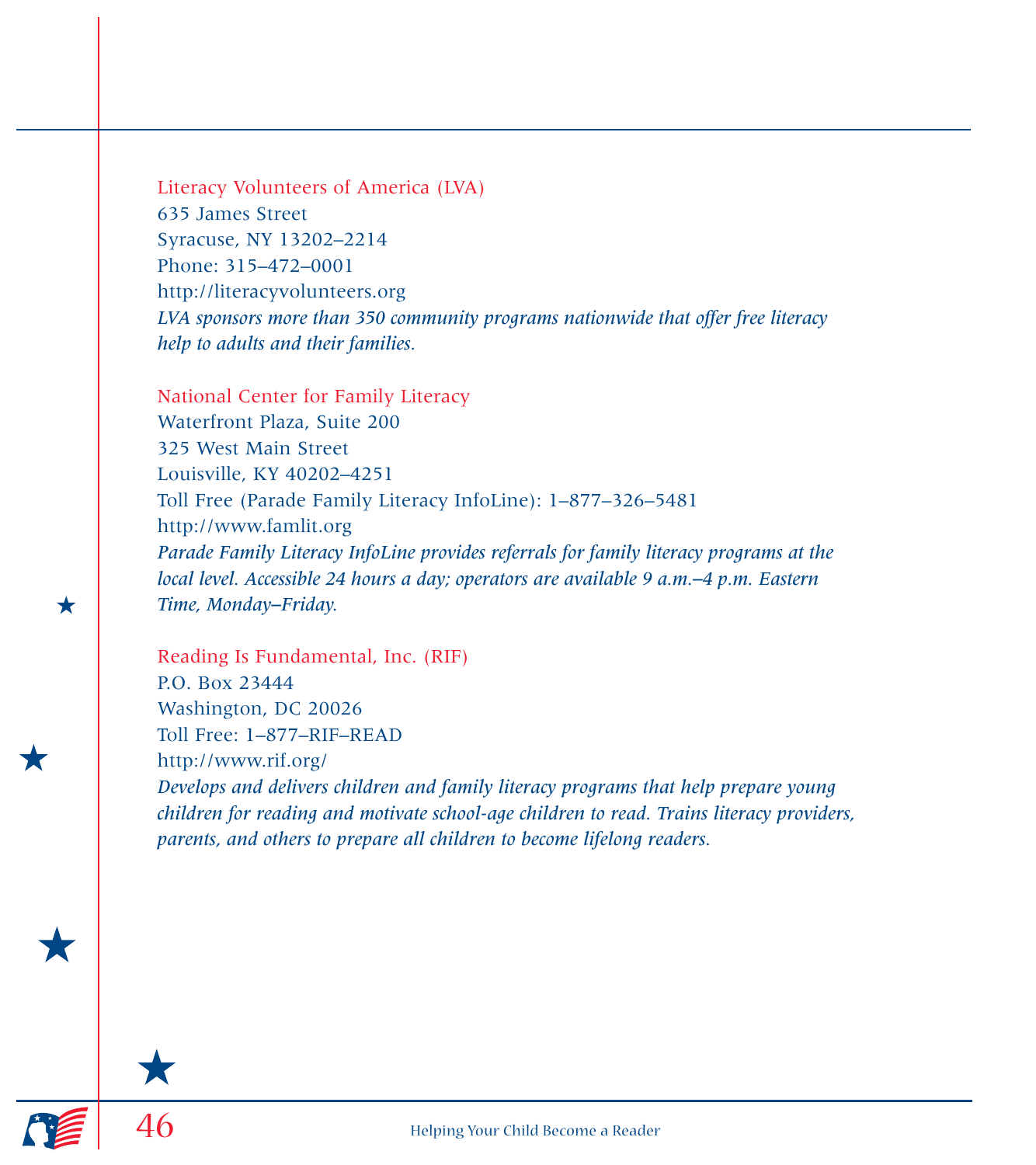Literacy Volunteers of America (LVA)
635 James Street
Syracuse, NY 13202–2214
Phone: 315–472–0001
http://literacyvolunteers.org
*LVA sponsors more than 350 community programs nationwide that offer free literacy help to adults and their families.*

National Center for Family Literacy
Waterfront Plaza, Suite 200
325 West Main Street
Louisville, KY 40202–4251
Toll Free (Parade Family Literacy InfoLine): 1–877–326–5481
http://www.famlit.org
*Parade Family Literacy InfoLine provides referrals for family literacy programs at the local level. Accessible 24 hours a day; operators are available 9 a.m.–4 p.m. Eastern Time, Monday–Friday.*

Reading Is Fundamental, Inc. (RIF)
P.O. Box 23444
Washington, DC 20026
Toll Free: 1–877–RIF–READ
http://www.rif.org/
*Develops and delivers children and family literacy programs that help prepare young children for reading and motivate school-age children to read. Trains literacy providers, parents, and others to prepare all children to become lifelong readers.*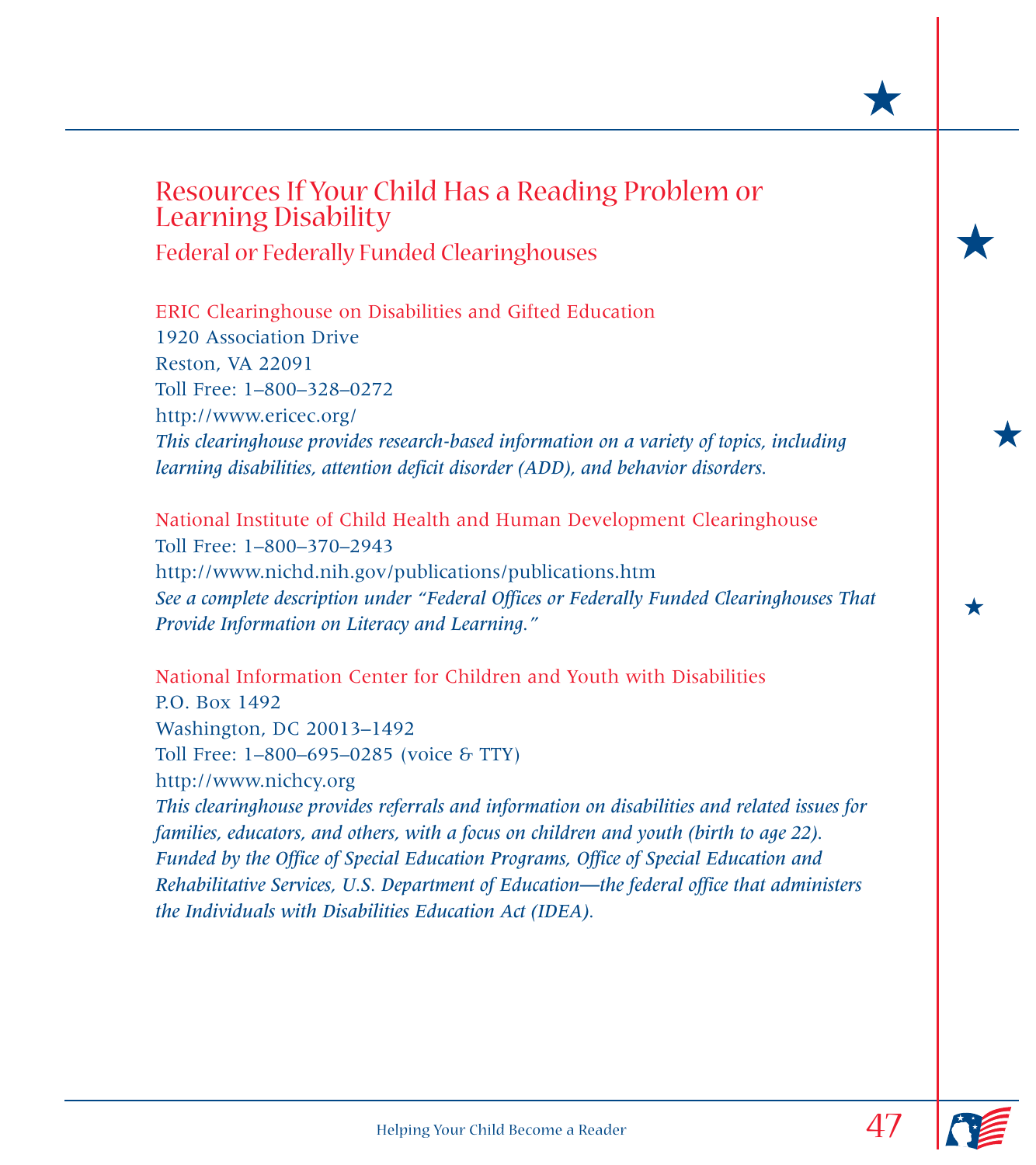## Resources If Your Child Has a Reading Problem or Learning Disability

### Federal or Federally Funded Clearinghouses

ERIC Clearinghouse on Disabilities and Gifted Education
1920 Association Drive
Reston, VA 22091
Toll Free: 1–800–328–0272
http://www.ericec.org/
*This clearinghouse provides research-based information on a variety of topics, including learning disabilities, attention deficit disorder (ADD), and behavior disorders.*

National Institute of Child Health and Human Development Clearinghouse
Toll Free: 1–800–370–2943
http://www.nichd.nih.gov/publications/publications.htm
*See a complete description under "Federal Offices or Federally Funded Clearinghouses That Provide Information on Literacy and Learning."*

National Information Center for Children and Youth with Disabilities
P.O. Box 1492
Washington, DC 20013–1492
Toll Free: 1–800–695–0285 (voice & TTY)
http://www.nichcy.org
*This clearinghouse provides referrals and information on disabilities and related issues for families, educators, and others, with a focus on children and youth (birth to age 22). Funded by the Office of Special Education Programs, Office of Special Education and Rehabilitative Services, U.S. Department of Education—the federal office that administers the Individuals with Disabilities Education Act (IDEA).*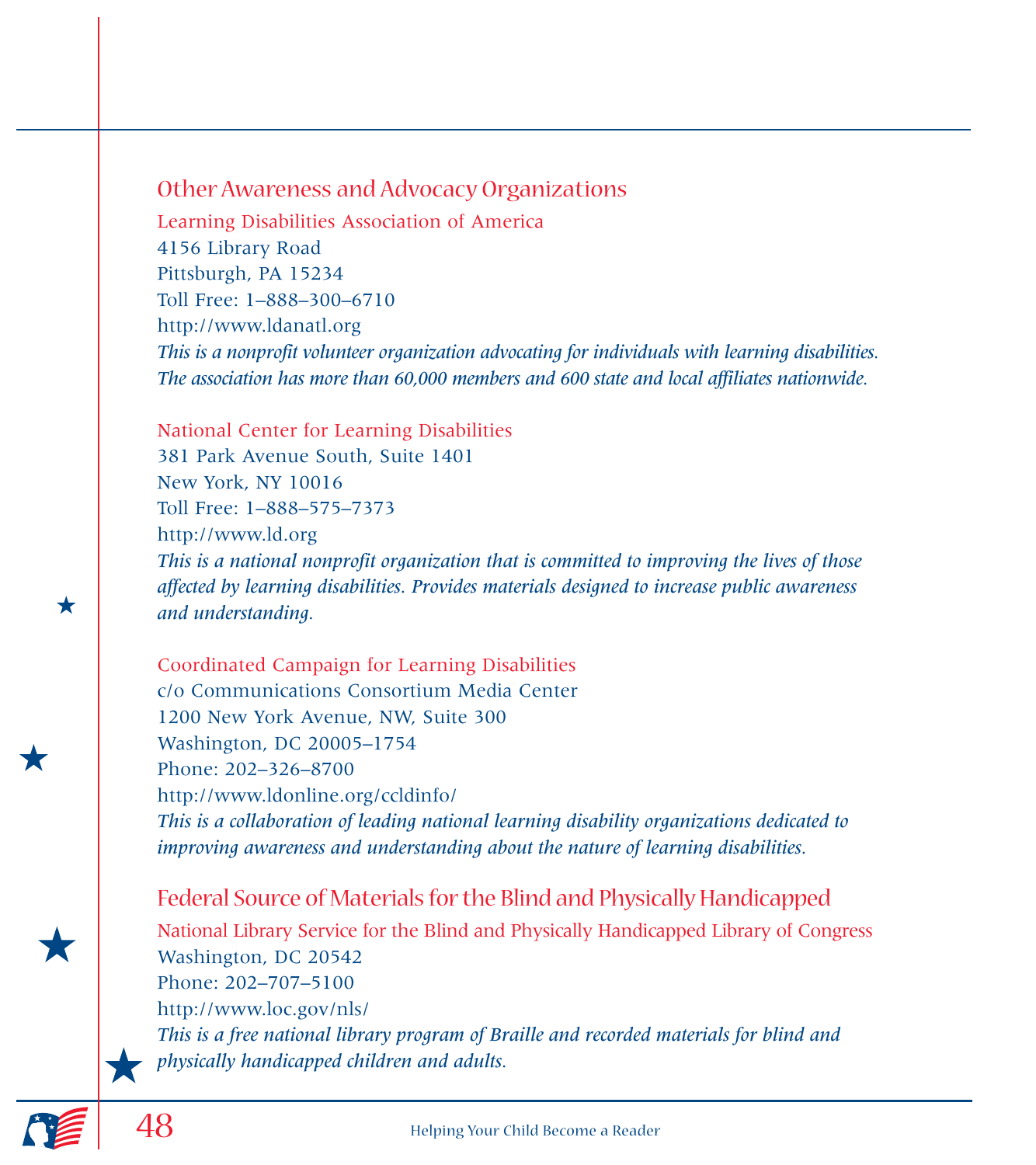## Other Awareness and Advocacy Organizations

### Learning Disabilities Association of America

4156 Library Road
Pittsburgh, PA 15234
Toll Free: 1–888–300–6710
http://www.ldanatl.org

*This is a nonprofit volunteer organization advocating for individuals with learning disabilities. The association has more than 60,000 members and 600 state and local affiliates nationwide.*

### National Center for Learning Disabilities

381 Park Avenue South, Suite 1401
New York, NY 10016
Toll Free: 1–888–575–7373
http://www.ld.org

*This is a national nonprofit organization that is committed to improving the lives of those affected by learning disabilities. Provides materials designed to increase public awareness and understanding.*

### Coordinated Campaign for Learning Disabilities

c/o Communications Consortium Media Center
1200 New York Avenue, NW, Suite 300
Washington, DC 20005–1754
Phone: 202–326–8700
http://www.ldonline.org/ccldinfo/

*This is a collaboration of leading national learning disability organizations dedicated to improving awareness and understanding about the nature of learning disabilities.*

## Federal Source of Materials for the Blind and Physically Handicapped

### National Library Service for the Blind and Physically Handicapped Library of Congress

Washington, DC 20542
Phone: 202–707–5100
http://www.loc.gov/nls/

*This is a free national library program of Braille and recorded materials for blind and physically handicapped children and adults.*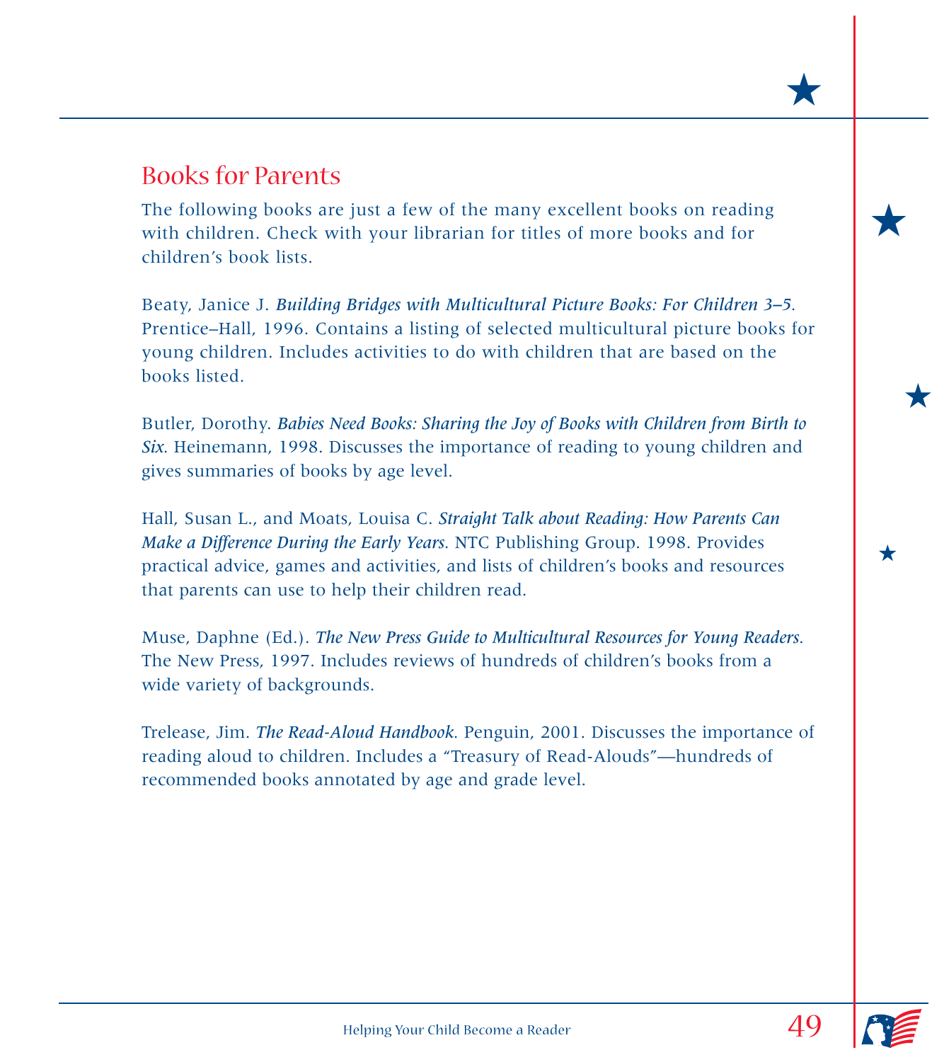## Books for Parents

The following books are just a few of the many excellent books on reading with children. Check with your librarian for titles of more books and for children's book lists.

Beaty, Janice J. *Building Bridges with Multicultural Picture Books: For Children 3–5*. Prentice–Hall, 1996. Contains a listing of selected multicultural picture books for young children. Includes activities to do with children that are based on the books listed.

Butler, Dorothy. *Babies Need Books: Sharing the Joy of Books with Children from Birth to Six*. Heinemann, 1998. Discusses the importance of reading to young children and gives summaries of books by age level.

Hall, Susan L., and Moats, Louisa C. *Straight Talk about Reading: How Parents Can Make a Difference During the Early Years*. NTC Publishing Group. 1998. Provides practical advice, games and activities, and lists of children's books and resources that parents can use to help their children read.

Muse, Daphne (Ed.). *The New Press Guide to Multicultural Resources for Young Readers*. The New Press, 1997. Includes reviews of hundreds of children's books from a wide variety of backgrounds.

Trelease, Jim. *The Read-Aloud Handbook*. Penguin, 2001. Discusses the importance of reading aloud to children. Includes a "Treasury of Read-Alouds"—hundreds of recommended books annotated by age and grade level.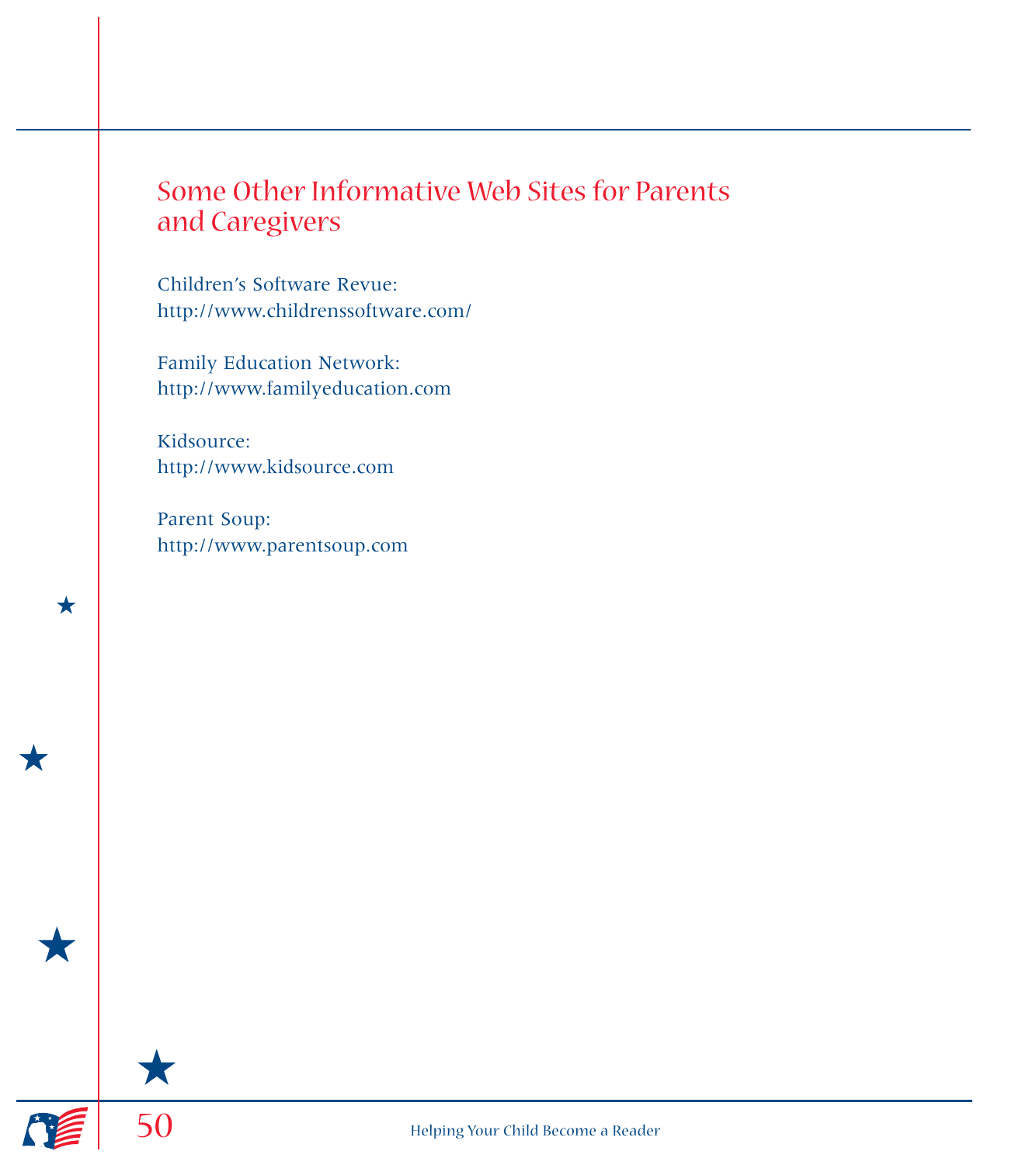## Some Other Informative Web Sites for Parents and Caregivers

Children's Software Revue:
http://www.childrenssoftware.com/

Family Education Network:
http://www.familyeducation.com

Kidsource:
http://www.kidsource.com

Parent Soup:
http://www.parentsoup.com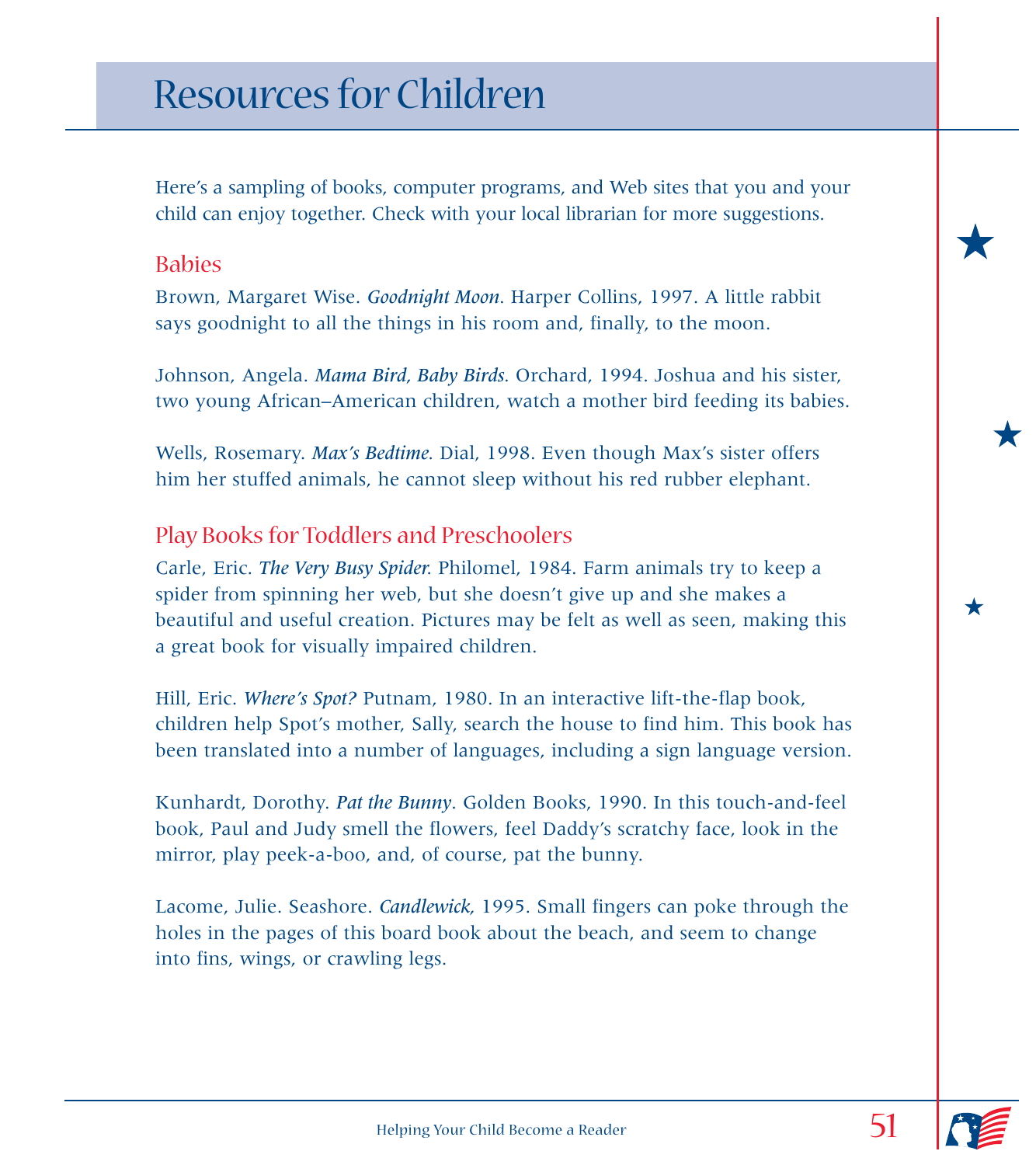# Resources for Children

Here's a sampling of books, computer programs, and Web sites that you and your child can enjoy together. Check with your local librarian for more suggestions.

## Babies

Brown, Margaret Wise. ***Goodnight Moon***. Harper Collins, 1997. A little rabbit says goodnight to all the things in his room and, finally, to the moon.

Johnson, Angela. ***Mama Bird, Baby Birds***. Orchard, 1994. Joshua and his sister, two young African–American children, watch a mother bird feeding its babies.

Wells, Rosemary. ***Max's Bedtime***. Dial, 1998. Even though Max's sister offers him her stuffed animals, he cannot sleep without his red rubber elephant.

## Play Books for Toddlers and Preschoolers

Carle, Eric. ***The Very Busy Spider***. Philomel, 1984. Farm animals try to keep a spider from spinning her web, but she doesn't give up and she makes a beautiful and useful creation. Pictures may be felt as well as seen, making this a great book for visually impaired children.

Hill, Eric. ***Where's Spot?*** Putnam, 1980. In an interactive lift-the-flap book, children help Spot's mother, Sally, search the house to find him. This book has been translated into a number of languages, including a sign language version.

Kunhardt, Dorothy. ***Pat the Bunny***. Golden Books, 1990. In this touch-and-feel book, Paul and Judy smell the flowers, feel Daddy's scratchy face, look in the mirror, play peek-a-boo, and, of course, pat the bunny.

Lacome, Julie. Seashore. ***Candlewick***, 1995. Small fingers can poke through the holes in the pages of this board book about the beach, and seem to change into fins, wings, or crawling legs.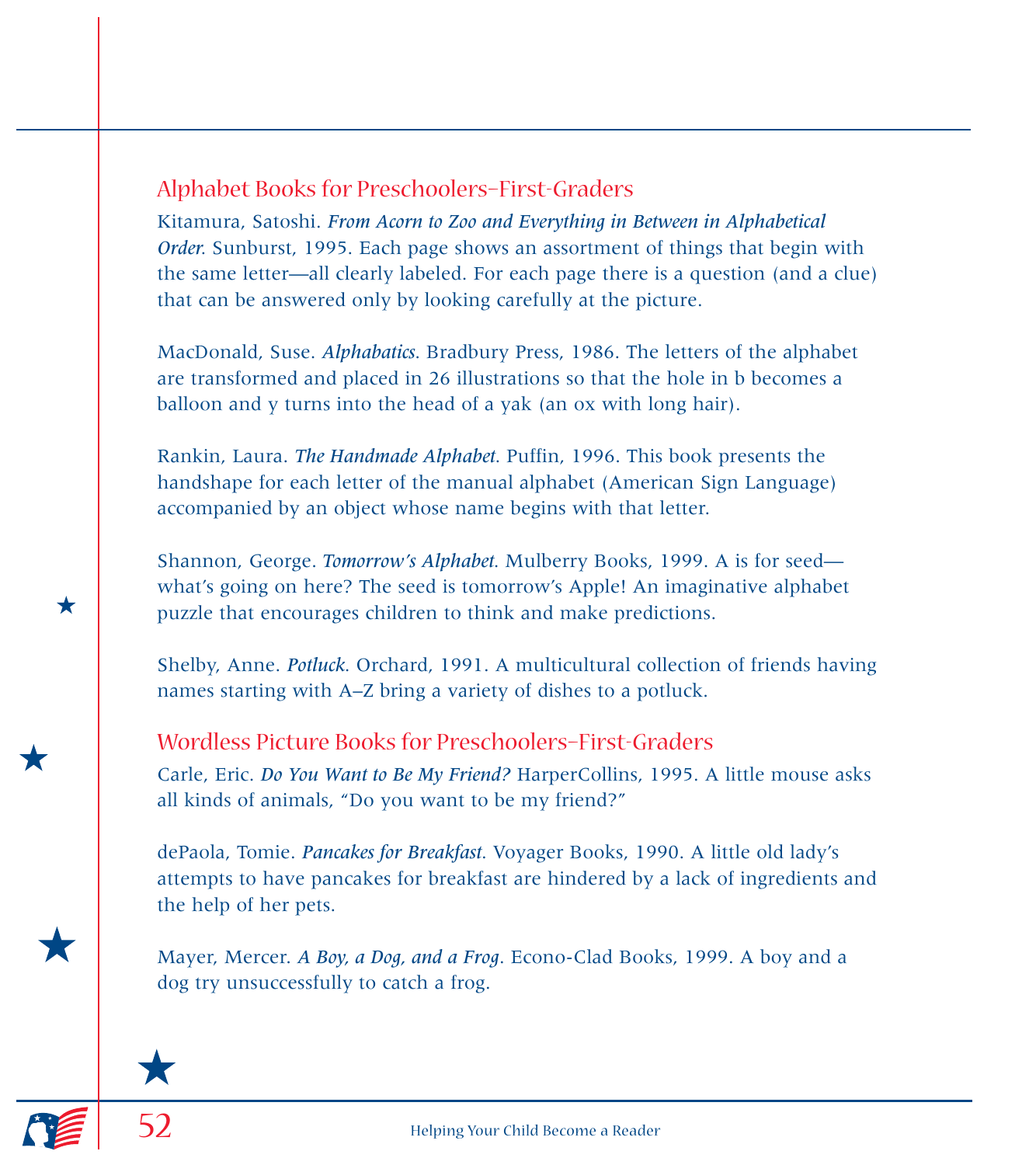## Alphabet Books for Preschoolers–First-Graders

Kitamura, Satoshi. ***From Acorn to Zoo and Everything in Between in Alphabetical Order.*** Sunburst, 1995. Each page shows an assortment of things that begin with the same letter—all clearly labeled. For each page there is a question (and a clue) that can be answered only by looking carefully at the picture.

MacDonald, Suse. ***Alphabatics.*** Bradbury Press, 1986. The letters of the alphabet are transformed and placed in 26 illustrations so that the hole in b becomes a balloon and y turns into the head of a yak (an ox with long hair).

Rankin, Laura. ***The Handmade Alphabet.*** Puffin, 1996. This book presents the handshape for each letter of the manual alphabet (American Sign Language) accompanied by an object whose name begins with that letter.

Shannon, George. ***Tomorrow's Alphabet.*** Mulberry Books, 1999. A is for seed—what's going on here? The seed is tomorrow's Apple! An imaginative alphabet puzzle that encourages children to think and make predictions.

Shelby, Anne. ***Potluck.*** Orchard, 1991. A multicultural collection of friends having names starting with A–Z bring a variety of dishes to a potluck.

## Wordless Picture Books for Preschoolers–First-Graders

Carle, Eric. ***Do You Want to Be My Friend?*** HarperCollins, 1995. A little mouse asks all kinds of animals, "Do you want to be my friend?"

dePaola, Tomie. ***Pancakes for Breakfast.*** Voyager Books, 1990. A little old lady's attempts to have pancakes for breakfast are hindered by a lack of ingredients and the help of her pets.

Mayer, Mercer. ***A Boy, a Dog, and a Frog.*** Econo-Clad Books, 1999. A boy and a dog try unsuccessfully to catch a frog.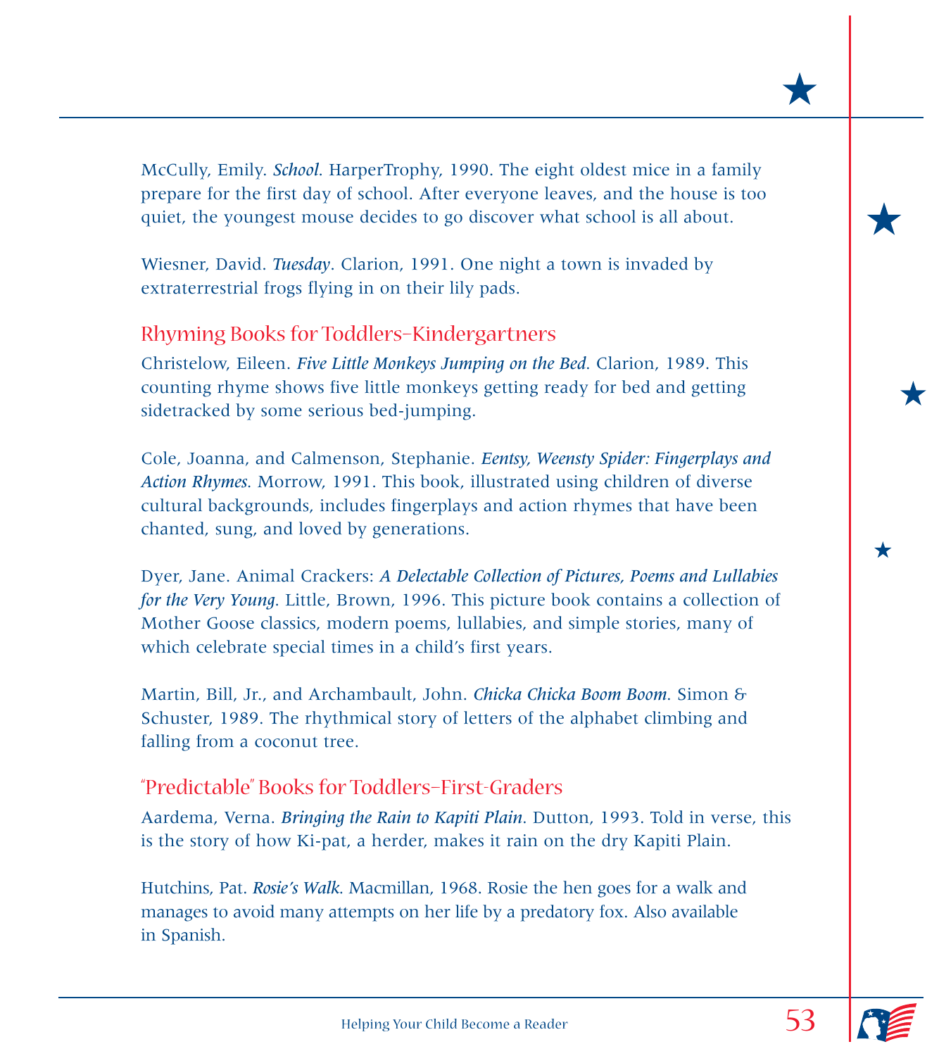McCully, Emily. ***School***. HarperTrophy, 1990. The eight oldest mice in a family prepare for the first day of school. After everyone leaves, and the house is too quiet, the youngest mouse decides to go discover what school is all about.

Wiesner, David. ***Tuesday***. Clarion, 1991. One night a town is invaded by extraterrestrial frogs flying in on their lily pads.

## Rhyming Books for Toddlers–Kindergartners

Christelow, Eileen. ***Five Little Monkeys Jumping on the Bed***. Clarion, 1989. This counting rhyme shows five little monkeys getting ready for bed and getting sidetracked by some serious bed-jumping.

Cole, Joanna, and Calmenson, Stephanie. ***Eentsy, Weensty Spider: Fingerplays and Action Rhymes***. Morrow, 1991. This book, illustrated using children of diverse cultural backgrounds, includes fingerplays and action rhymes that have been chanted, sung, and loved by generations.

Dyer, Jane. Animal Crackers: ***A Delectable Collection of Pictures, Poems and Lullabies for the Very Young***. Little, Brown, 1996. This picture book contains a collection of Mother Goose classics, modern poems, lullabies, and simple stories, many of which celebrate special times in a child's first years.

Martin, Bill, Jr., and Archambault, John. ***Chicka Chicka Boom Boom***. Simon & Schuster, 1989. The rhythmical story of letters of the alphabet climbing and falling from a coconut tree.

## "Predictable" Books for Toddlers–First-Graders

Aardema, Verna. ***Bringing the Rain to Kapiti Plain***. Dutton, 1993. Told in verse, this is the story of how Ki-pat, a herder, makes it rain on the dry Kapiti Plain.

Hutchins, Pat. ***Rosie's Walk***. Macmillan, 1968. Rosie the hen goes for a walk and manages to avoid many attempts on her life by a predatory fox. Also available in Spanish.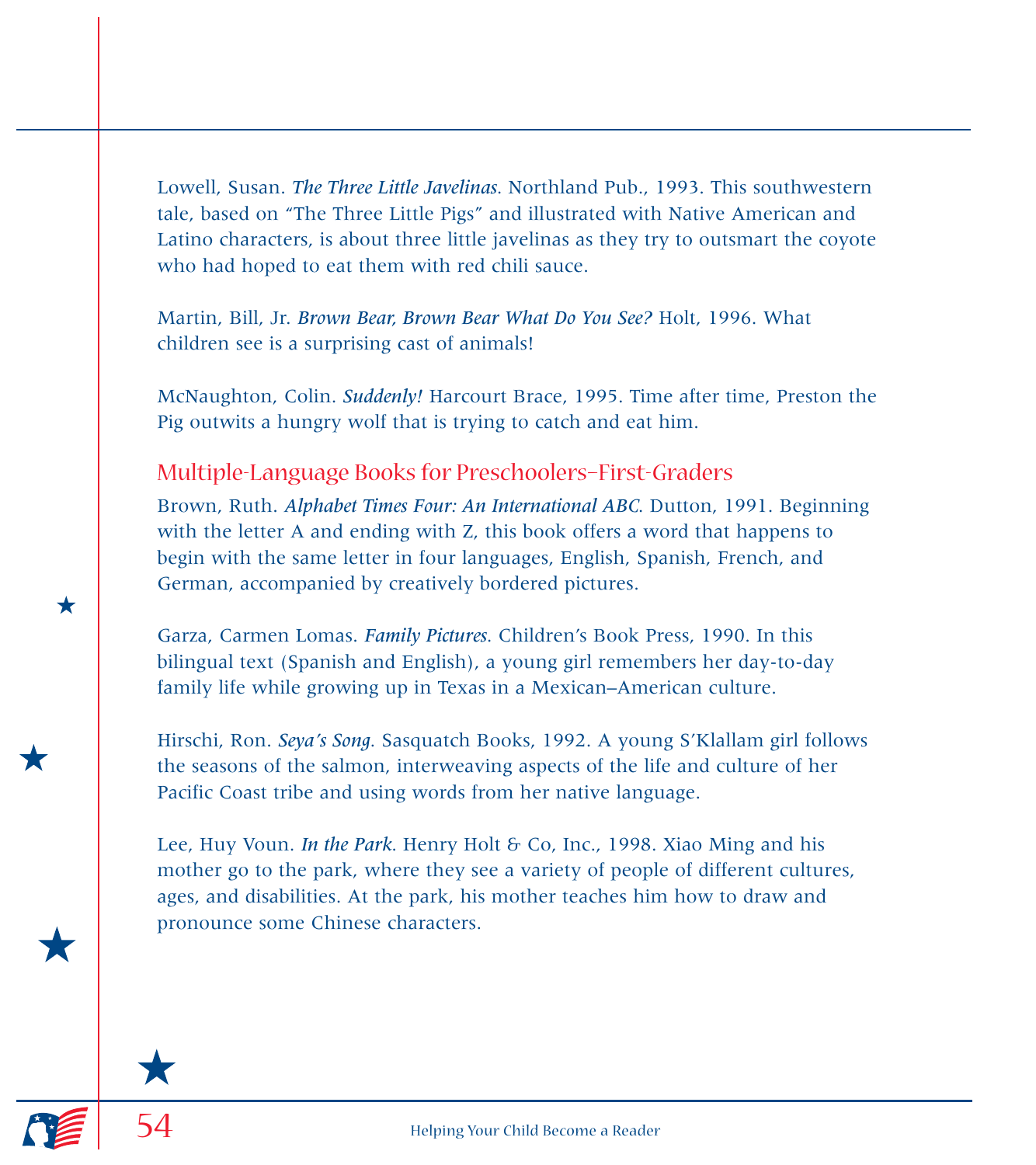Lowell, Susan. ***The Three Little Javelinas.*** Northland Pub., 1993. This southwestern tale, based on "The Three Little Pigs" and illustrated with Native American and Latino characters, is about three little javelinas as they try to outsmart the coyote who had hoped to eat them with red chili sauce.

Martin, Bill, Jr. ***Brown Bear, Brown Bear What Do You See?*** Holt, 1996. What children see is a surprising cast of animals!

McNaughton, Colin. ***Suddenly!*** Harcourt Brace, 1995. Time after time, Preston the Pig outwits a hungry wolf that is trying to catch and eat him.

## Multiple-Language Books for Preschoolers–First-Graders

Brown, Ruth. ***Alphabet Times Four: An International ABC.*** Dutton, 1991. Beginning with the letter A and ending with Z, this book offers a word that happens to begin with the same letter in four languages, English, Spanish, French, and German, accompanied by creatively bordered pictures.

Garza, Carmen Lomas. ***Family Pictures.*** Children's Book Press, 1990. In this bilingual text (Spanish and English), a young girl remembers her day-to-day family life while growing up in Texas in a Mexican–American culture.

Hirschi, Ron. ***Seya's Song.*** Sasquatch Books, 1992. A young S'Klallam girl follows the seasons of the salmon, interweaving aspects of the life and culture of her Pacific Coast tribe and using words from her native language.

Lee, Huy Voun. ***In the Park.*** Henry Holt & Co, Inc., 1998. Xiao Ming and his mother go to the park, where they see a variety of people of different cultures, ages, and disabilities. At the park, his mother teaches him how to draw and pronounce some Chinese characters.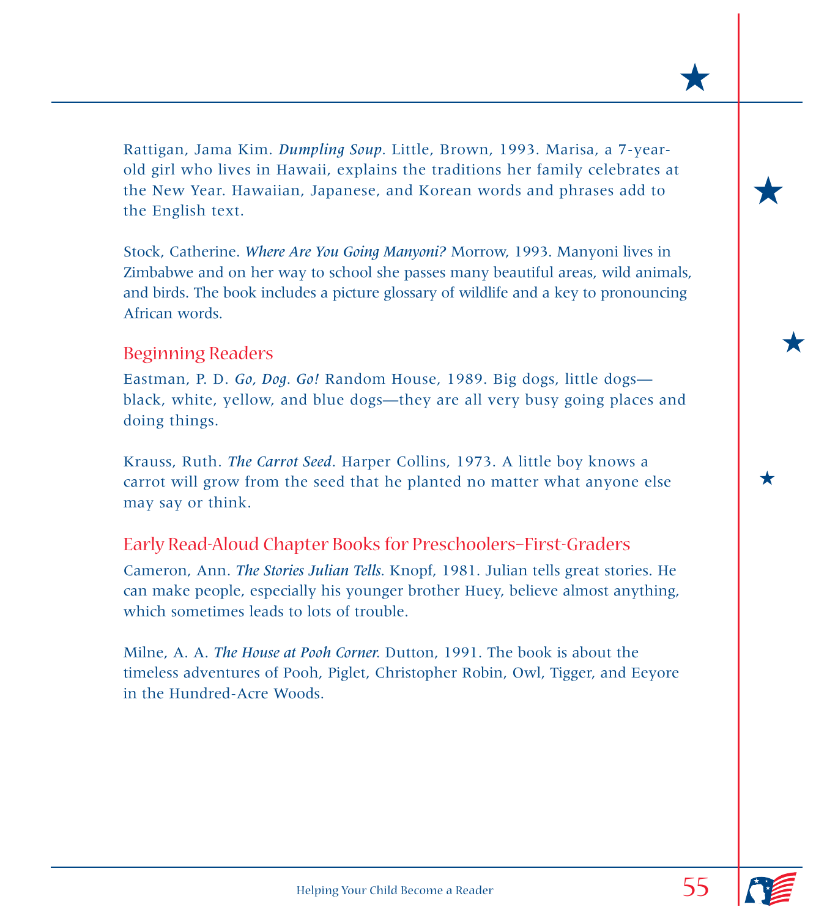Rattigan, Jama Kim. ***Dumpling Soup***. Little, Brown, 1993. Marisa, a 7-year-old girl who lives in Hawaii, explains the traditions her family celebrates at the New Year. Hawaiian, Japanese, and Korean words and phrases add to the English text.

Stock, Catherine. ***Where Are You Going Manyoni?*** Morrow, 1993. Manyoni lives in Zimbabwe and on her way to school she passes many beautiful areas, wild animals, and birds. The book includes a picture glossary of wildlife and a key to pronouncing African words.

## Beginning Readers

Eastman, P. D. ***Go, Dog. Go!*** Random House, 1989. Big dogs, little dogs—black, white, yellow, and blue dogs—they are all very busy going places and doing things.

Krauss, Ruth. ***The Carrot Seed***. Harper Collins, 1973. A little boy knows a carrot will grow from the seed that he planted no matter what anyone else may say or think.

## Early Read-Aloud Chapter Books for Preschoolers–First-Graders

Cameron, Ann. ***The Stories Julian Tells***. Knopf, 1981. Julian tells great stories. He can make people, especially his younger brother Huey, believe almost anything, which sometimes leads to lots of trouble.

Milne, A. A. ***The House at Pooh Corner***. Dutton, 1991. The book is about the timeless adventures of Pooh, Piglet, Christopher Robin, Owl, Tigger, and Eeyore in the Hundred-Acre Woods.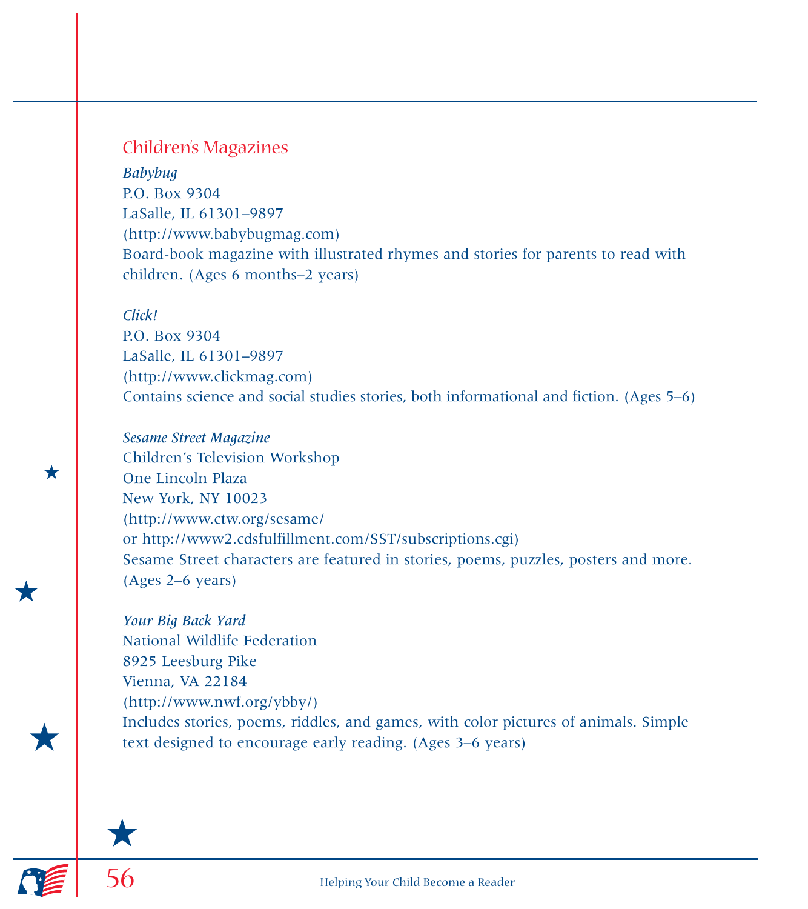## Children's Magazines

*Babybug*
P.O. Box 9304
LaSalle, IL 61301–9897
(http://www.babybugmag.com)
Board-book magazine with illustrated rhymes and stories for parents to read with children. (Ages 6 months–2 years)

*Click!*
P.O. Box 9304
LaSalle, IL 61301–9897
(http://www.clickmag.com)
Contains science and social studies stories, both informational and fiction. (Ages 5–6)

*Sesame Street Magazine*
Children's Television Workshop
One Lincoln Plaza
New York, NY 10023
(http://www.ctw.org/sesame/
or http://www2.cdsfulfillment.com/SST/subscriptions.cgi)
Sesame Street characters are featured in stories, poems, puzzles, posters and more. (Ages 2–6 years)

*Your Big Back Yard*
National Wildlife Federation
8925 Leesburg Pike
Vienna, VA 22184
(http://www.nwf.org/ybby/)
Includes stories, poems, riddles, and games, with color pictures of animals. Simple text designed to encourage early reading. (Ages 3–6 years)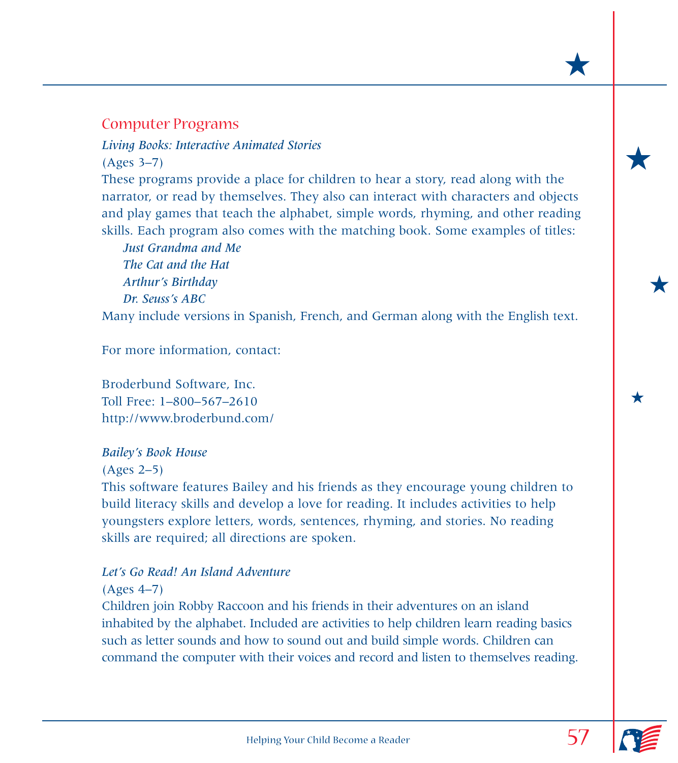## Computer Programs

*Living Books: Interactive Animated Stories*
(Ages 3–7)
These programs provide a place for children to hear a story, read along with the narrator, or read by themselves. They also can interact with characters and objects and play games that teach the alphabet, simple words, rhyming, and other reading skills. Each program also comes with the matching book. Some examples of titles:

*Just Grandma and Me*
*The Cat and the Hat*
*Arthur's Birthday*
*Dr. Seuss's ABC*

Many include versions in Spanish, French, and German along with the English text.

For more information, contact:

Broderbund Software, Inc.
Toll Free: 1–800–567–2610
http://www.broderbund.com/

*Bailey's Book House*
(Ages 2–5)
This software features Bailey and his friends as they encourage young children to build literacy skills and develop a love for reading. It includes activities to help youngsters explore letters, words, sentences, rhyming, and stories. No reading skills are required; all directions are spoken.

*Let's Go Read! An Island Adventure*
(Ages 4–7)
Children join Robby Raccoon and his friends in their adventures on an island inhabited by the alphabet. Included are activities to help children learn reading basics such as letter sounds and how to sound out and build simple words. Children can command the computer with their voices and record and listen to themselves reading.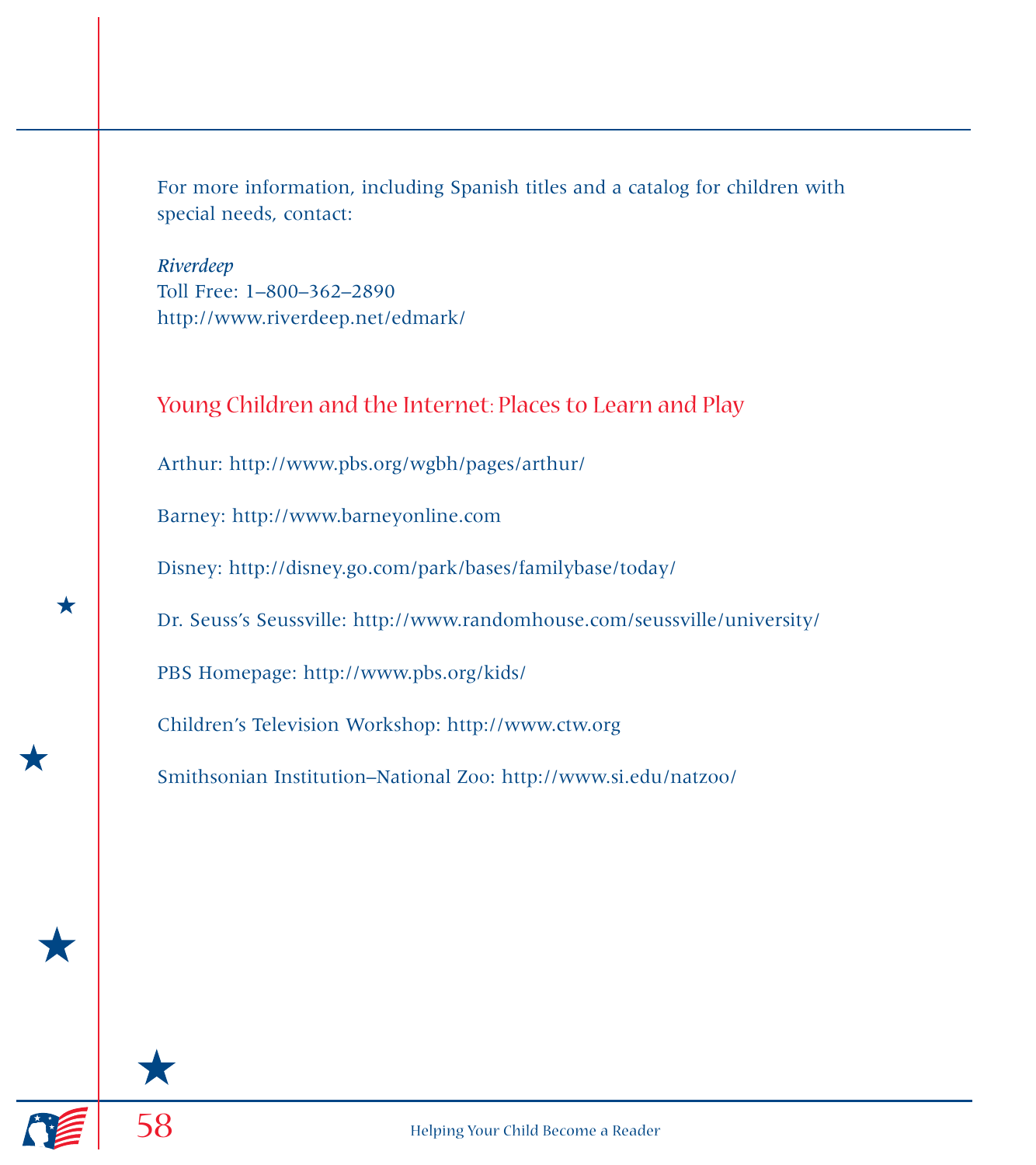For more information, including Spanish titles and a catalog for children with special needs, contact:

*Riverdeep*
Toll Free: 1–800–362–2890
http://www.riverdeep.net/edmark/

## Young Children and the Internet: Places to Learn and Play

Arthur: http://www.pbs.org/wgbh/pages/arthur/

Barney: http://www.barneyonline.com

Disney: http://disney.go.com/park/bases/familybase/today/

Dr. Seuss's Seussville: http://www.randomhouse.com/seussville/university/

PBS Homepage: http://www.pbs.org/kids/

Children's Television Workshop: http://www.ctw.org

Smithsonian Institution–National Zoo: http://www.si.edu/natzoo/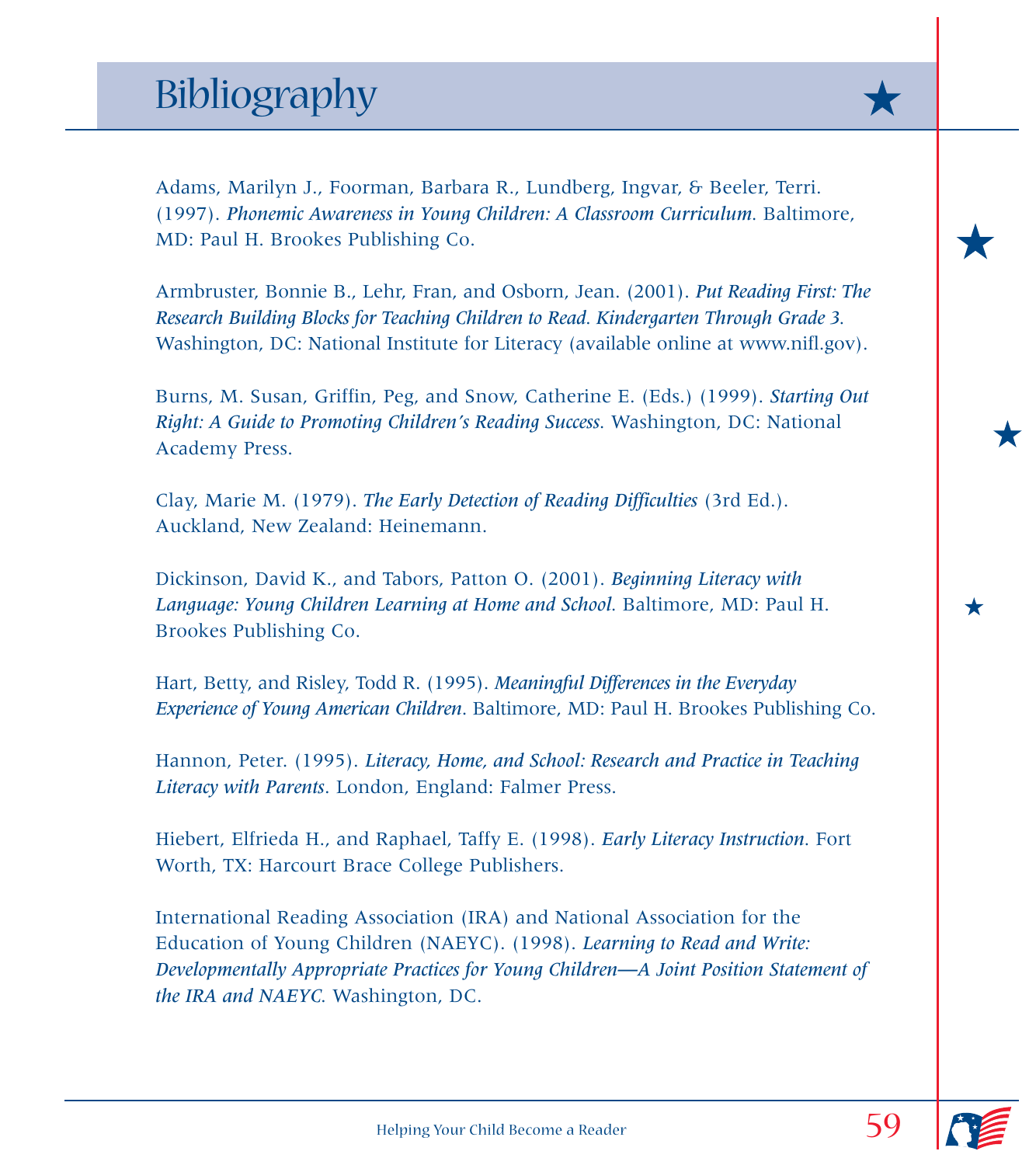# Bibliography

Adams, Marilyn J., Foorman, Barbara R., Lundberg, Ingvar, & Beeler, Terri. (1997). *Phonemic Awareness in Young Children: A Classroom Curriculum*. Baltimore, MD: Paul H. Brookes Publishing Co.

Armbruster, Bonnie B., Lehr, Fran, and Osborn, Jean. (2001). *Put Reading First: The Research Building Blocks for Teaching Children to Read. Kindergarten Through Grade 3*. Washington, DC: National Institute for Literacy (available online at www.nifl.gov).

Burns, M. Susan, Griffin, Peg, and Snow, Catherine E. (Eds.) (1999). *Starting Out Right: A Guide to Promoting Children's Reading Success*. Washington, DC: National Academy Press.

Clay, Marie M. (1979). *The Early Detection of Reading Difficulties* (3rd Ed.). Auckland, New Zealand: Heinemann.

Dickinson, David K., and Tabors, Patton O. (2001). *Beginning Literacy with Language: Young Children Learning at Home and School*. Baltimore, MD: Paul H. Brookes Publishing Co.

Hart, Betty, and Risley, Todd R. (1995). *Meaningful Differences in the Everyday Experience of Young American Children*. Baltimore, MD: Paul H. Brookes Publishing Co.

Hannon, Peter. (1995). *Literacy, Home, and School: Research and Practice in Teaching Literacy with Parents*. London, England: Falmer Press.

Hiebert, Elfrieda H., and Raphael, Taffy E. (1998). *Early Literacy Instruction*. Fort Worth, TX: Harcourt Brace College Publishers.

International Reading Association (IRA) and National Association for the Education of Young Children (NAEYC). (1998). *Learning to Read and Write: Developmentally Appropriate Practices for Young Children—A Joint Position Statement of the IRA and NAEYC*. Washington, DC.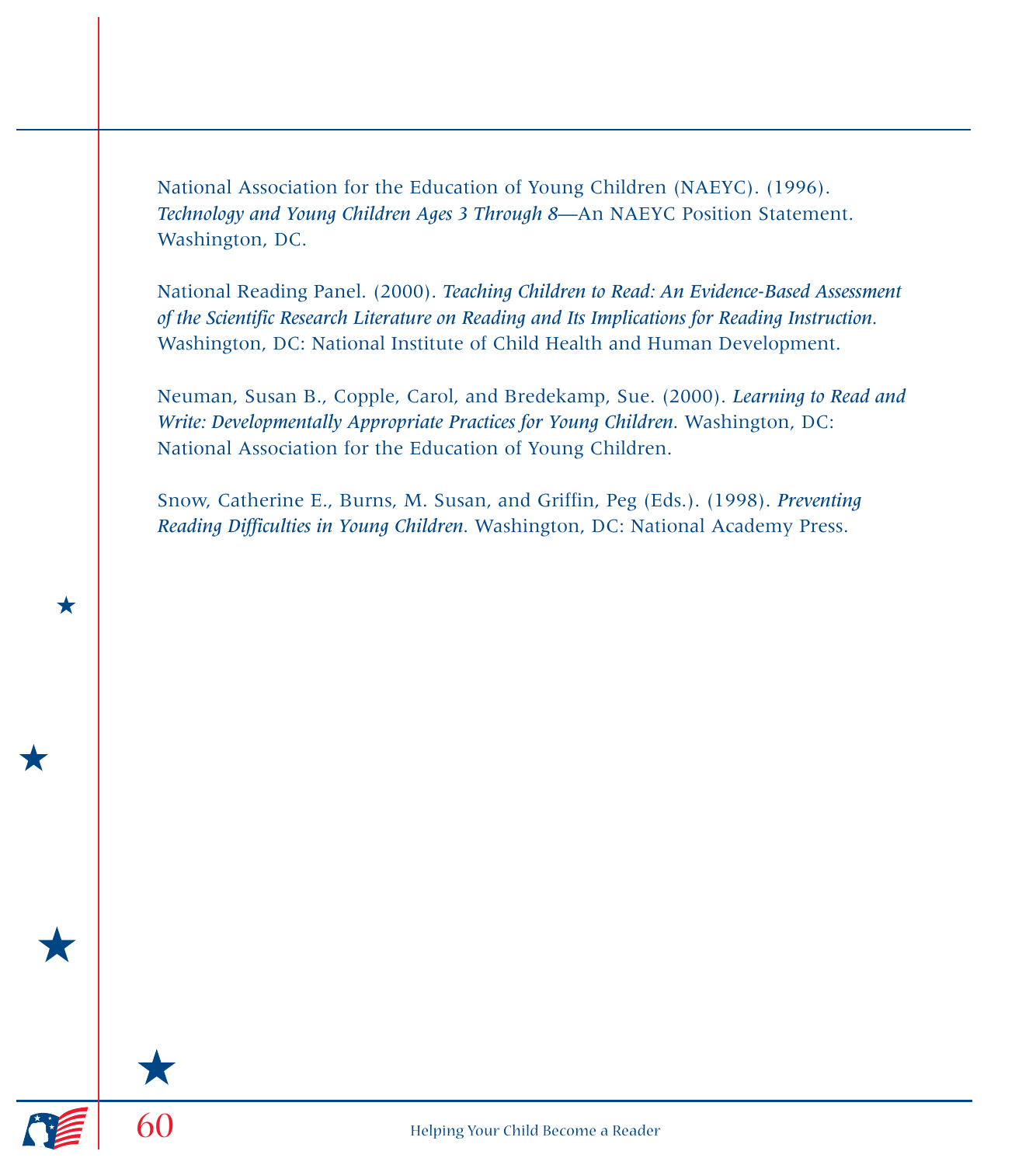National Association for the Education of Young Children (NAEYC). (1996). *Technology and Young Children Ages 3 Through 8*—An NAEYC Position Statement. Washington, DC.

National Reading Panel. (2000). *Teaching Children to Read: An Evidence-Based Assessment of the Scientific Research Literature on Reading and Its Implications for Reading Instruction*. Washington, DC: National Institute of Child Health and Human Development.

Neuman, Susan B., Copple, Carol, and Bredekamp, Sue. (2000). *Learning to Read and Write: Developmentally Appropriate Practices for Young Children*. Washington, DC: National Association for the Education of Young Children.

Snow, Catherine E., Burns, M. Susan, and Griffin, Peg (Eds.). (1998). *Preventing Reading Difficulties in Young Children*. Washington, DC: National Academy Press.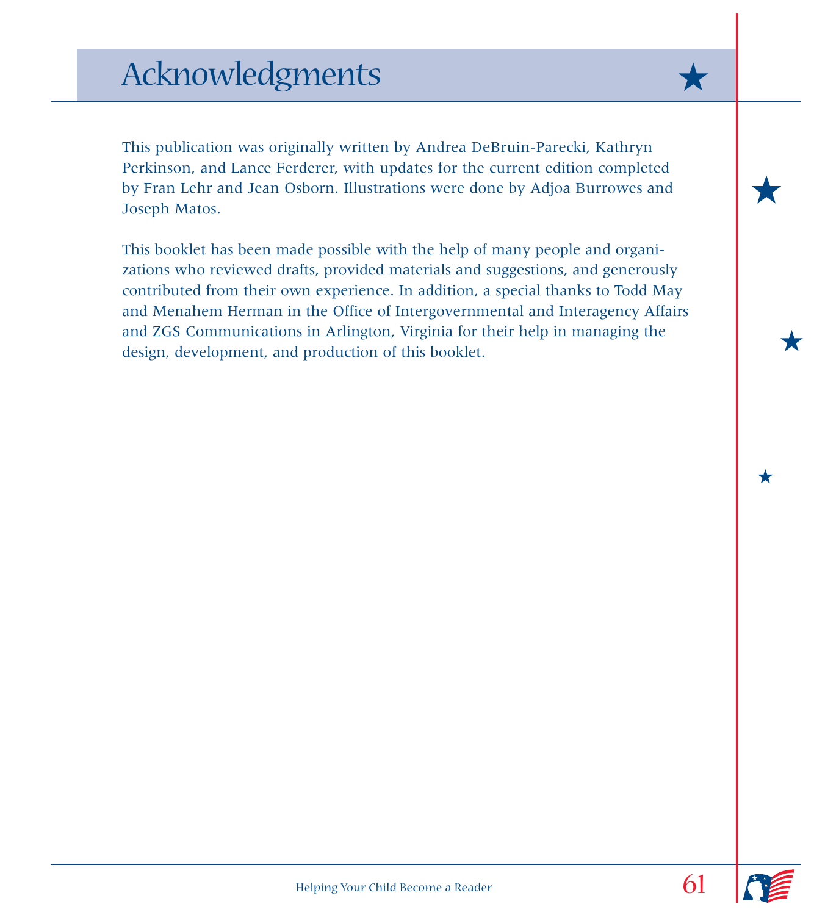# Acknowledgments

This publication was originally written by Andrea DeBruin-Parecki, Kathryn Perkinson, and Lance Ferderer, with updates for the current edition completed by Fran Lehr and Jean Osborn. Illustrations were done by Adjoa Burrowes and Joseph Matos.

This booklet has been made possible with the help of many people and organizations who reviewed drafts, provided materials and suggestions, and generously contributed from their own experience. In addition, a special thanks to Todd May and Menahem Herman in the Office of Intergovernmental and Interagency Affairs and ZGS Communications in Arlington, Virginia for their help in managing the design, development, and production of this booklet.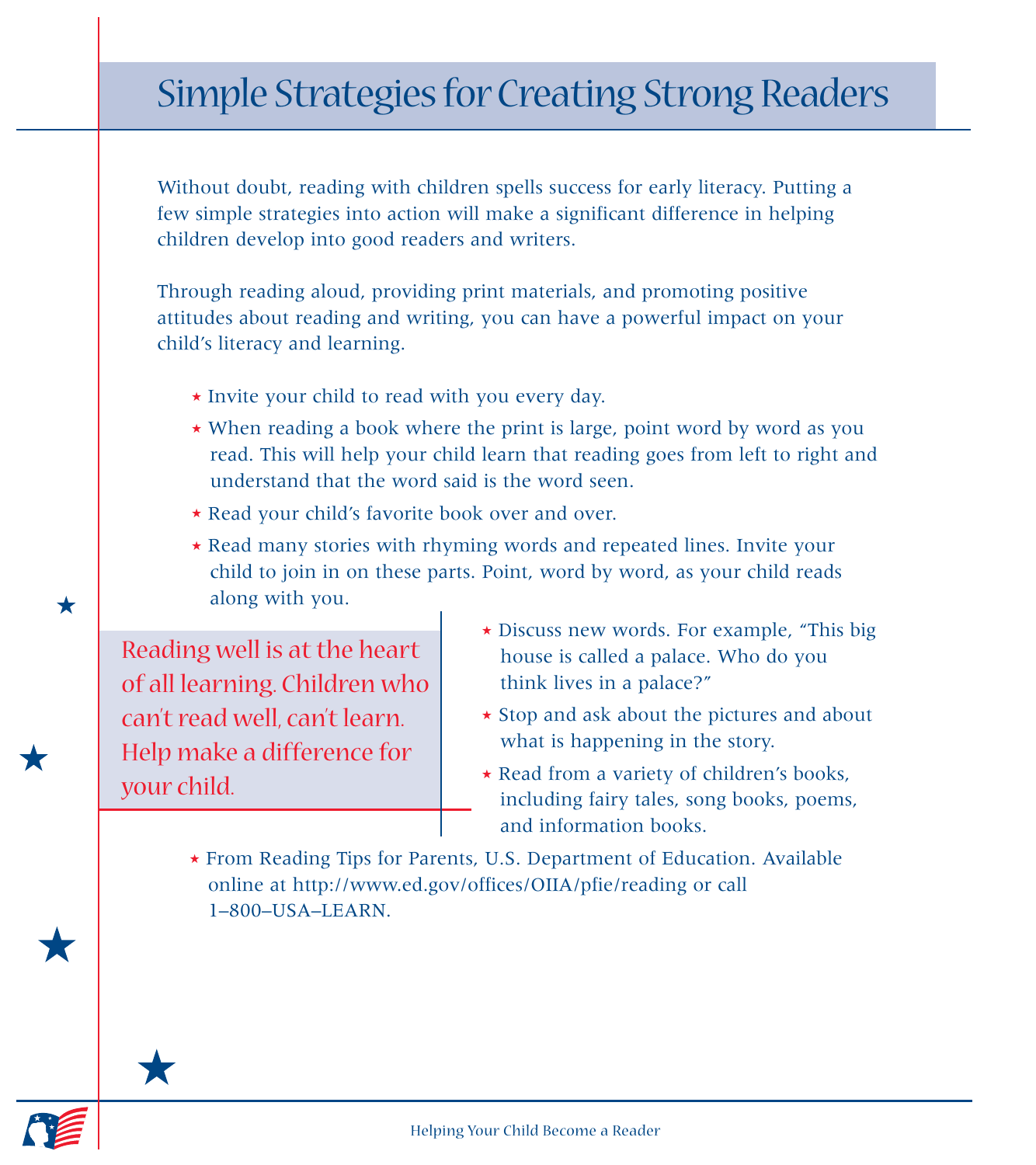# Simple Strategies for Creating Strong Readers

Without doubt, reading with children spells success for early literacy. Putting a few simple strategies into action will make a significant difference in helping children develop into good readers and writers.

Through reading aloud, providing print materials, and promoting positive attitudes about reading and writing, you can have a powerful impact on your child's literacy and learning.

- Invite your child to read with you every day.
- When reading a book where the print is large, point word by word as you read. This will help your child learn that reading goes from left to right and understand that the word said is the word seen.
- Read your child's favorite book over and over.
- Read many stories with rhyming words and repeated lines. Invite your child to join in on these parts. Point, word by word, as your child reads along with you.
- Discuss new words. For example, "This big house is called a palace. Who do you think lives in a palace?"
- Stop and ask about the pictures and about what is happening in the story.
- Read from a variety of children's books, including fairy tales, song books, poems, and information books.

Reading well is at the heart of all learning. Children who can't read well, can't learn. Help make a difference for your child.

- From Reading Tips for Parents, U.S. Department of Education. Available online at http://www.ed.gov/offices/OIIA/pfie/reading or call 1–800–USA–LEARN.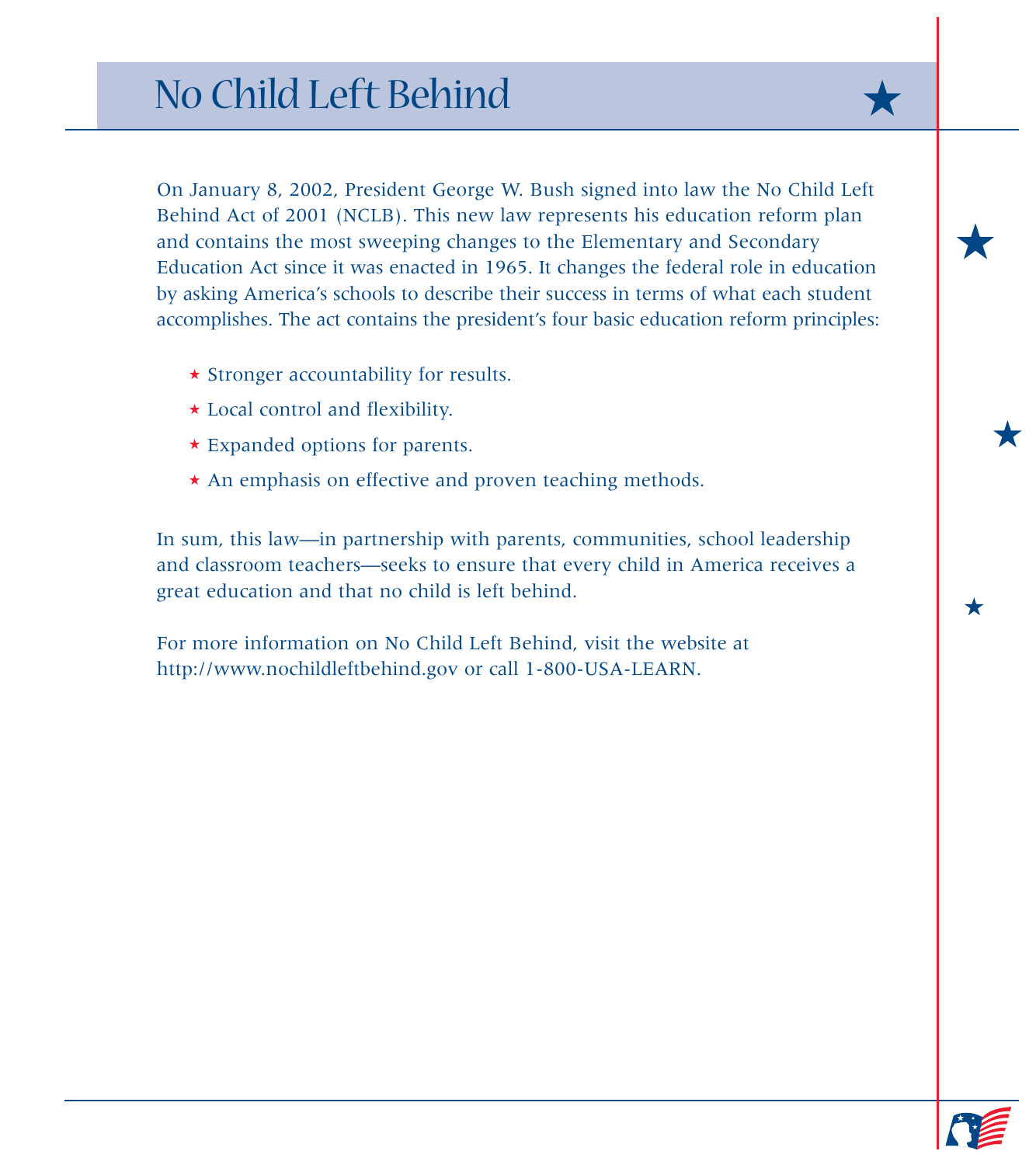# No Child Left Behind

On January 8, 2002, President George W. Bush signed into law the No Child Left Behind Act of 2001 (NCLB). This new law represents his education reform plan and contains the most sweeping changes to the Elementary and Secondary Education Act since it was enacted in 1965. It changes the federal role in education by asking America's schools to describe their success in terms of what each student accomplishes. The act contains the president's four basic education reform principles:

- Stronger accountability for results.
- Local control and flexibility.
- Expanded options for parents.
- An emphasis on effective and proven teaching methods.

In sum, this law—in partnership with parents, communities, school leadership and classroom teachers—seeks to ensure that every child in America receives a great education and that no child is left behind.

For more information on No Child Left Behind, visit the website at http://www.nochildleftbehind.gov or call 1-800-USA-LEARN.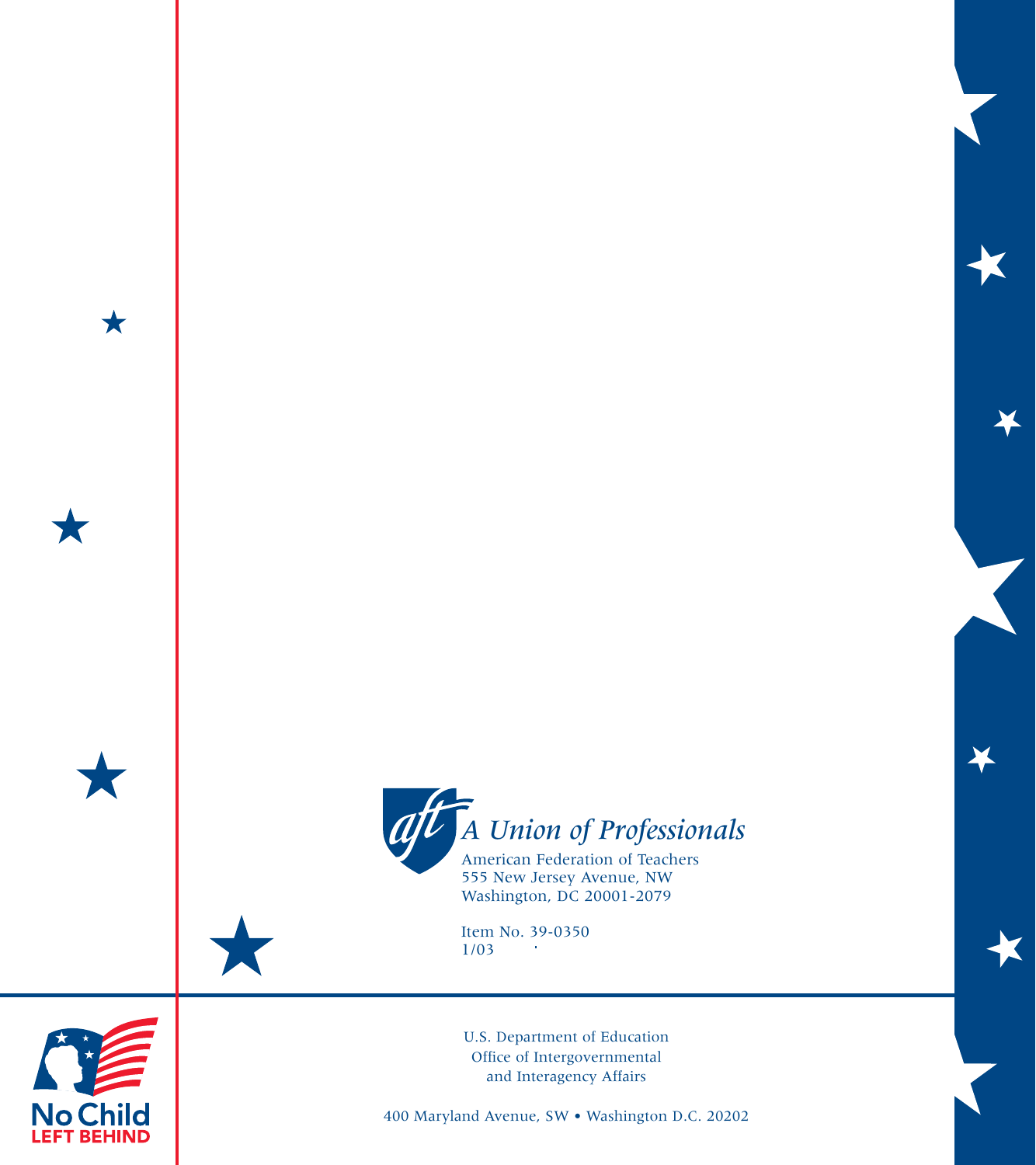*A Union of Professionals*

American Federation of Teachers
555 New Jersey Avenue, NW
Washington, DC 20001-2079

Item No. 39-0350
1/03

No Child
LEFT BEHIND

U.S. Department of Education
Office of Intergovernmental
and Interagency Affairs

400 Maryland Avenue, SW • Washington D.C. 20202